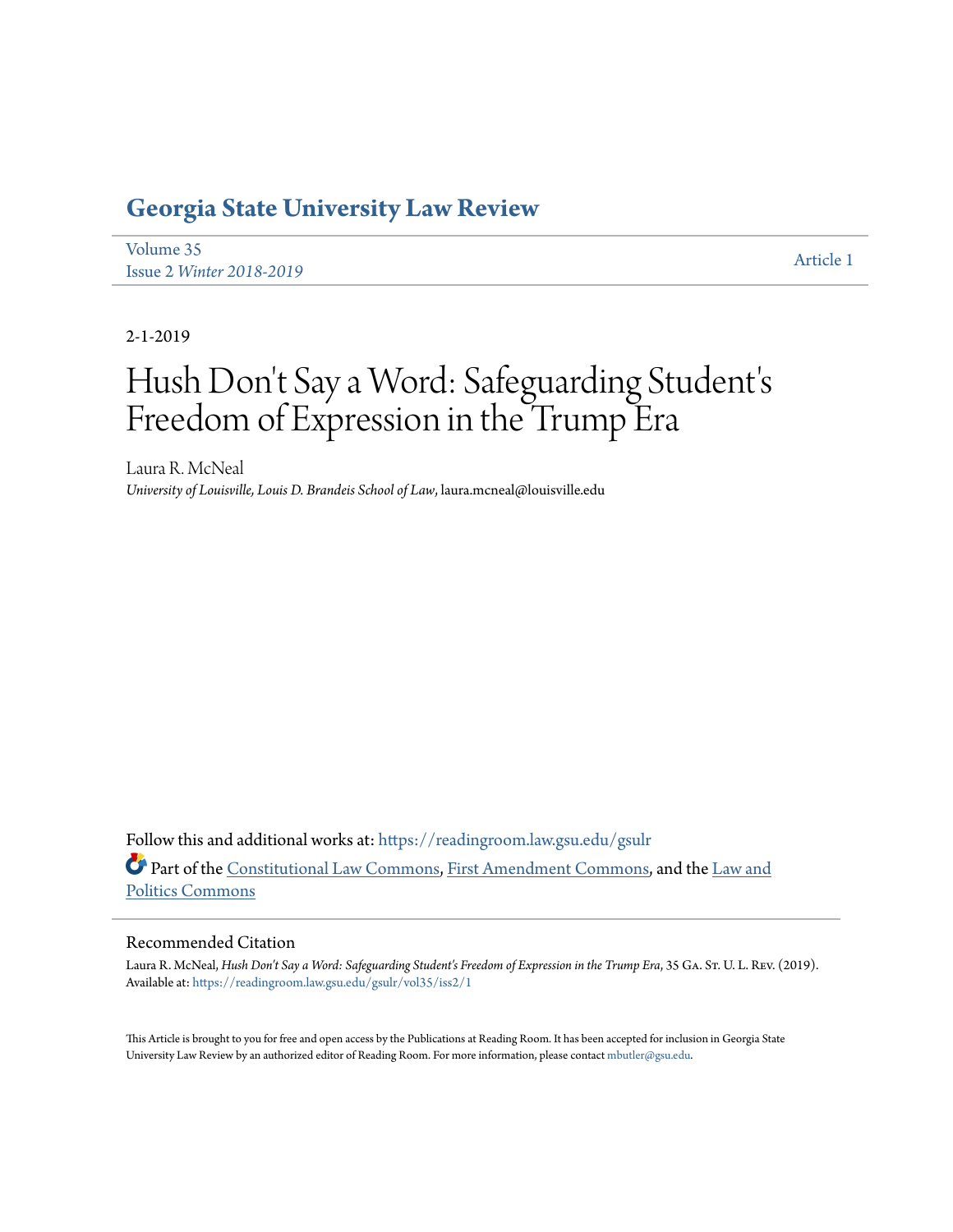# Georgia State University Law Review

Volume 35
Issue 2 *Winter 2018-2019*

Article 1

2-1-2019

# Hush Don't Say a Word: Safeguarding Student's Freedom of Expression in the Trump Era

Laura R. McNeal
*University of Louisville, Louis D. Brandeis School of Law*, laura.mcneal@louisville.edu

Follow this and additional works at: https://readingroom.law.gsu.edu/gsulr

Part of the Constitutional Law Commons, First Amendment Commons, and the Law and Politics Commons

## Recommended Citation

Laura R. McNeal, *Hush Don't Say a Word: Safeguarding Student's Freedom of Expression in the Trump Era*, 35 Ga. St. U. L. Rev. (2019).
Available at: https://readingroom.law.gsu.edu/gsulr/vol35/iss2/1

This Article is brought to you for free and open access by the Publications at Reading Room. It has been accepted for inclusion in Georgia State University Law Review by an authorized editor of Reading Room. For more information, please contact mbutler@gsu.edu.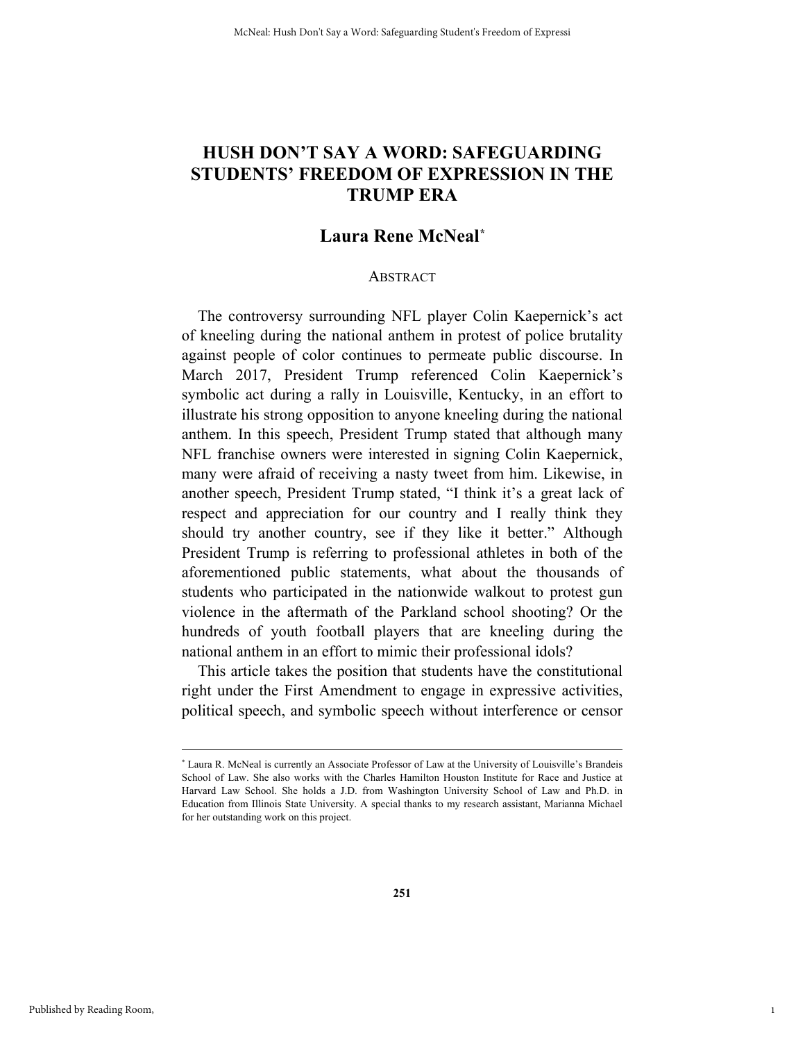# HUSH DON'T SAY A WORD: SAFEGUARDING STUDENTS' FREEDOM OF EXPRESSION IN THE TRUMP ERA

## Laura Rene McNeal[*]

### ABSTRACT

The controversy surrounding NFL player Colin Kaepernick's act of kneeling during the national anthem in protest of police brutality against people of color continues to permeate public discourse. In March 2017, President Trump referenced Colin Kaepernick's symbolic act during a rally in Louisville, Kentucky, in an effort to illustrate his strong opposition to anyone kneeling during the national anthem. In this speech, President Trump stated that although many NFL franchise owners were interested in signing Colin Kaepernick, many were afraid of receiving a nasty tweet from him. Likewise, in another speech, President Trump stated, "I think it's a great lack of respect and appreciation for our country and I really think they should try another country, see if they like it better." Although President Trump is referring to professional athletes in both of the aforementioned public statements, what about the thousands of students who participated in the nationwide walkout to protest gun violence in the aftermath of the Parkland school shooting? Or the hundreds of youth football players that are kneeling during the national anthem in an effort to mimic their professional idols?

This article takes the position that students have the constitutional right under the First Amendment to engage in expressive activities, political speech, and symbolic speech without interference or censor

---

[*] Laura R. McNeal is currently an Associate Professor of Law at the University of Louisville's Brandeis School of Law. She also works with the Charles Hamilton Houston Institute for Race and Justice at Harvard Law School. She holds a J.D. from Washington University School of Law and Ph.D. in Education from Illinois State University. A special thanks to my research assistant, Marianna Michael for her outstanding work on this project.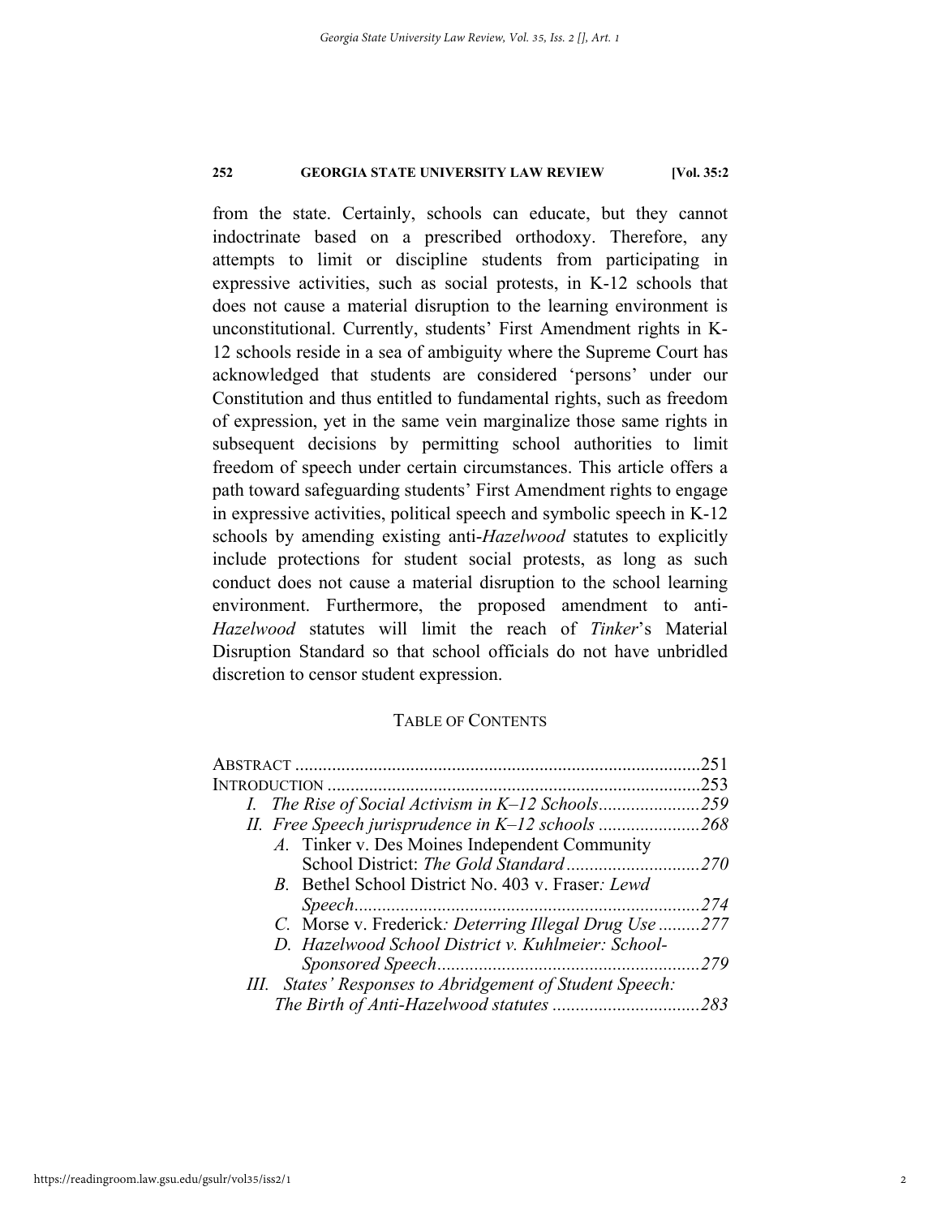from the state. Certainly, schools can educate, but they cannot indoctrinate based on a prescribed orthodoxy. Therefore, any attempts to limit or discipline students from participating in expressive activities, such as social protests, in K-12 schools that does not cause a material disruption to the learning environment is unconstitutional. Currently, students' First Amendment rights in K-12 schools reside in a sea of ambiguity where the Supreme Court has acknowledged that students are considered 'persons' under our Constitution and thus entitled to fundamental rights, such as freedom of expression, yet in the same vein marginalize those same rights in subsequent decisions by permitting school authorities to limit freedom of speech under certain circumstances. This article offers a path toward safeguarding students' First Amendment rights to engage in expressive activities, political speech and symbolic speech in K-12 schools by amending existing anti-*Hazelwood* statutes to explicitly include protections for student social protests, as long as such conduct does not cause a material disruption to the school learning environment. Furthermore, the proposed amendment to anti-*Hazelwood* statutes will limit the reach of *Tinker*'s Material Disruption Standard so that school officials do not have unbridled discretion to censor student expression.

## TABLE OF CONTENTS

ABSTRACT .......................................................................................251

INTRODUCTION ................................................................................253

*I. The Rise of Social Activism in K–12 Schools......................259*

*II. Free Speech jurisprudence in K–12 schools ......................268*

*A.* Tinker v. Des Moines Independent Community School District: *The Gold Standard............................270*

*B.* Bethel School District No. 403 v. Fraser*: Lewd Speech..........................................................................274*

*C.* Morse v. Frederick*: Deterring Illegal Drug Use .........277*

*D. Hazelwood School District v. Kuhlmeier: School-Sponsored Speech.........................................................279*

*III. States' Responses to Abridgement of Student Speech: The Birth of Anti-Hazelwood statutes ................................283*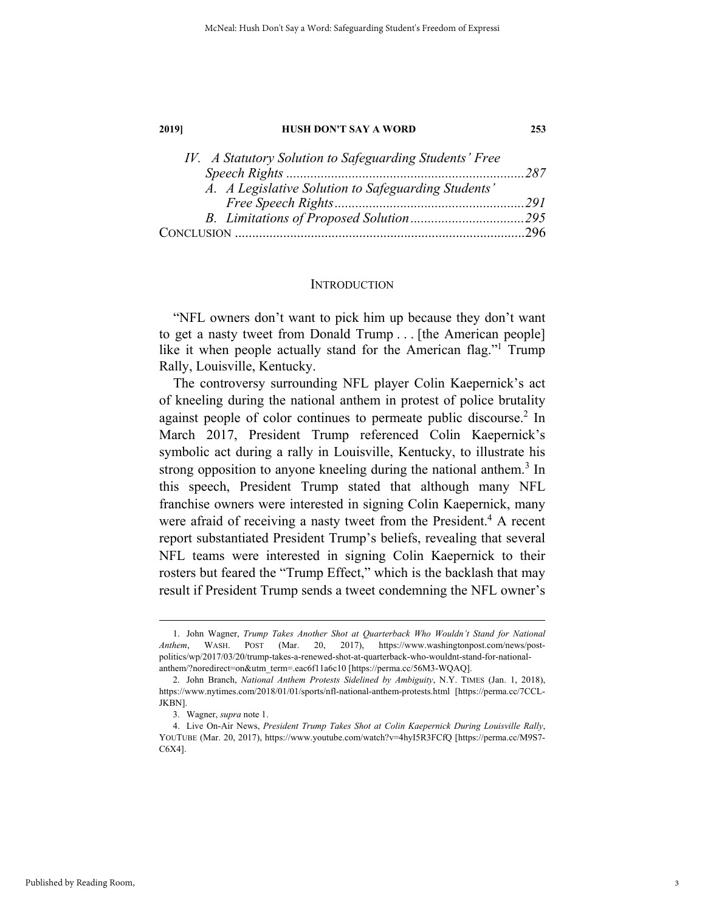*IV. A Statutory Solution to Safeguarding Students' Free Speech Rights* .................................................................287
*A. A Legislative Solution to Safeguarding Students' Free Speech Rights*.......................................................291
*B. Limitations of Proposed Solution*.................................295
CONCLUSION ...................................................................................296

## INTRODUCTION

"NFL owners don't want to pick him up because they don't want to get a nasty tweet from Donald Trump . . . [the American people] like it when people actually stand for the American flag."[1] Trump Rally, Louisville, Kentucky.

The controversy surrounding NFL player Colin Kaepernick's act of kneeling during the national anthem in protest of police brutality against people of color continues to permeate public discourse.[2] In March 2017, President Trump referenced Colin Kaepernick's symbolic act during a rally in Louisville, Kentucky, to illustrate his strong opposition to anyone kneeling during the national anthem.[3] In this speech, President Trump stated that although many NFL franchise owners were interested in signing Colin Kaepernick, many were afraid of receiving a nasty tweet from the President.[4] A recent report substantiated President Trump's beliefs, revealing that several NFL teams were interested in signing Colin Kaepernick to their rosters but feared the "Trump Effect," which is the backlash that may result if President Trump sends a tweet condemning the NFL owner's

---

1. John Wagner, *Trump Takes Another Shot at Quarterback Who Wouldn't Stand for National Anthem*, WASH. POST (Mar. 20, 2017), https://www.washingtonpost.com/news/post-politics/wp/2017/03/20/trump-takes-a-renewed-shot-at-quarterback-who-wouldnt-stand-for-national-anthem/?noredirect=on&utm_term=.eac6f11a6c10 [https://perma.cc/56M3-WQAQ].

2. John Branch, *National Anthem Protests Sidelined by Ambiguity*, N.Y. TIMES (Jan. 1, 2018), https://www.nytimes.com/2018/01/01/sports/nfl-national-anthem-protests.html [https://perma.cc/7CCL-JKBN].

3. Wagner, *supra* note 1.

4. Live On-Air News, *President Trump Takes Shot at Colin Kaepernick During Louisville Rally*, YOUTUBE (Mar. 20, 2017), https://www.youtube.com/watch?v=4hyI5R3FCfQ [https://perma.cc/M9S7-C6X4].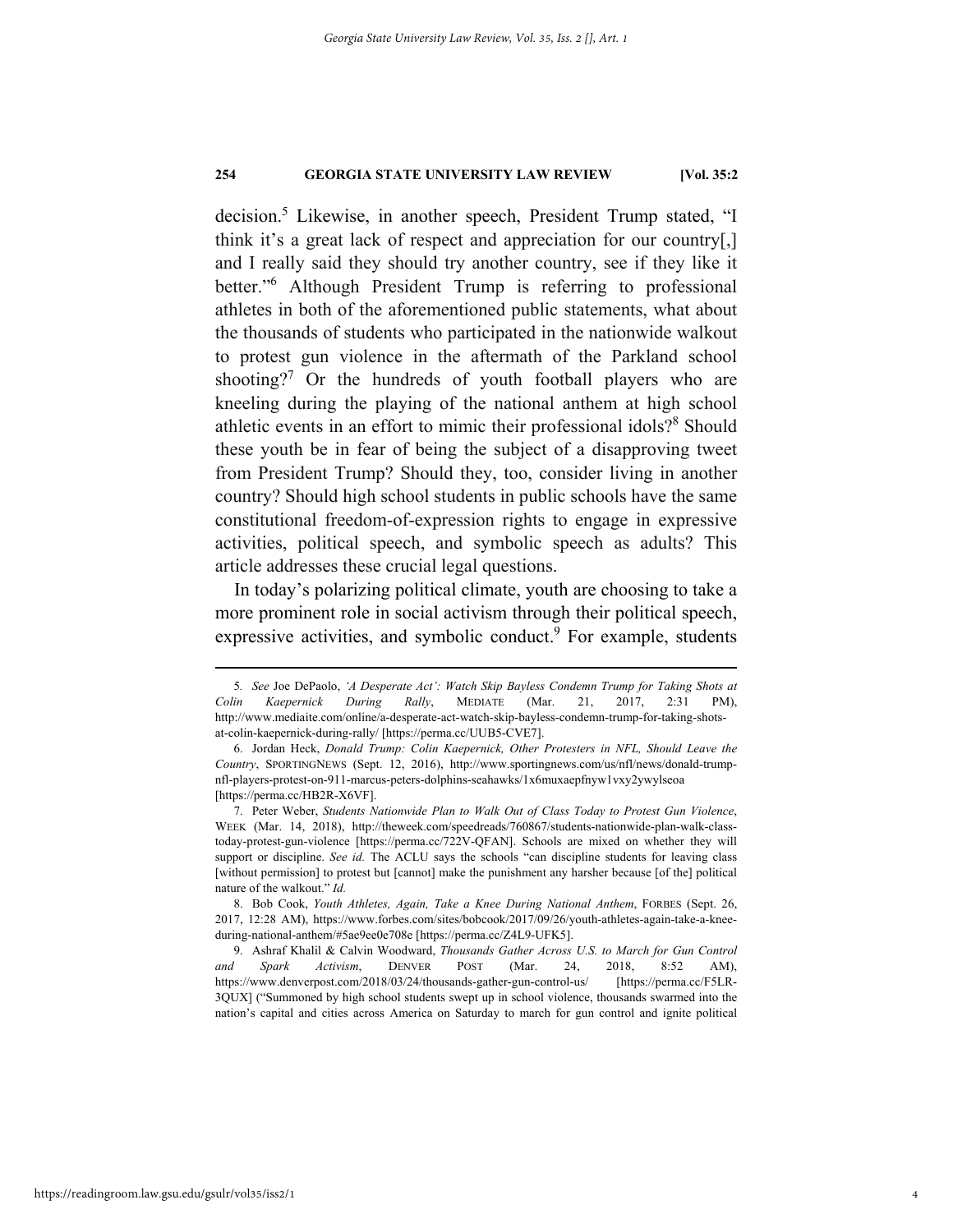decision.[5] Likewise, in another speech, President Trump stated, "I think it's a great lack of respect and appreciation for our country[,] and I really said they should try another country, see if they like it better."[6] Although President Trump is referring to professional athletes in both of the aforementioned public statements, what about the thousands of students who participated in the nationwide walkout to protest gun violence in the aftermath of the Parkland school shooting?[7] Or the hundreds of youth football players who are kneeling during the playing of the national anthem at high school athletic events in an effort to mimic their professional idols?[8] Should these youth be in fear of being the subject of a disapproving tweet from President Trump? Should they, too, consider living in another country? Should high school students in public schools have the same constitutional freedom-of-expression rights to engage in expressive activities, political speech, and symbolic speech as adults? This article addresses these crucial legal questions.

In today's polarizing political climate, youth are choosing to take a more prominent role in social activism through their political speech, expressive activities, and symbolic conduct.[9] For example, students

---

5. *See* Joe DePaolo, *'A Desperate Act': Watch Skip Bayless Condemn Trump for Taking Shots at Colin Kaepernick During Rally*, MEDIATE (Mar. 21, 2017, 2:31 PM), http://www.mediaite.com/online/a-desperate-act-watch-skip-bayless-condemn-trump-for-taking-shots-at-colin-kaepernick-during-rally/ [https://perma.cc/UUB5-CVE7].

6. Jordan Heck, *Donald Trump: Colin Kaepernick, Other Protesters in NFL, Should Leave the Country*, SPORTINGNEWS (Sept. 12, 2016), http://www.sportingnews.com/us/nfl/news/donald-trump-nfl-players-protest-on-911-marcus-peters-dolphins-seahawks/1x6muxaepfnyw1vxy2ywylseoa [https://perma.cc/HB2R-X6VF].

7. Peter Weber, *Students Nationwide Plan to Walk Out of Class Today to Protest Gun Violence*, WEEK (Mar. 14, 2018), http://theweek.com/speedreads/760867/students-nationwide-plan-walk-class-today-protest-gun-violence [https://perma.cc/722V-QFAN]. Schools are mixed on whether they will support or discipline. *See id.* The ACLU says the schools "can discipline students for leaving class [without permission] to protest but [cannot] make the punishment any harsher because [of the] political nature of the walkout." *Id.*

8. Bob Cook, *Youth Athletes, Again, Take a Knee During National Anthem*, FORBES (Sept. 26, 2017, 12:28 AM), https://www.forbes.com/sites/bobcook/2017/09/26/youth-athletes-again-take-a-knee-during-national-anthem/#5ae9ee0e708e [https://perma.cc/Z4L9-UFK5].

9. Ashraf Khalil & Calvin Woodward, *Thousands Gather Across U.S. to March for Gun Control and Spark Activism*, DENVER POST (Mar. 24, 2018, 8:52 AM), https://www.denverpost.com/2018/03/24/thousands-gather-gun-control-us/ [https://perma.cc/F5LR-3QUX] ("Summoned by high school students swept up in school violence, thousands swarmed into the nation's capital and cities across America on Saturday to march for gun control and ignite political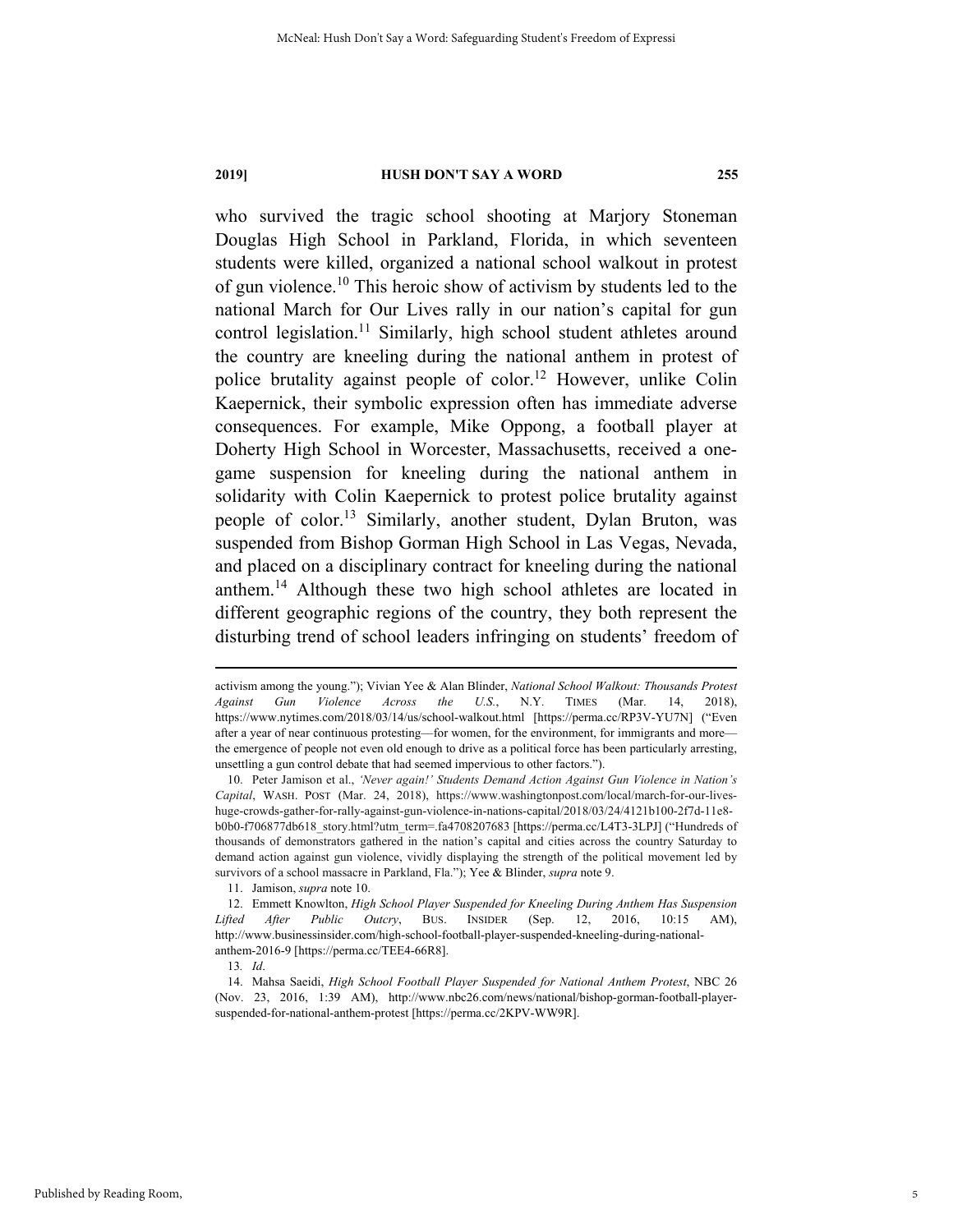who survived the tragic school shooting at Marjory Stoneman Douglas High School in Parkland, Florida, in which seventeen students were killed, organized a national school walkout in protest of gun violence.[10] This heroic show of activism by students led to the national March for Our Lives rally in our nation's capital for gun control legislation.[11] Similarly, high school student athletes around the country are kneeling during the national anthem in protest of police brutality against people of color.[12] However, unlike Colin Kaepernick, their symbolic expression often has immediate adverse consequences. For example, Mike Oppong, a football player at Doherty High School in Worcester, Massachusetts, received a one-game suspension for kneeling during the national anthem in solidarity with Colin Kaepernick to protest police brutality against people of color.[13] Similarly, another student, Dylan Bruton, was suspended from Bishop Gorman High School in Las Vegas, Nevada, and placed on a disciplinary contract for kneeling during the national anthem.[14] Although these two high school athletes are located in different geographic regions of the country, they both represent the disturbing trend of school leaders infringing on students' freedom of

---

activism among the young."); Vivian Yee & Alan Blinder, *National School Walkout: Thousands Protest Against Gun Violence Across the U.S.*, N.Y. TIMES (Mar. 14, 2018), https://www.nytimes.com/2018/03/14/us/school-walkout.html [https://perma.cc/RP3V-YU7N] ("Even after a year of near continuous protesting—for women, for the environment, for immigrants and more—the emergence of people not even old enough to drive as a political force has been particularly arresting, unsettling a gun control debate that had seemed impervious to other factors.").

10. Peter Jamison et al., *'Never again!' Students Demand Action Against Gun Violence in Nation's Capital*, WASH. POST (Mar. 24, 2018), https://www.washingtonpost.com/local/march-for-our-lives-huge-crowds-gather-for-rally-against-gun-violence-in-nations-capital/2018/03/24/4121b100-2f7d-11e8-b0b0-f706877db618_story.html?utm_term=.fa4708207683 [https://perma.cc/L4T3-3LPJ] ("Hundreds of thousands of demonstrators gathered in the nation's capital and cities across the country Saturday to demand action against gun violence, vividly displaying the strength of the political movement led by survivors of a school massacre in Parkland, Fla."); Yee & Blinder, *supra* note 9.

11. Jamison, *supra* note 10.

12. Emmett Knowlton, *High School Player Suspended for Kneeling During Anthem Has Suspension Lifted After Public Outcry*, BUS. INSIDER (Sep. 12, 2016, 10:15 AM), http://www.businessinsider.com/high-school-football-player-suspended-kneeling-during-national-anthem-2016-9 [https://perma.cc/TEE4-66R8].

13. *Id*.

14. Mahsa Saeidi, *High School Football Player Suspended for National Anthem Protest*, NBC 26 (Nov. 23, 2016, 1:39 AM), http://www.nbc26.com/news/national/bishop-gorman-football-player-suspended-for-national-anthem-protest [https://perma.cc/2KPV-WW9R].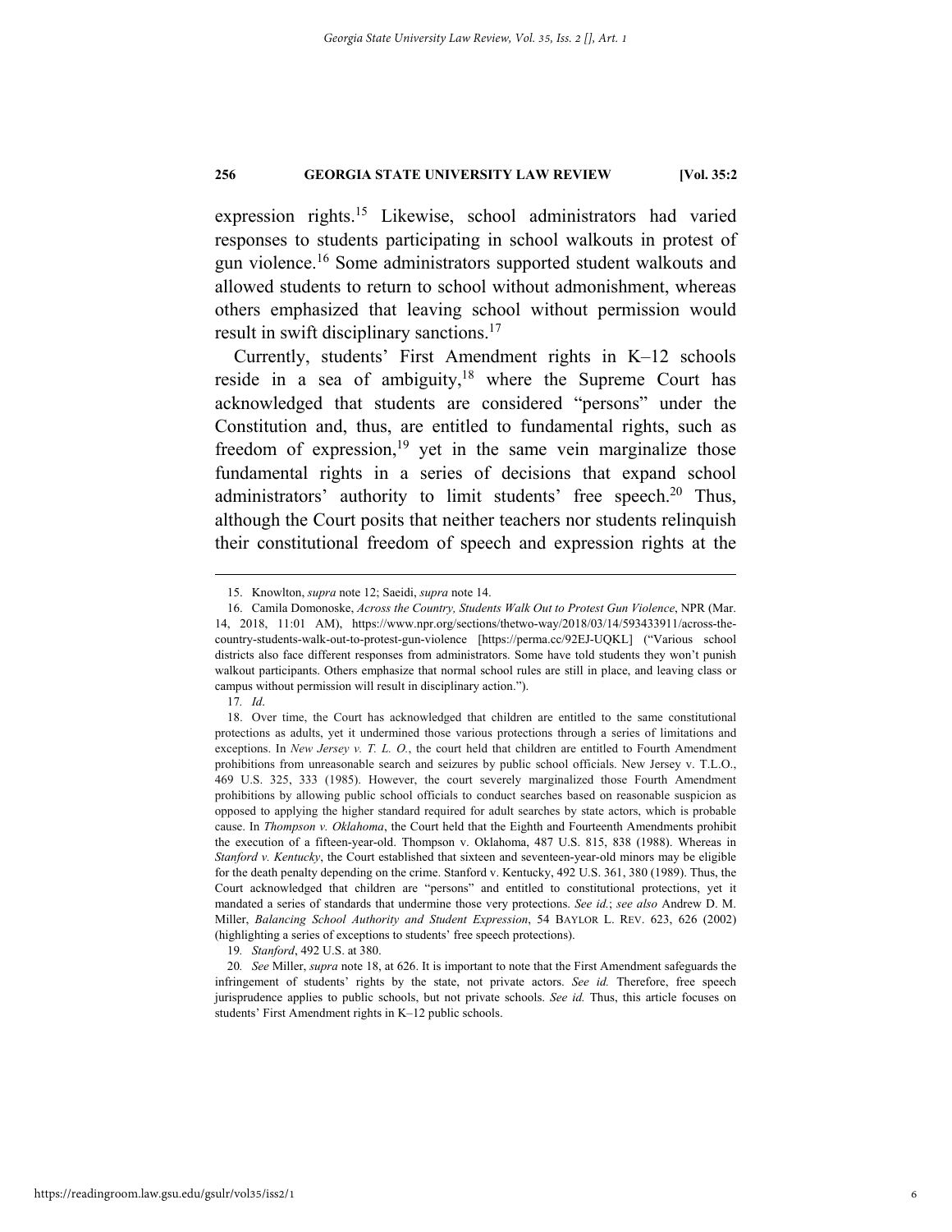expression rights.[15] Likewise, school administrators had varied responses to students participating in school walkouts in protest of gun violence.[16] Some administrators supported student walkouts and allowed students to return to school without admonishment, whereas others emphasized that leaving school without permission would result in swift disciplinary sanctions.[17]

Currently, students' First Amendment rights in K–12 schools reside in a sea of ambiguity,[18] where the Supreme Court has acknowledged that students are considered "persons" under the Constitution and, thus, are entitled to fundamental rights, such as freedom of expression,[19] yet in the same vein marginalize those fundamental rights in a series of decisions that expand school administrators' authority to limit students' free speech.[20] Thus, although the Court posits that neither teachers nor students relinquish their constitutional freedom of speech and expression rights at the

---

15. Knowlton, *supra* note 12; Saeidi, *supra* note 14.

16. Camila Domonoske, *Across the Country, Students Walk Out to Protest Gun Violence*, NPR (Mar. 14, 2018, 11:01 AM), https://www.npr.org/sections/thetwo-way/2018/03/14/593433911/across-the-country-students-walk-out-to-protest-gun-violence [https://perma.cc/92EJ-UQKL] ("Various school districts also face different responses from administrators. Some have told students they won't punish walkout participants. Others emphasize that normal school rules are still in place, and leaving class or campus without permission will result in disciplinary action.").

17. *Id*.

18. Over time, the Court has acknowledged that children are entitled to the same constitutional protections as adults, yet it undermined those various protections through a series of limitations and exceptions. In *New Jersey v. T. L. O.*, the court held that children are entitled to Fourth Amendment prohibitions from unreasonable search and seizures by public school officials. New Jersey v. T.L.O., 469 U.S. 325, 333 (1985). However, the court severely marginalized those Fourth Amendment prohibitions by allowing public school officials to conduct searches based on reasonable suspicion as opposed to applying the higher standard required for adult searches by state actors, which is probable cause. In *Thompson v. Oklahoma*, the Court held that the Eighth and Fourteenth Amendments prohibit the execution of a fifteen-year-old. Thompson v. Oklahoma, 487 U.S. 815, 838 (1988). Whereas in *Stanford v. Kentucky*, the Court established that sixteen and seventeen-year-old minors may be eligible for the death penalty depending on the crime. Stanford v. Kentucky, 492 U.S. 361, 380 (1989). Thus, the Court acknowledged that children are "persons" and entitled to constitutional protections, yet it mandated a series of standards that undermine those very protections. *See id.*; *see also* Andrew D. M. Miller, *Balancing School Authority and Student Expression*, 54 BAYLOR L. REV. 623, 626 (2002) (highlighting a series of exceptions to students' free speech protections).

19. *Stanford*, 492 U.S. at 380.

20. *See* Miller, *supra* note 18, at 626. It is important to note that the First Amendment safeguards the infringement of students' rights by the state, not private actors. *See id.* Therefore, free speech jurisprudence applies to public schools, but not private schools. *See id.* Thus, this article focuses on students' First Amendment rights in K–12 public schools.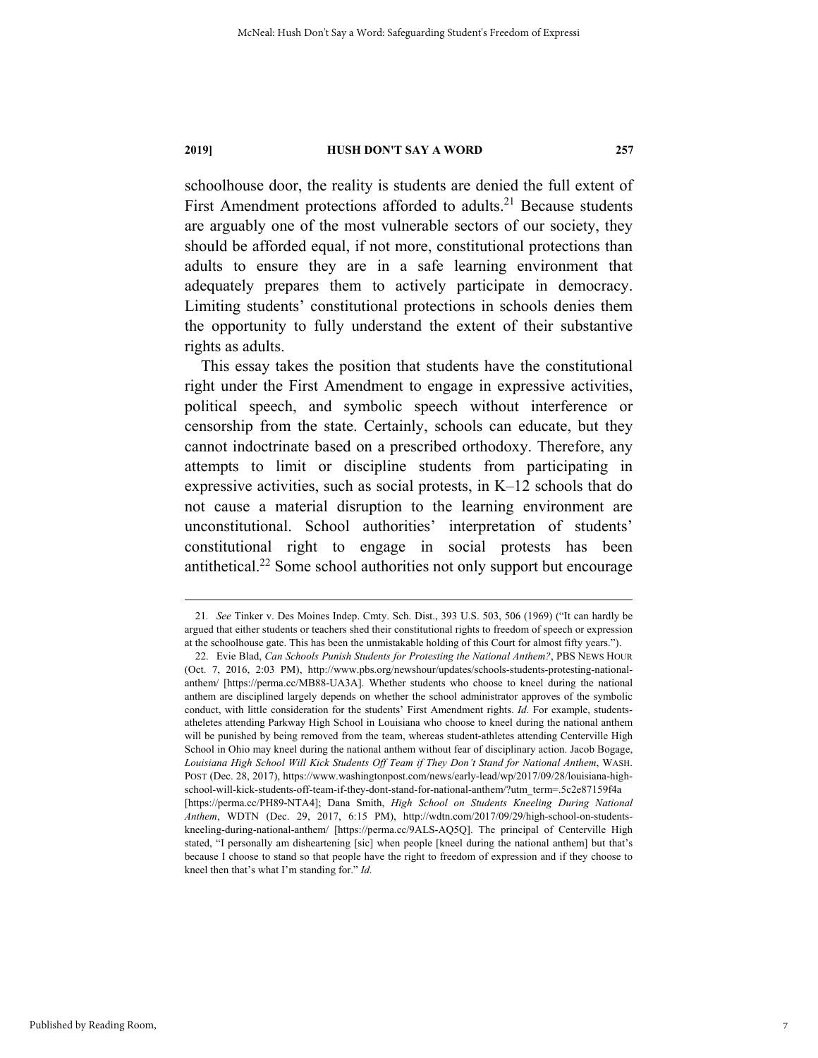schoolhouse door, the reality is students are denied the full extent of First Amendment protections afforded to adults.[21] Because students are arguably one of the most vulnerable sectors of our society, they should be afforded equal, if not more, constitutional protections than adults to ensure they are in a safe learning environment that adequately prepares them to actively participate in democracy. Limiting students' constitutional protections in schools denies them the opportunity to fully understand the extent of their substantive rights as adults.

This essay takes the position that students have the constitutional right under the First Amendment to engage in expressive activities, political speech, and symbolic speech without interference or censorship from the state. Certainly, schools can educate, but they cannot indoctrinate based on a prescribed orthodoxy. Therefore, any attempts to limit or discipline students from participating in expressive activities, such as social protests, in K–12 schools that do not cause a material disruption to the learning environment are unconstitutional. School authorities' interpretation of students' constitutional right to engage in social protests has been antithetical.[22] Some school authorities not only support but encourage

---

21. *See* Tinker v. Des Moines Indep. Cmty. Sch. Dist., 393 U.S. 503, 506 (1969) ("It can hardly be argued that either students or teachers shed their constitutional rights to freedom of speech or expression at the schoolhouse gate. This has been the unmistakable holding of this Court for almost fifty years.").

22. Evie Blad, *Can Schools Punish Students for Protesting the National Anthem?*, PBS NEWS HOUR (Oct. 7, 2016, 2:03 PM), http://www.pbs.org/newshour/updates/schools-students-protesting-national-anthem/ [https://perma.cc/MB88-UA3A]. Whether students who choose to kneel during the national anthem are disciplined largely depends on whether the school administrator approves of the symbolic conduct, with little consideration for the students' First Amendment rights. *Id.* For example, students-atheletes attending Parkway High School in Louisiana who choose to kneel during the national anthem will be punished by being removed from the team, whereas student-athletes attending Centerville High School in Ohio may kneel during the national anthem without fear of disciplinary action. Jacob Bogage, *Louisiana High School Will Kick Students Off Team if They Don't Stand for National Anthem*, WASH. POST (Dec. 28, 2017), https://www.washingtonpost.com/news/early-lead/wp/2017/09/28/louisiana-high-school-will-kick-students-off-team-if-they-dont-stand-for-national-anthem/?utm_term=.5c2e87159f4a [https://perma.cc/PH89-NTA4]; Dana Smith, *High School on Students Kneeling During National Anthem*, WDTN (Dec. 29, 2017, 6:15 PM), http://wdtn.com/2017/09/29/high-school-on-students-kneeling-during-national-anthem/ [https://perma.cc/9ALS-AQ5Q]. The principal of Centerville High stated, "I personally am disheartening [sic] when people [kneel during the national anthem] but that's because I choose to stand so that people have the right to freedom of expression and if they choose to kneel then that's what I'm standing for." *Id.*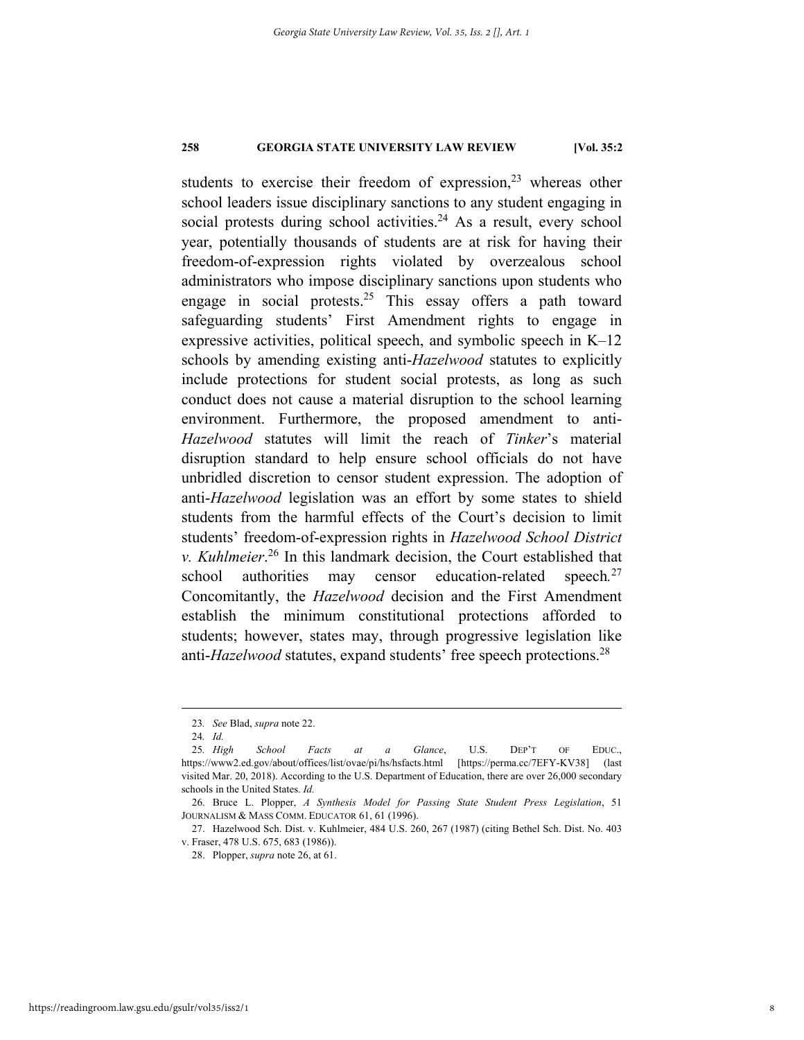students to exercise their freedom of expression,[23] whereas other school leaders issue disciplinary sanctions to any student engaging in social protests during school activities.[24] As a result, every school year, potentially thousands of students are at risk for having their freedom-of-expression rights violated by overzealous school administrators who impose disciplinary sanctions upon students who engage in social protests.[25] This essay offers a path toward safeguarding students' First Amendment rights to engage in expressive activities, political speech, and symbolic speech in K–12 schools by amending existing anti-*Hazelwood* statutes to explicitly include protections for student social protests, as long as such conduct does not cause a material disruption to the school learning environment. Furthermore, the proposed amendment to anti-*Hazelwood* statutes will limit the reach of *Tinker*'s material disruption standard to help ensure school officials do not have unbridled discretion to censor student expression. The adoption of anti-*Hazelwood* legislation was an effort by some states to shield students from the harmful effects of the Court's decision to limit students' freedom-of-expression rights in *Hazelwood School District v. Kuhlmeier*.[26] In this landmark decision, the Court established that school authorities may censor education-related speech.[27] Concomitantly, the *Hazelwood* decision and the First Amendment establish the minimum constitutional protections afforded to students; however, states may, through progressive legislation like anti-*Hazelwood* statutes, expand students' free speech protections.[28]

---

23. *See* Blad, *supra* note 22.

24. *Id.*

25. *High School Facts at a Glance*, U.S. DEP'T OF EDUC., https://www2.ed.gov/about/offices/list/ovae/pi/hs/hsfacts.html [https://perma.cc/7EFY-KV38] (last visited Mar. 20, 2018). According to the U.S. Department of Education, there are over 26,000 secondary schools in the United States. *Id.*

26. Bruce L. Plopper, *A Synthesis Model for Passing State Student Press Legislation*, 51 JOURNALISM & MASS COMM. EDUCATOR 61, 61 (1996).

27. Hazelwood Sch. Dist. v. Kuhlmeier, 484 U.S. 260, 267 (1987) (citing Bethel Sch. Dist. No. 403 v. Fraser, 478 U.S. 675, 683 (1986)).

28. Plopper, *supra* note 26, at 61.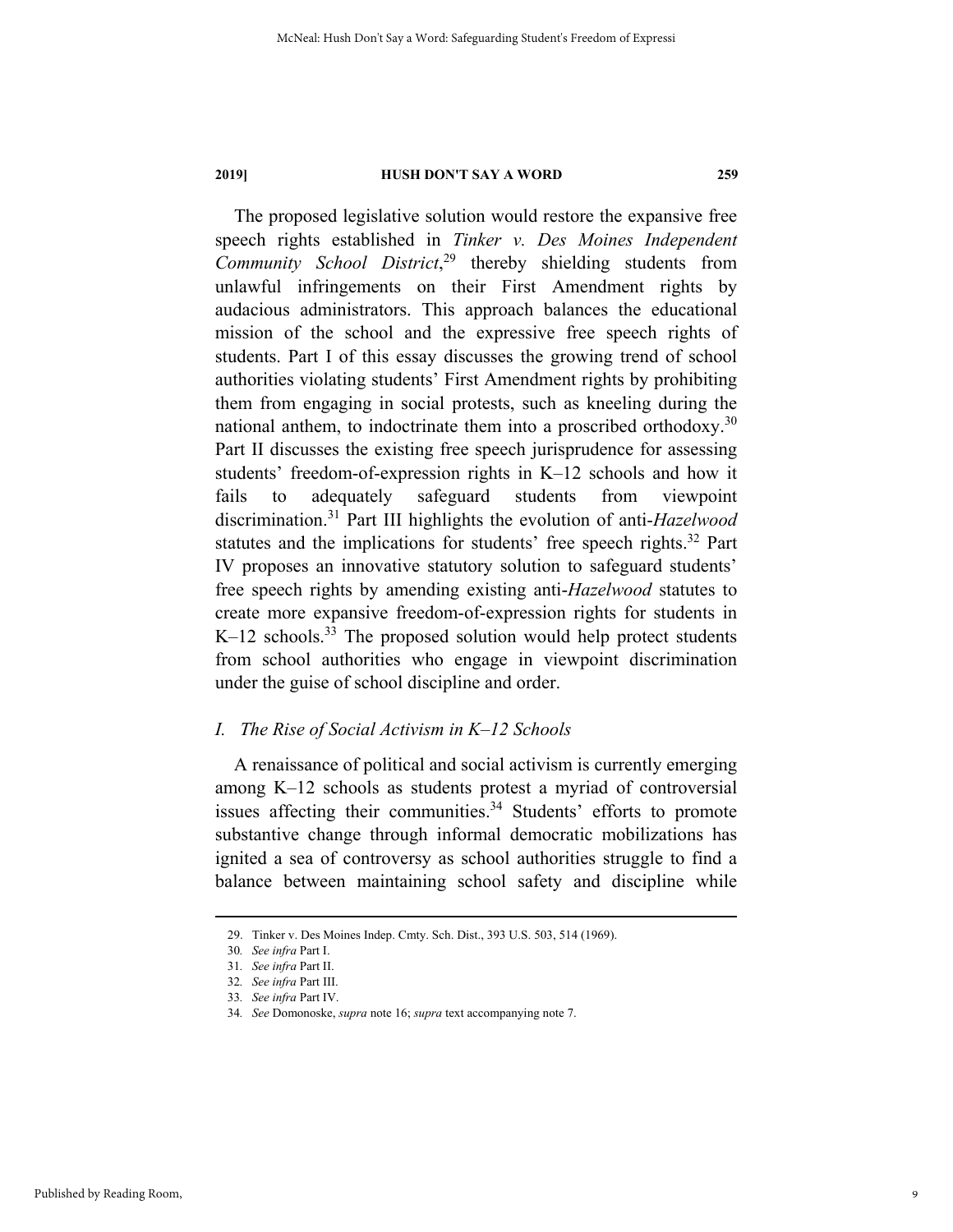The proposed legislative solution would restore the expansive free speech rights established in *Tinker v. Des Moines Independent Community School District*,[29] thereby shielding students from unlawful infringements on their First Amendment rights by audacious administrators. This approach balances the educational mission of the school and the expressive free speech rights of students. Part I of this essay discusses the growing trend of school authorities violating students' First Amendment rights by prohibiting them from engaging in social protests, such as kneeling during the national anthem, to indoctrinate them into a proscribed orthodoxy.[30] Part II discusses the existing free speech jurisprudence for assessing students' freedom-of-expression rights in K–12 schools and how it fails to adequately safeguard students from viewpoint discrimination.[31] Part III highlights the evolution of anti-*Hazelwood* statutes and the implications for students' free speech rights.[32] Part IV proposes an innovative statutory solution to safeguard students' free speech rights by amending existing anti-*Hazelwood* statutes to create more expansive freedom-of-expression rights for students in K–12 schools.[33] The proposed solution would help protect students from school authorities who engage in viewpoint discrimination under the guise of school discipline and order.

## *I. The Rise of Social Activism in K–12 Schools*

A renaissance of political and social activism is currently emerging among K–12 schools as students protest a myriad of controversial issues affecting their communities.[34] Students' efforts to promote substantive change through informal democratic mobilizations has ignited a sea of controversy as school authorities struggle to find a balance between maintaining school safety and discipline while

---

29. Tinker v. Des Moines Indep. Cmty. Sch. Dist., 393 U.S. 503, 514 (1969).

30. *See infra* Part I.

31. *See infra* Part II.

32. *See infra* Part III.

33. *See infra* Part IV.

34. *See* Domonoske, *supra* note 16; *supra* text accompanying note 7.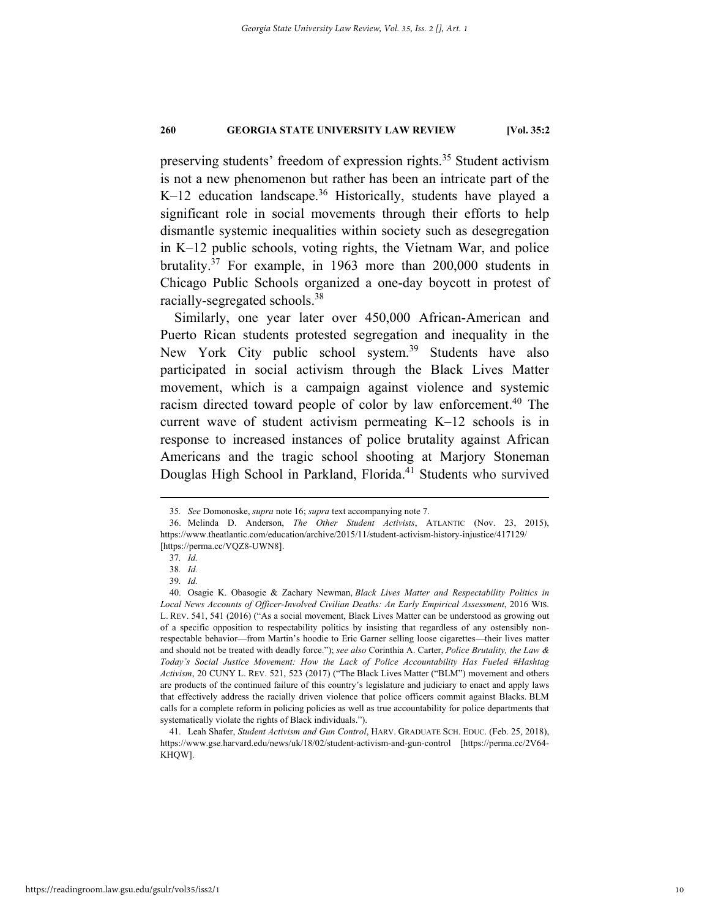preserving students' freedom of expression rights.[35] Student activism is not a new phenomenon but rather has been an intricate part of the K–12 education landscape.[36] Historically, students have played a significant role in social movements through their efforts to help dismantle systemic inequalities within society such as desegregation in K–12 public schools, voting rights, the Vietnam War, and police brutality.[37] For example, in 1963 more than 200,000 students in Chicago Public Schools organized a one-day boycott in protest of racially-segregated schools.[38]

Similarly, one year later over 450,000 African-American and Puerto Rican students protested segregation and inequality in the New York City public school system.[39] Students have also participated in social activism through the Black Lives Matter movement, which is a campaign against violence and systemic racism directed toward people of color by law enforcement.[40] The current wave of student activism permeating K–12 schools is in response to increased instances of police brutality against African Americans and the tragic school shooting at Marjory Stoneman Douglas High School in Parkland, Florida.[41] Students who survived

---

35. *See* Domonoske, *supra* note 16; *supra* text accompanying note 7.

36. Melinda D. Anderson, *The Other Student Activists*, ATLANTIC (Nov. 23, 2015), https://www.theatlantic.com/education/archive/2015/11/student-activism-history-injustice/417129/ [https://perma.cc/VQZ8-UWN8].

37. *Id.*

38. *Id.*

39. *Id.*

40. Osagie K. Obasogie & Zachary Newman, *Black Lives Matter and Respectability Politics in Local News Accounts of Officer-Involved Civilian Deaths: An Early Empirical Assessment*, 2016 WIS. L. REV. 541, 541 (2016) ("As a social movement, Black Lives Matter can be understood as growing out of a specific opposition to respectability politics by insisting that regardless of any ostensibly non-respectable behavior—from Martin's hoodie to Eric Garner selling loose cigarettes—their lives matter and should not be treated with deadly force."); *see also* Corinthia A. Carter, *Police Brutality, the Law & Today's Social Justice Movement: How the Lack of Police Accountability Has Fueled #Hashtag Activism*, 20 CUNY L. REV. 521, 523 (2017) ("The Black Lives Matter ("BLM") movement and others are products of the continued failure of this country's legislature and judiciary to enact and apply laws that effectively address the racially driven violence that police officers commit against Blacks. BLM calls for a complete reform in policing policies as well as true accountability for police departments that systematically violate the rights of Black individuals.").

41. Leah Shafer, *Student Activism and Gun Control*, HARV. GRADUATE SCH. EDUC. (Feb. 25, 2018), https://www.gse.harvard.edu/news/uk/18/02/student-activism-and-gun-control [https://perma.cc/2V64-KHQW].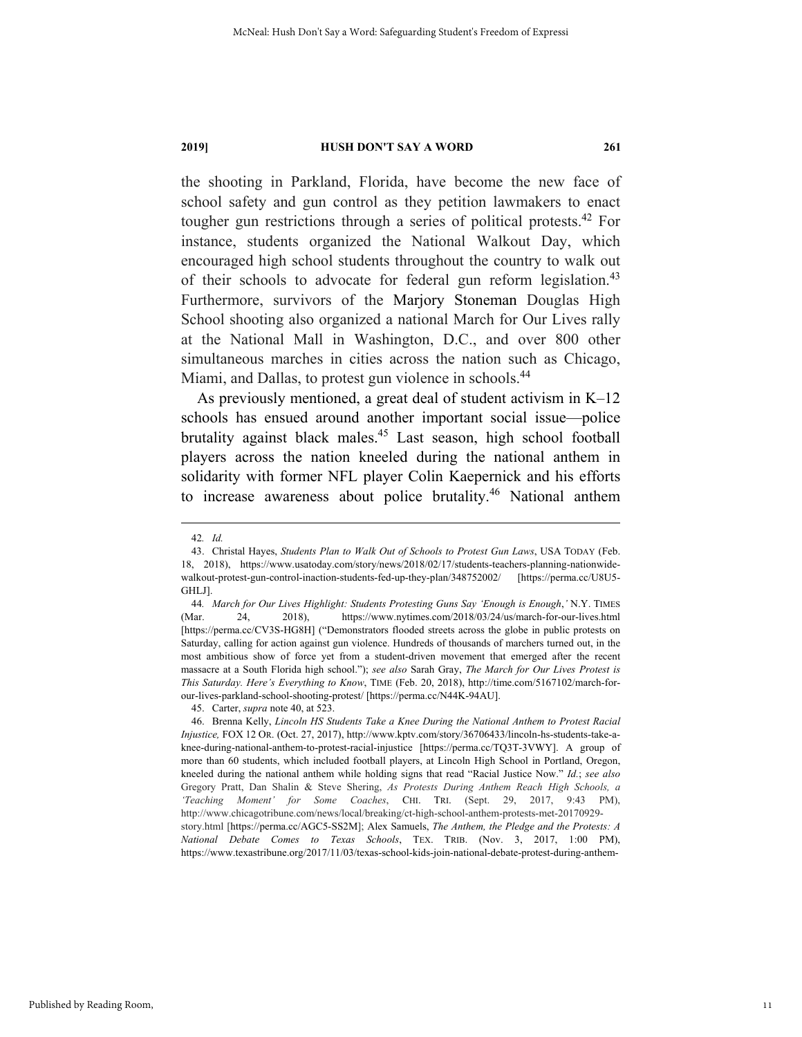the shooting in Parkland, Florida, have become the new face of school safety and gun control as they petition lawmakers to enact tougher gun restrictions through a series of political protests.[42] For instance, students organized the National Walkout Day, which encouraged high school students throughout the country to walk out of their schools to advocate for federal gun reform legislation.[43] Furthermore, survivors of the Marjory Stoneman Douglas High School shooting also organized a national March for Our Lives rally at the National Mall in Washington, D.C., and over 800 other simultaneous marches in cities across the nation such as Chicago, Miami, and Dallas, to protest gun violence in schools.[44]

As previously mentioned, a great deal of student activism in K–12 schools has ensued around another important social issue—police brutality against black males.[45] Last season, high school football players across the nation kneeled during the national anthem in solidarity with former NFL player Colin Kaepernick and his efforts to increase awareness about police brutality.[46] National anthem

---

42. *Id.*

43. Christal Hayes, *Students Plan to Walk Out of Schools to Protest Gun Laws*, USA TODAY (Feb. 18, 2018), https://www.usatoday.com/story/news/2018/02/17/students-teachers-planning-nationwide-walkout-protest-gun-control-inaction-students-fed-up-they-plan/348752002/ [https://perma.cc/U8U5-GHLJ].

44. *March for Our Lives Highlight: Students Protesting Guns Say 'Enough is Enough*,*'* N.Y. TIMES (Mar. 24, 2018), https://www.nytimes.com/2018/03/24/us/march-for-our-lives.html [https://perma.cc/CV3S-HG8H] ("Demonstrators flooded streets across the globe in public protests on Saturday, calling for action against gun violence. Hundreds of thousands of marchers turned out, in the most ambitious show of force yet from a student-driven movement that emerged after the recent massacre at a South Florida high school."); *see also* Sarah Gray, *The March for Our Lives Protest is This Saturday. Here's Everything to Know*, TIME (Feb. 20, 2018), http://time.com/5167102/march-for-our-lives-parkland-school-shooting-protest/ [https://perma.cc/N44K-94AU].

45. Carter, *supra* note 40, at 523.

46. Brenna Kelly, *Lincoln HS Students Take a Knee During the National Anthem to Protest Racial Injustice,* FOX 12 OR. (Oct. 27, 2017), http://www.kptv.com/story/36706433/lincoln-hs-students-take-a-knee-during-national-anthem-to-protest-racial-injustice [https://perma.cc/TQ3T-3VWY]. A group of more than 60 students, which included football players, at Lincoln High School in Portland, Oregon, kneeled during the national anthem while holding signs that read "Racial Justice Now." *Id.*; *see also* Gregory Pratt, Dan Shalin & Steve Shering, *As Protests During Anthem Reach High Schools, a 'Teaching Moment' for Some Coaches*, CHI. TRI. (Sept. 29, 2017, 9:43 PM), http://www.chicagotribune.com/news/local/breaking/ct-high-school-anthem-protests-met-20170929-story.html [https://perma.cc/AGC5-SS2M]; Alex Samuels, *The Anthem, the Pledge and the Protests: A National Debate Comes to Texas Schools*, TEX. TRIB. (Nov. 3, 2017, 1:00 PM), https://www.texastribune.org/2017/11/03/texas-school-kids-join-national-debate-protest-during-anthem-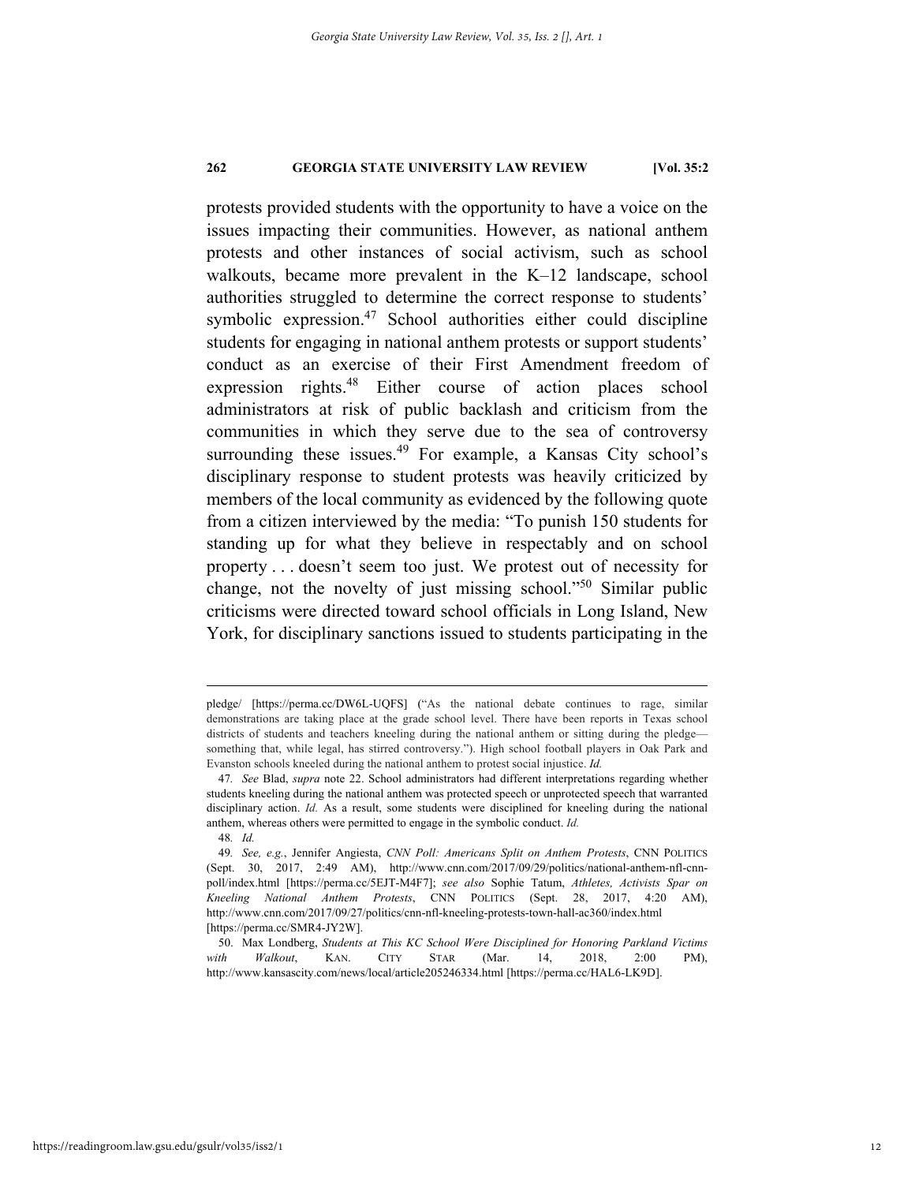protests provided students with the opportunity to have a voice on the issues impacting their communities. However, as national anthem protests and other instances of social activism, such as school walkouts, became more prevalent in the K–12 landscape, school authorities struggled to determine the correct response to students' symbolic expression.[47] School authorities either could discipline students for engaging in national anthem protests or support students' conduct as an exercise of their First Amendment freedom of expression rights.[48] Either course of action places school administrators at risk of public backlash and criticism from the communities in which they serve due to the sea of controversy surrounding these issues.[49] For example, a Kansas City school's disciplinary response to student protests was heavily criticized by members of the local community as evidenced by the following quote from a citizen interviewed by the media: "To punish 150 students for standing up for what they believe in respectably and on school property . . . doesn't seem too just. We protest out of necessity for change, not the novelty of just missing school."[50] Similar public criticisms were directed toward school officials in Long Island, New York, for disciplinary sanctions issued to students participating in the

---

pledge/ [https://perma.cc/DW6L-UQFS] ("As the national debate continues to rage, similar demonstrations are taking place at the grade school level. There have been reports in Texas school districts of students and teachers kneeling during the national anthem or sitting during the pledge—something that, while legal, has stirred controversy."). High school football players in Oak Park and Evanston schools kneeled during the national anthem to protest social injustice. *Id.*

47. *See* Blad, *supra* note 22. School administrators had different interpretations regarding whether students kneeling during the national anthem was protected speech or unprotected speech that warranted disciplinary action. *Id.* As a result, some students were disciplined for kneeling during the national anthem, whereas others were permitted to engage in the symbolic conduct. *Id.*

48. *Id.*

49. *See, e.g.*, Jennifer Angiesta, *CNN Poll: Americans Split on Anthem Protests*, CNN POLITICS (Sept. 30, 2017, 2:49 AM), http://www.cnn.com/2017/09/29/politics/national-anthem-nfl-cnn-poll/index.html [https://perma.cc/5EJT-M4F7]; *see also* Sophie Tatum, *Athletes, Activists Spar on Kneeling National Anthem Protests*, CNN POLITICS (Sept. 28, 2017, 4:20 AM), http://www.cnn.com/2017/09/27/politics/cnn-nfl-kneeling-protests-town-hall-ac360/index.html [https://perma.cc/SMR4-JY2W].

50. Max Londberg, *Students at This KC School Were Disciplined for Honoring Parkland Victims with Walkout*, KAN. CITY STAR (Mar. 14, 2018, 2:00 PM), http://www.kansascity.com/news/local/article205246334.html [https://perma.cc/HAL6-LK9D].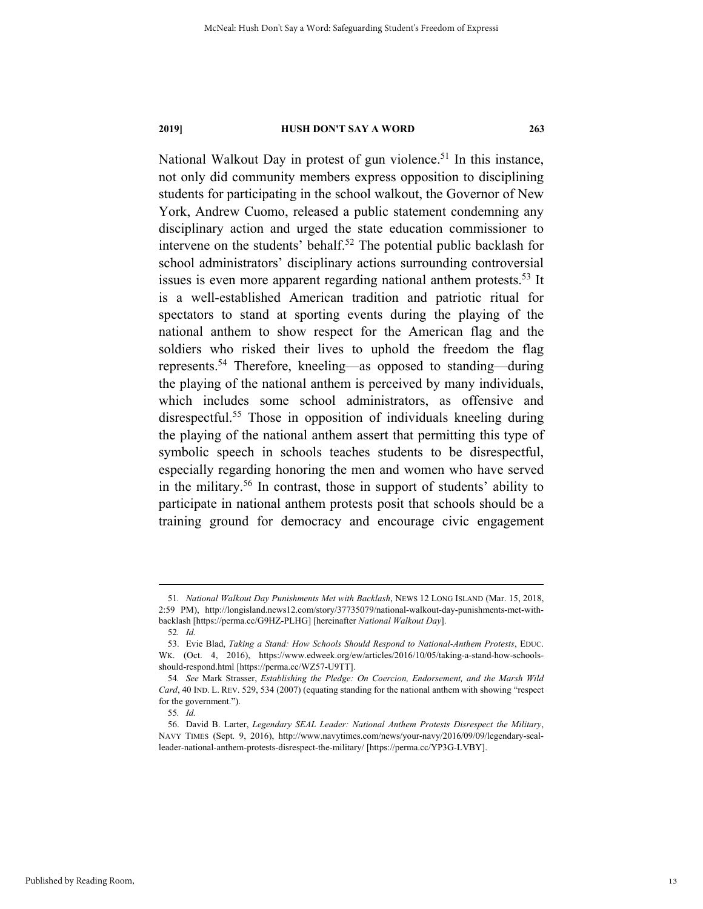National Walkout Day in protest of gun violence.[51] In this instance, not only did community members express opposition to disciplining students for participating in the school walkout, the Governor of New York, Andrew Cuomo, released a public statement condemning any disciplinary action and urged the state education commissioner to intervene on the students' behalf.[52] The potential public backlash for school administrators' disciplinary actions surrounding controversial issues is even more apparent regarding national anthem protests.[53] It is a well-established American tradition and patriotic ritual for spectators to stand at sporting events during the playing of the national anthem to show respect for the American flag and the soldiers who risked their lives to uphold the freedom the flag represents.[54] Therefore, kneeling—as opposed to standing—during the playing of the national anthem is perceived by many individuals, which includes some school administrators, as offensive and disrespectful.[55] Those in opposition of individuals kneeling during the playing of the national anthem assert that permitting this type of symbolic speech in schools teaches students to be disrespectful, especially regarding honoring the men and women who have served in the military.[56] In contrast, those in support of students' ability to participate in national anthem protests posit that schools should be a training ground for democracy and encourage civic engagement

---

51. *National Walkout Day Punishments Met with Backlash*, NEWS 12 LONG ISLAND (Mar. 15, 2018, 2:59 PM), http://longisland.news12.com/story/37735079/national-walkout-day-punishments-met-with-backlash [https://perma.cc/G9HZ-PLHG] [hereinafter *National Walkout Day*].

52. *Id.*

53. Evie Blad, *Taking a Stand: How Schools Should Respond to National-Anthem Protests*, EDUC. WK. (Oct. 4, 2016), https://www.edweek.org/ew/articles/2016/10/05/taking-a-stand-how-schools-should-respond.html [https://perma.cc/WZ57-U9TT].

54. *See* Mark Strasser, *Establishing the Pledge: On Coercion, Endorsement, and the Marsh Wild Card*, 40 IND. L. REV. 529, 534 (2007) (equating standing for the national anthem with showing "respect for the government.").

55. *Id.*

56. David B. Larter, *Legendary SEAL Leader: National Anthem Protests Disrespect the Military*, NAVY TIMES (Sept. 9, 2016), http://www.navytimes.com/news/your-navy/2016/09/09/legendary-seal-leader-national-anthem-protests-disrespect-the-military/ [https://perma.cc/YP3G-LVBY].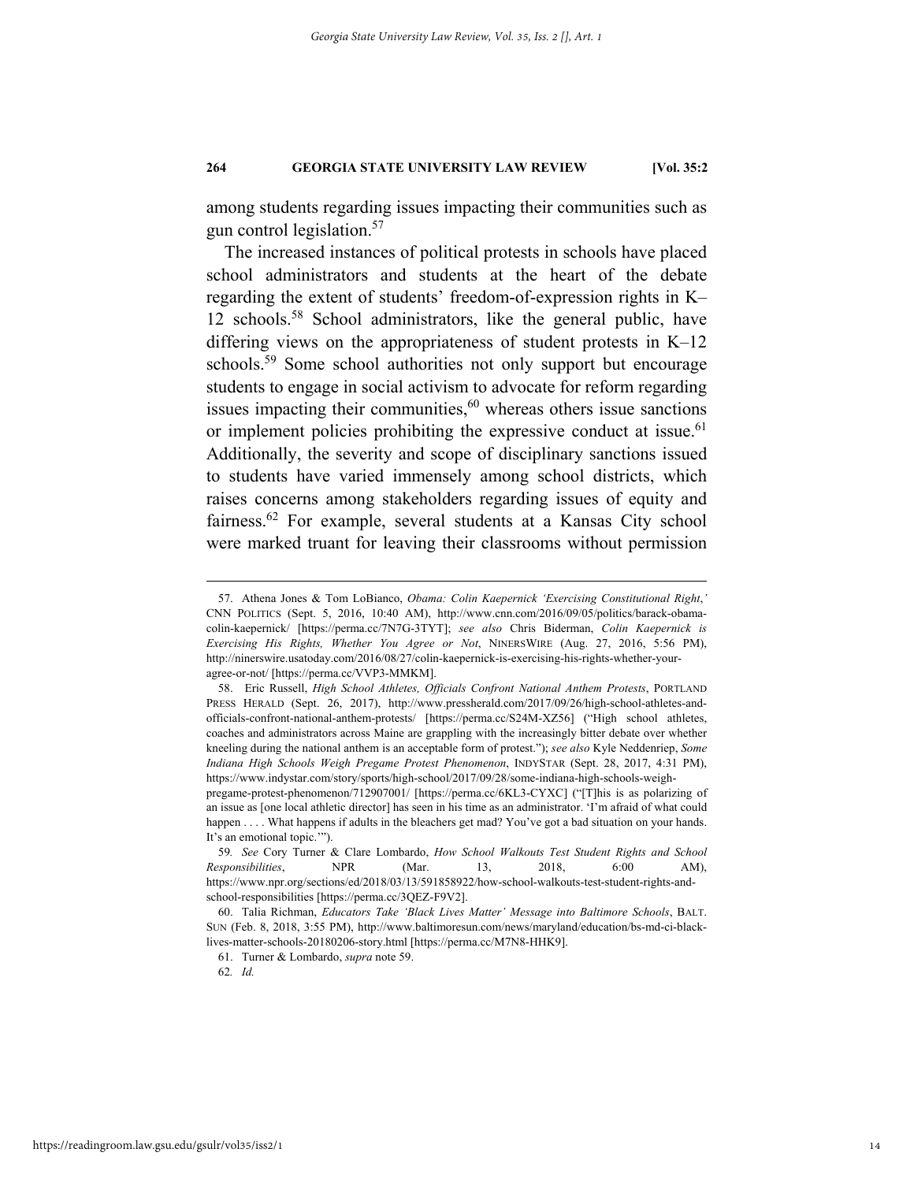among students regarding issues impacting their communities such as gun control legislation.[57]

The increased instances of political protests in schools have placed school administrators and students at the heart of the debate regarding the extent of students' freedom-of-expression rights in K–12 schools.[58] School administrators, like the general public, have differing views on the appropriateness of student protests in K–12 schools.[59] Some school authorities not only support but encourage students to engage in social activism to advocate for reform regarding issues impacting their communities,[60] whereas others issue sanctions or implement policies prohibiting the expressive conduct at issue.[61] Additionally, the severity and scope of disciplinary sanctions issued to students have varied immensely among school districts, which raises concerns among stakeholders regarding issues of equity and fairness.[62] For example, several students at a Kansas City school were marked truant for leaving their classrooms without permission

---

57. Athena Jones & Tom LoBianco, *Obama: Colin Kaepernick 'Exercising Constitutional Right*,*'* CNN POLITICS (Sept. 5, 2016, 10:40 AM), http://www.cnn.com/2016/09/05/politics/barack-obama-colin-kaepernick/ [https://perma.cc/7N7G-3TYT]; *see also* Chris Biderman, *Colin Kaepernick is Exercising His Rights, Whether You Agree or Not*, NINERSWIRE (Aug. 27, 2016, 5:56 PM), http://ninerswire.usatoday.com/2016/08/27/colin-kaepernick-is-exercising-his-rights-whether-your-agree-or-not/ [https://perma.cc/VVP3-MMKM].

58. Eric Russell, *High School Athletes, Officials Confront National Anthem Protests*, PORTLAND PRESS HERALD (Sept. 26, 2017), http://www.pressherald.com/2017/09/26/high-school-athletes-and-officials-confront-national-anthem-protests/ [https://perma.cc/S24M-XZ56] ("High school athletes, coaches and administrators across Maine are grappling with the increasingly bitter debate over whether kneeling during the national anthem is an acceptable form of protest."); *see also* Kyle Neddenriep, *Some Indiana High Schools Weigh Pregame Protest Phenomenon*, INDYSTAR (Sept. 28, 2017, 4:31 PM), https://www.indystar.com/story/sports/high-school/2017/09/28/some-indiana-high-schools-weigh-pregame-protest-phenomenon/712907001/ [https://perma.cc/6KL3-CYXC] ("[T]his is as polarizing of an issue as [one local athletic director] has seen in his time as an administrator. 'I'm afraid of what could happen . . . . What happens if adults in the bleachers get mad? You've got a bad situation on your hands. It's an emotional topic.'").

59. *See* Cory Turner & Clare Lombardo, *How School Walkouts Test Student Rights and School Responsibilities*, NPR (Mar. 13, 2018, 6:00 AM), https://www.npr.org/sections/ed/2018/03/13/591858922/how-school-walkouts-test-student-rights-and-school-responsibilities [https://perma.cc/3QEZ-F9V2].

60. Talia Richman, *Educators Take 'Black Lives Matter' Message into Baltimore Schools*, BALT. SUN (Feb. 8, 2018, 3:55 PM), http://www.baltimoresun.com/news/maryland/education/bs-md-ci-black-lives-matter-schools-20180206-story.html [https://perma.cc/M7N8-HHK9].

61. Turner & Lombardo, *supra* note 59.

62. *Id.*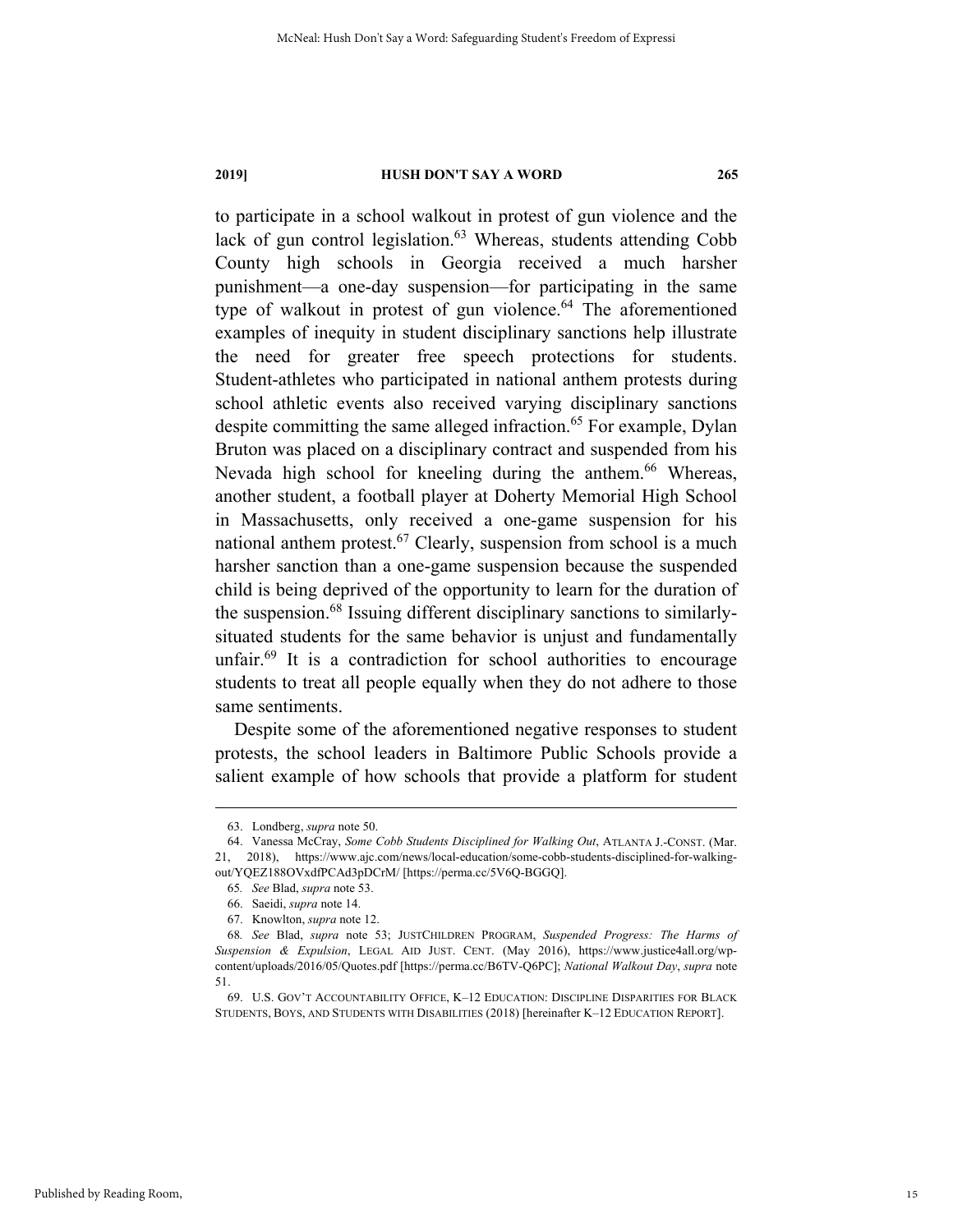to participate in a school walkout in protest of gun violence and the lack of gun control legislation.[63] Whereas, students attending Cobb County high schools in Georgia received a much harsher punishment—a one-day suspension—for participating in the same type of walkout in protest of gun violence.[64] The aforementioned examples of inequity in student disciplinary sanctions help illustrate the need for greater free speech protections for students. Student-athletes who participated in national anthem protests during school athletic events also received varying disciplinary sanctions despite committing the same alleged infraction.[65] For example, Dylan Bruton was placed on a disciplinary contract and suspended from his Nevada high school for kneeling during the anthem.[66] Whereas, another student, a football player at Doherty Memorial High School in Massachusetts, only received a one-game suspension for his national anthem protest.[67] Clearly, suspension from school is a much harsher sanction than a one-game suspension because the suspended child is being deprived of the opportunity to learn for the duration of the suspension.[68] Issuing different disciplinary sanctions to similarly-situated students for the same behavior is unjust and fundamentally unfair.[69] It is a contradiction for school authorities to encourage students to treat all people equally when they do not adhere to those same sentiments.

Despite some of the aforementioned negative responses to student protests, the school leaders in Baltimore Public Schools provide a salient example of how schools that provide a platform for student

---

63. Londberg, *supra* note 50.

64. Vanessa McCray, *Some Cobb Students Disciplined for Walking Out*, ATLANTA J.-CONST. (Mar. 21, 2018), https://www.ajc.com/news/local-education/some-cobb-students-disciplined-for-walking-out/YQEZ188OVxdfPCAd3pDCrM/ [https://perma.cc/5V6Q-BGGQ].

65. *See* Blad, *supra* note 53.

66. Saeidi, *supra* note 14.

67. Knowlton, *supra* note 12.

68. *See* Blad, *supra* note 53; JUSTCHILDREN PROGRAM, *Suspended Progress: The Harms of Suspension & Expulsion*, LEGAL AID JUST. CENT. (May 2016), https://www.justice4all.org/wp-content/uploads/2016/05/Quotes.pdf [https://perma.cc/B6TV-Q6PC]; *National Walkout Day*, *supra* note 51.

69. U.S. GOV'T ACCOUNTABILITY OFFICE, K–12 EDUCATION: DISCIPLINE DISPARITIES FOR BLACK STUDENTS, BOYS, AND STUDENTS WITH DISABILITIES (2018) [hereinafter K–12 EDUCATION REPORT].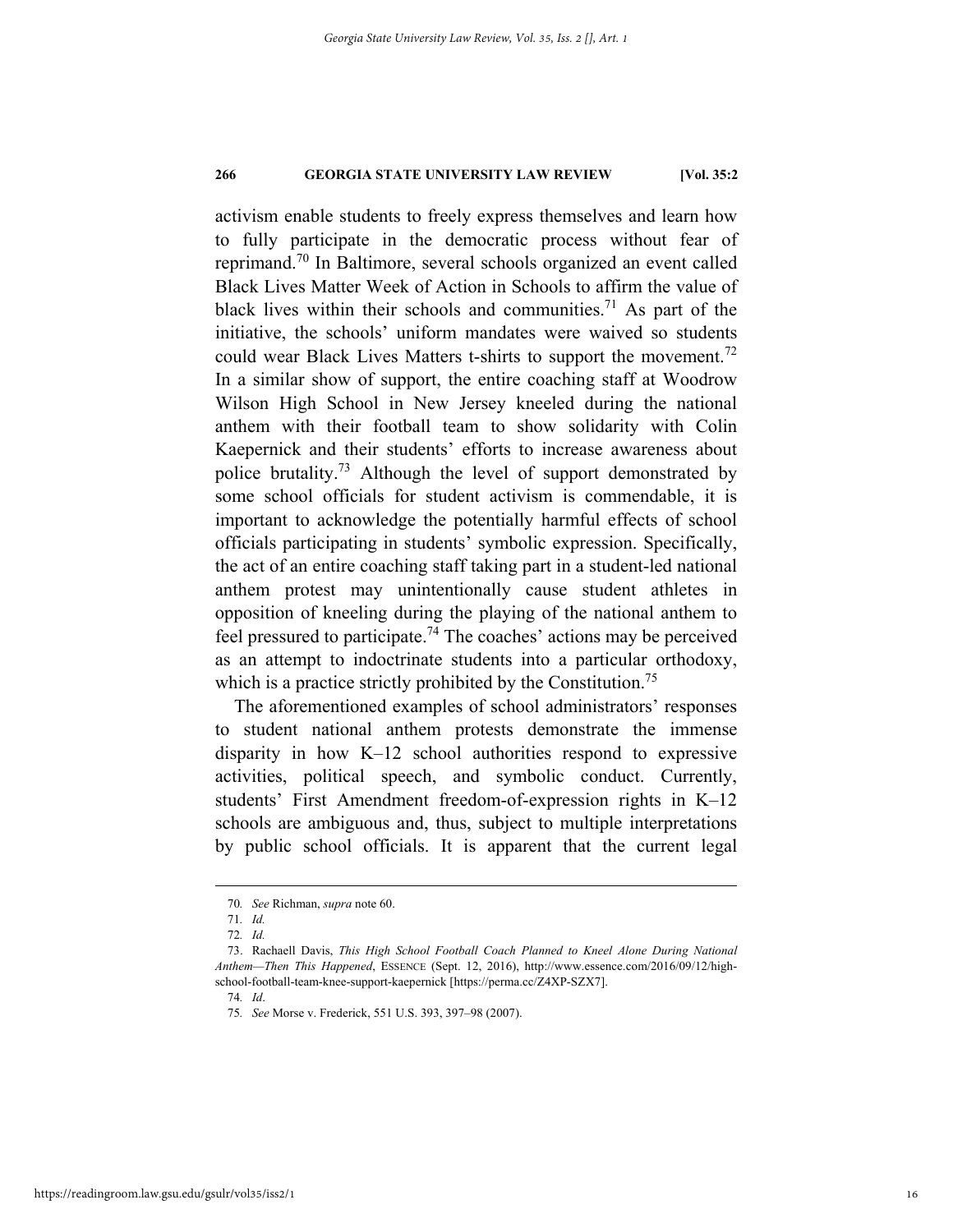activism enable students to freely express themselves and learn how to fully participate in the democratic process without fear of reprimand.[70] In Baltimore, several schools organized an event called Black Lives Matter Week of Action in Schools to affirm the value of black lives within their schools and communities.[71] As part of the initiative, the schools' uniform mandates were waived so students could wear Black Lives Matters t-shirts to support the movement.[72] In a similar show of support, the entire coaching staff at Woodrow Wilson High School in New Jersey kneeled during the national anthem with their football team to show solidarity with Colin Kaepernick and their students' efforts to increase awareness about police brutality.[73] Although the level of support demonstrated by some school officials for student activism is commendable, it is important to acknowledge the potentially harmful effects of school officials participating in students' symbolic expression. Specifically, the act of an entire coaching staff taking part in a student-led national anthem protest may unintentionally cause student athletes in opposition of kneeling during the playing of the national anthem to feel pressured to participate.[74] The coaches' actions may be perceived as an attempt to indoctrinate students into a particular orthodoxy, which is a practice strictly prohibited by the Constitution.[75]

The aforementioned examples of school administrators' responses to student national anthem protests demonstrate the immense disparity in how K–12 school authorities respond to expressive activities, political speech, and symbolic conduct. Currently, students' First Amendment freedom-of-expression rights in K–12 schools are ambiguous and, thus, subject to multiple interpretations by public school officials. It is apparent that the current legal

---

70. *See* Richman, *supra* note 60.

71. *Id.*

72. *Id.*

73. Rachaell Davis, *This High School Football Coach Planned to Kneel Alone During National Anthem—Then This Happened*, ESSENCE (Sept. 12, 2016), http://www.essence.com/2016/09/12/high-school-football-team-knee-support-kaepernick [https://perma.cc/Z4XP-SZX7].

74. *Id*.

75. *See* Morse v. Frederick, 551 U.S. 393, 397–98 (2007).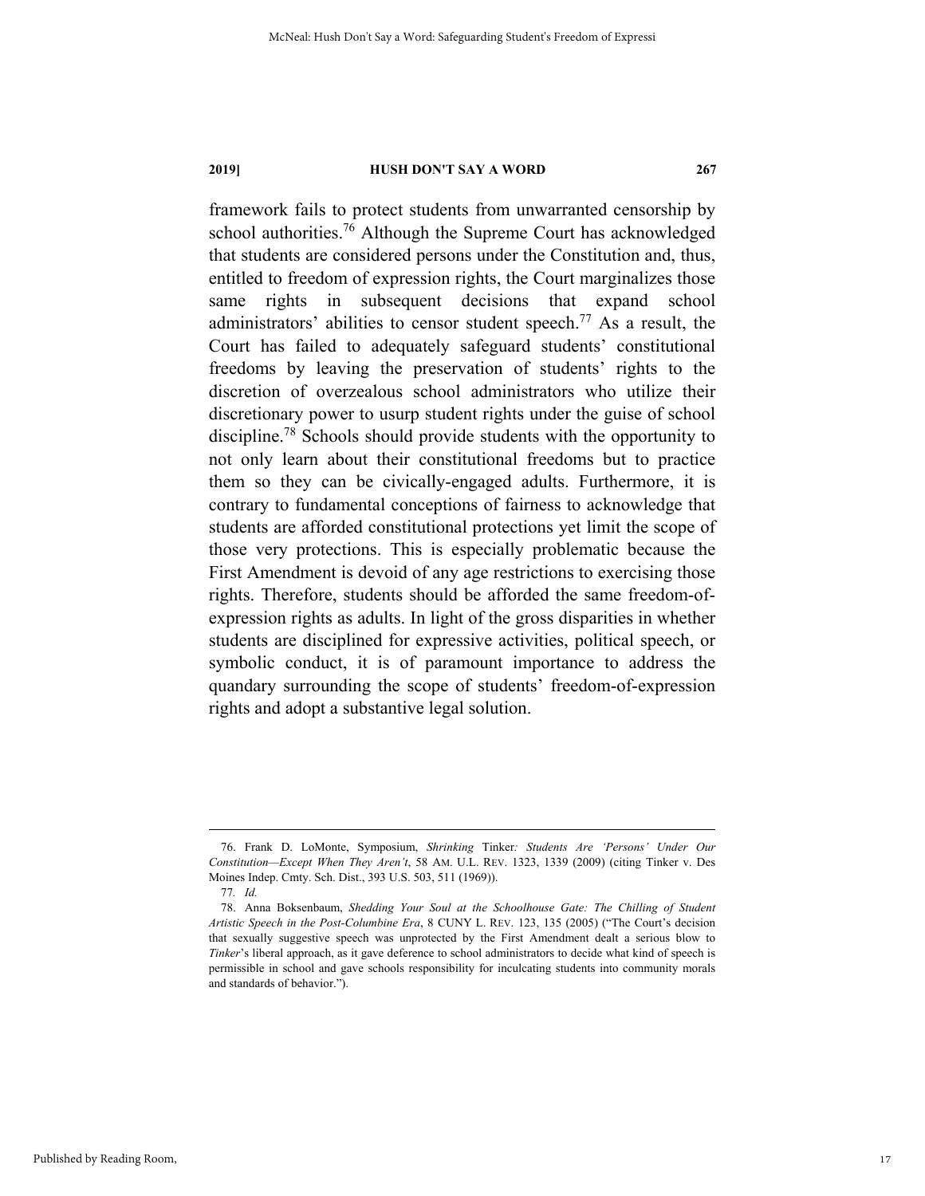framework fails to protect students from unwarranted censorship by school authorities.[76] Although the Supreme Court has acknowledged that students are considered persons under the Constitution and, thus, entitled to freedom of expression rights, the Court marginalizes those same rights in subsequent decisions that expand school administrators' abilities to censor student speech.[77] As a result, the Court has failed to adequately safeguard students' constitutional freedoms by leaving the preservation of students' rights to the discretion of overzealous school administrators who utilize their discretionary power to usurp student rights under the guise of school discipline.[78] Schools should provide students with the opportunity to not only learn about their constitutional freedoms but to practice them so they can be civically-engaged adults. Furthermore, it is contrary to fundamental conceptions of fairness to acknowledge that students are afforded constitutional protections yet limit the scope of those very protections. This is especially problematic because the First Amendment is devoid of any age restrictions to exercising those rights. Therefore, students should be afforded the same freedom-of-expression rights as adults. In light of the gross disparities in whether students are disciplined for expressive activities, political speech, or symbolic conduct, it is of paramount importance to address the quandary surrounding the scope of students' freedom-of-expression rights and adopt a substantive legal solution.

---

76. Frank D. LoMonte, Symposium, *Shrinking* Tinker*: Students Are 'Persons' Under Our Constitution—Except When They Aren't*, 58 AM. U.L. REV. 1323, 1339 (2009) (citing Tinker v. Des Moines Indep. Cmty. Sch. Dist., 393 U.S. 503, 511 (1969)).

77. *Id.*

78. Anna Boksenbaum, *Shedding Your Soul at the Schoolhouse Gate: The Chilling of Student Artistic Speech in the Post-Columbine Era*, 8 CUNY L. REV. 123, 135 (2005) ("The Court's decision that sexually suggestive speech was unprotected by the First Amendment dealt a serious blow to *Tinker*'s liberal approach, as it gave deference to school administrators to decide what kind of speech is permissible in school and gave schools responsibility for inculcating students into community morals and standards of behavior.").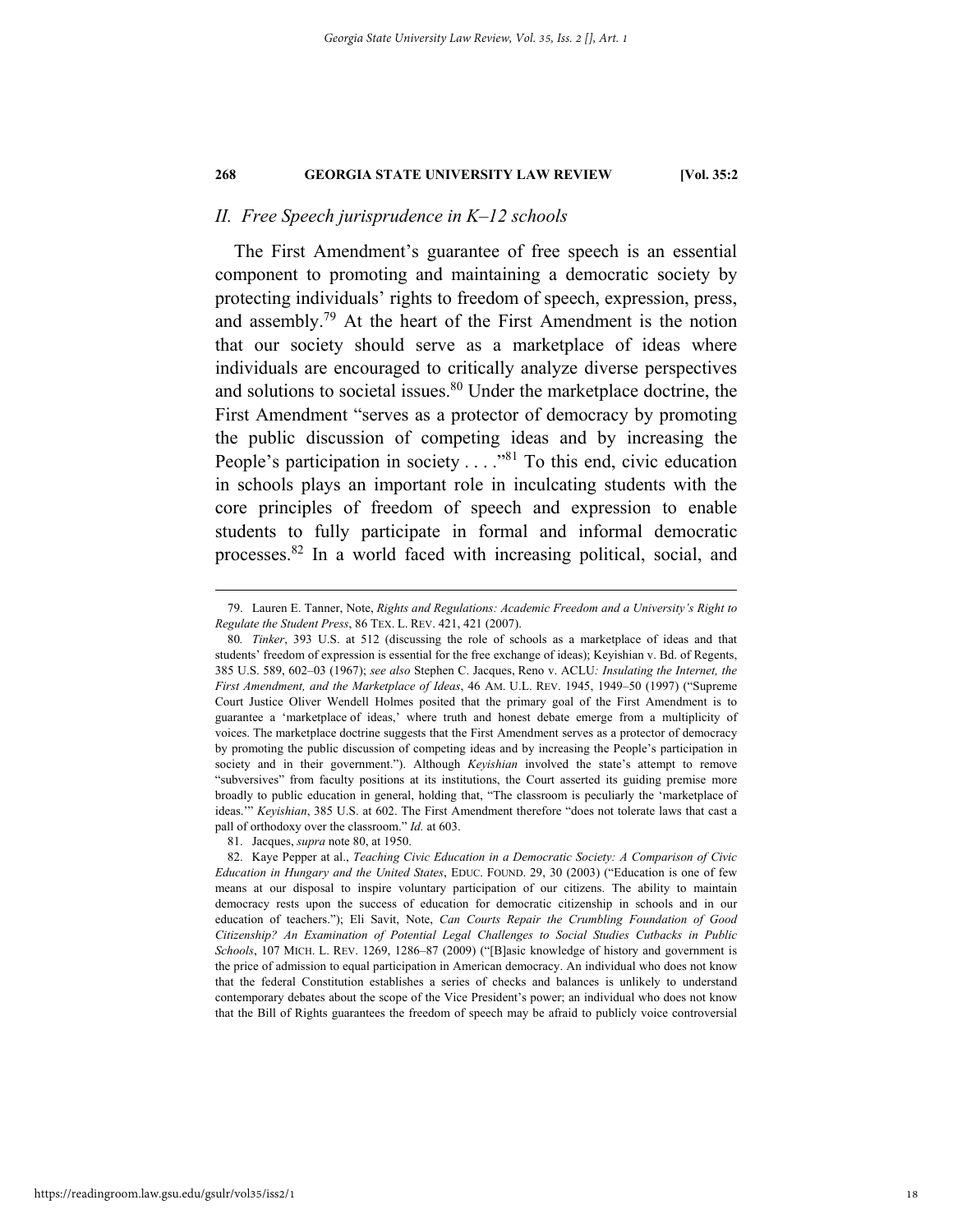## II. Free Speech jurisprudence in K–12 schools

The First Amendment's guarantee of free speech is an essential component to promoting and maintaining a democratic society by protecting individuals' rights to freedom of speech, expression, press, and assembly.[79] At the heart of the First Amendment is the notion that our society should serve as a marketplace of ideas where individuals are encouraged to critically analyze diverse perspectives and solutions to societal issues.[80] Under the marketplace doctrine, the First Amendment "serves as a protector of democracy by promoting the public discussion of competing ideas and by increasing the People's participation in society . . . ."[81] To this end, civic education in schools plays an important role in inculcating students with the core principles of freedom of speech and expression to enable students to fully participate in formal and informal democratic processes.[82] In a world faced with increasing political, social, and

---

79. Lauren E. Tanner, Note, *Rights and Regulations: Academic Freedom and a University's Right to Regulate the Student Press*, 86 TEX. L. REV. 421, 421 (2007).

80. *Tinker*, 393 U.S. at 512 (discussing the role of schools as a marketplace of ideas and that students' freedom of expression is essential for the free exchange of ideas); Keyishian v. Bd. of Regents, 385 U.S. 589, 602–03 (1967); *see also* Stephen C. Jacques, Reno v. ACLU*: Insulating the Internet, the First Amendment, and the Marketplace of Ideas*, 46 AM. U.L. REV. 1945, 1949–50 (1997) ("Supreme Court Justice Oliver Wendell Holmes posited that the primary goal of the First Amendment is to guarantee a 'marketplace of ideas,' where truth and honest debate emerge from a multiplicity of voices. The marketplace doctrine suggests that the First Amendment serves as a protector of democracy by promoting the public discussion of competing ideas and by increasing the People's participation in society and in their government."). Although *Keyishian* involved the state's attempt to remove "subversives" from faculty positions at its institutions, the Court asserted its guiding premise more broadly to public education in general, holding that, "The classroom is peculiarly the 'marketplace of ideas.'" *Keyishian*, 385 U.S. at 602. The First Amendment therefore "does not tolerate laws that cast a pall of orthodoxy over the classroom." *Id.* at 603.

81. Jacques, *supra* note 80, at 1950.

82. Kaye Pepper et al., *Teaching Civic Education in a Democratic Society: A Comparison of Civic Education in Hungary and the United States*, EDUC. FOUND. 29, 30 (2003) ("Education is one of few means at our disposal to inspire voluntary participation of our citizens. The ability to maintain democracy rests upon the success of education for democratic citizenship in schools and in our education of teachers."); Eli Savit, Note, *Can Courts Repair the Crumbling Foundation of Good Citizenship? An Examination of Potential Legal Challenges to Social Studies Cutbacks in Public Schools*, 107 MICH. L. REV. 1269, 1286–87 (2009) ("[B]asic knowledge of history and government is the price of admission to equal participation in American democracy. An individual who does not know that the federal Constitution establishes a series of checks and balances is unlikely to understand contemporary debates about the scope of the Vice President's power; an individual who does not know that the Bill of Rights guarantees the freedom of speech may be afraid to publicly voice controversial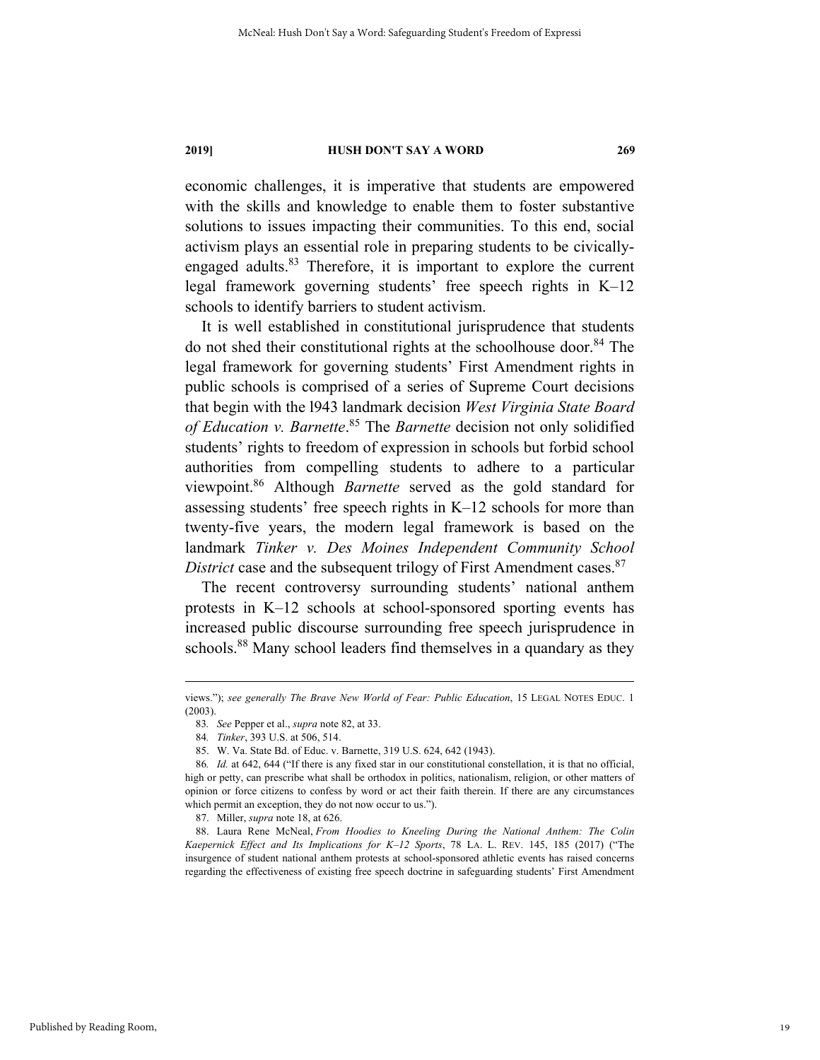economic challenges, it is imperative that students are empowered with the skills and knowledge to enable them to foster substantive solutions to issues impacting their communities. To this end, social activism plays an essential role in preparing students to be civically-engaged adults.[83] Therefore, it is important to explore the current legal framework governing students' free speech rights in K–12 schools to identify barriers to student activism.

It is well established in constitutional jurisprudence that students do not shed their constitutional rights at the schoolhouse door.[84] The legal framework for governing students' First Amendment rights in public schools is comprised of a series of Supreme Court decisions that begin with the l943 landmark decision *West Virginia State Board of Education v. Barnette*.[85] The *Barnette* decision not only solidified students' rights to freedom of expression in schools but forbid school authorities from compelling students to adhere to a particular viewpoint.[86] Although *Barnette* served as the gold standard for assessing students' free speech rights in K–12 schools for more than twenty-five years, the modern legal framework is based on the landmark *Tinker v. Des Moines Independent Community School District* case and the subsequent trilogy of First Amendment cases.[87]

The recent controversy surrounding students' national anthem protests in K–12 schools at school-sponsored sporting events has increased public discourse surrounding free speech jurisprudence in schools.[88] Many school leaders find themselves in a quandary as they

---

views."); *see generally The Brave New World of Fear: Public Education*, 15 LEGAL NOTES EDUC. 1 (2003).

83. *See* Pepper et al., *supra* note 82, at 33.

84. *Tinker*, 393 U.S. at 506, 514.

85. W. Va. State Bd. of Educ. v. Barnette, 319 U.S. 624, 642 (1943).

86. *Id.* at 642, 644 ("If there is any fixed star in our constitutional constellation, it is that no official, high or petty, can prescribe what shall be orthodox in politics, nationalism, religion, or other matters of opinion or force citizens to confess by word or act their faith therein. If there are any circumstances which permit an exception, they do not now occur to us.").

87. Miller, *supra* note 18, at 626.

88. Laura Rene McNeal, *From Hoodies to Kneeling During the National Anthem: The Colin Kaepernick Effect and Its Implications for K–12 Sports*, 78 LA. L. REV. 145, 185 (2017) ("The insurgence of student national anthem protests at school-sponsored athletic events has raised concerns regarding the effectiveness of existing free speech doctrine in safeguarding students' First Amendment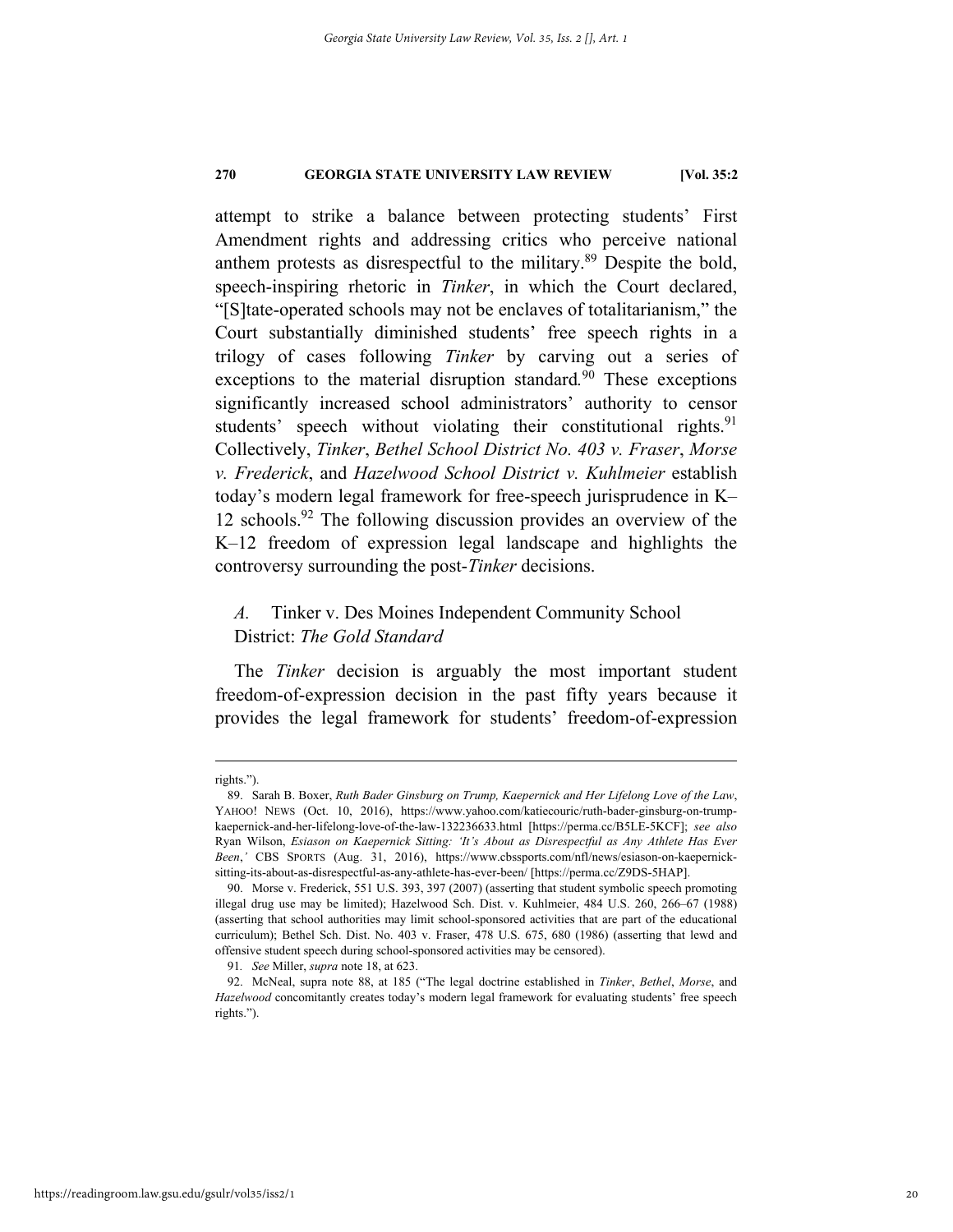attempt to strike a balance between protecting students' First Amendment rights and addressing critics who perceive national anthem protests as disrespectful to the military.[89] Despite the bold, speech-inspiring rhetoric in *Tinker*, in which the Court declared, "[S]tate-operated schools may not be enclaves of totalitarianism," the Court substantially diminished students' free speech rights in a trilogy of cases following *Tinker* by carving out a series of exceptions to the material disruption standard.[90] These exceptions significantly increased school administrators' authority to censor students' speech without violating their constitutional rights.[91] Collectively, *Tinker*, *Bethel School District No. 403 v. Fraser*, *Morse v. Frederick*, and *Hazelwood School District v. Kuhlmeier* establish today's modern legal framework for free-speech jurisprudence in K–12 schools.[92] The following discussion provides an overview of the K–12 freedom of expression legal landscape and highlights the controversy surrounding the post-*Tinker* decisions.

### *A.* Tinker v. Des Moines Independent Community School District: *The Gold Standard*

The *Tinker* decision is arguably the most important student freedom-of-expression decision in the past fifty years because it provides the legal framework for students' freedom-of-expression

---

rights.").

89. Sarah B. Boxer, *Ruth Bader Ginsburg on Trump, Kaepernick and Her Lifelong Love of the Law*, YAHOO! NEWS (Oct. 10, 2016), https://www.yahoo.com/katiecouric/ruth-bader-ginsburg-on-trump-kaepernick-and-her-lifelong-love-of-the-law-132236633.html [https://perma.cc/B5LE-5KCF]; *see also* Ryan Wilson, *Esiason on Kaepernick Sitting: 'It's About as Disrespectful as Any Athlete Has Ever Been*,*'* CBS SPORTS (Aug. 31, 2016), https://www.cbssports.com/nfl/news/esiason-on-kaepernick-sitting-its-about-as-disrespectful-as-any-athlete-has-ever-been/ [https://perma.cc/Z9DS-5HAP].

90. Morse v. Frederick, 551 U.S. 393, 397 (2007) (asserting that student symbolic speech promoting illegal drug use may be limited); Hazelwood Sch. Dist. v. Kuhlmeier, 484 U.S. 260, 266–67 (1988) (asserting that school authorities may limit school-sponsored activities that are part of the educational curriculum); Bethel Sch. Dist. No. 403 v. Fraser, 478 U.S. 675, 680 (1986) (asserting that lewd and offensive student speech during school-sponsored activities may be censored).

91. *See* Miller, *supra* note 18, at 623.

92. McNeal, supra note 88, at 185 ("The legal doctrine established in *Tinker*, *Bethel*, *Morse*, and *Hazelwood* concomitantly creates today's modern legal framework for evaluating students' free speech rights.").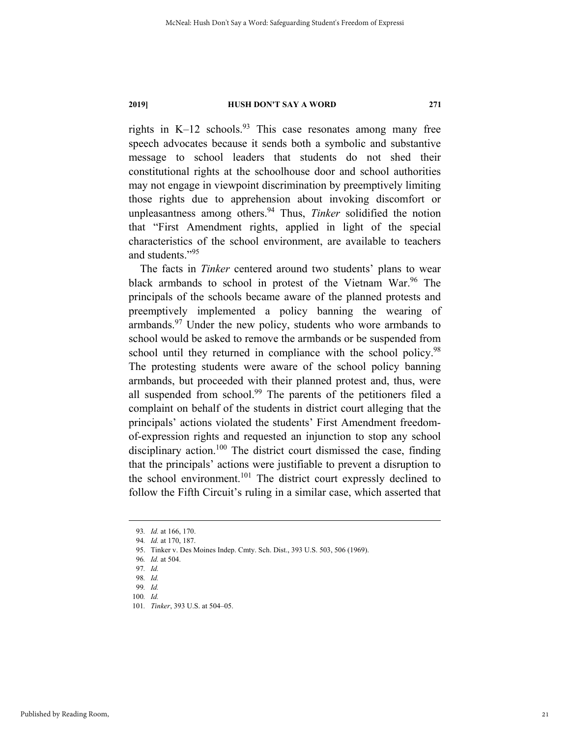rights in K–12 schools.[93] This case resonates among many free speech advocates because it sends both a symbolic and substantive message to school leaders that students do not shed their constitutional rights at the schoolhouse door and school authorities may not engage in viewpoint discrimination by preemptively limiting those rights due to apprehension about invoking discomfort or unpleasantness among others.[94] Thus, *Tinker* solidified the notion that "First Amendment rights, applied in light of the special characteristics of the school environment, are available to teachers and students."[95]

The facts in *Tinker* centered around two students' plans to wear black armbands to school in protest of the Vietnam War.[96] The principals of the schools became aware of the planned protests and preemptively implemented a policy banning the wearing of armbands.[97] Under the new policy, students who wore armbands to school would be asked to remove the armbands or be suspended from school until they returned in compliance with the school policy.[98] The protesting students were aware of the school policy banning armbands, but proceeded with their planned protest and, thus, were all suspended from school.[99] The parents of the petitioners filed a complaint on behalf of the students in district court alleging that the principals' actions violated the students' First Amendment freedom-of-expression rights and requested an injunction to stop any school disciplinary action.[100] The district court dismissed the case, finding that the principals' actions were justifiable to prevent a disruption to the school environment.[101] The district court expressly declined to follow the Fifth Circuit's ruling in a similar case, which asserted that

---

93. *Id.* at 166, 170.
94. *Id.* at 170, 187.
95. Tinker v. Des Moines Indep. Cmty. Sch. Dist., 393 U.S. 503, 506 (1969).
96. *Id.* at 504.
97. *Id.*
98. *Id.*
99. *Id.*
100. *Id.*
101. *Tinker*, 393 U.S. at 504–05.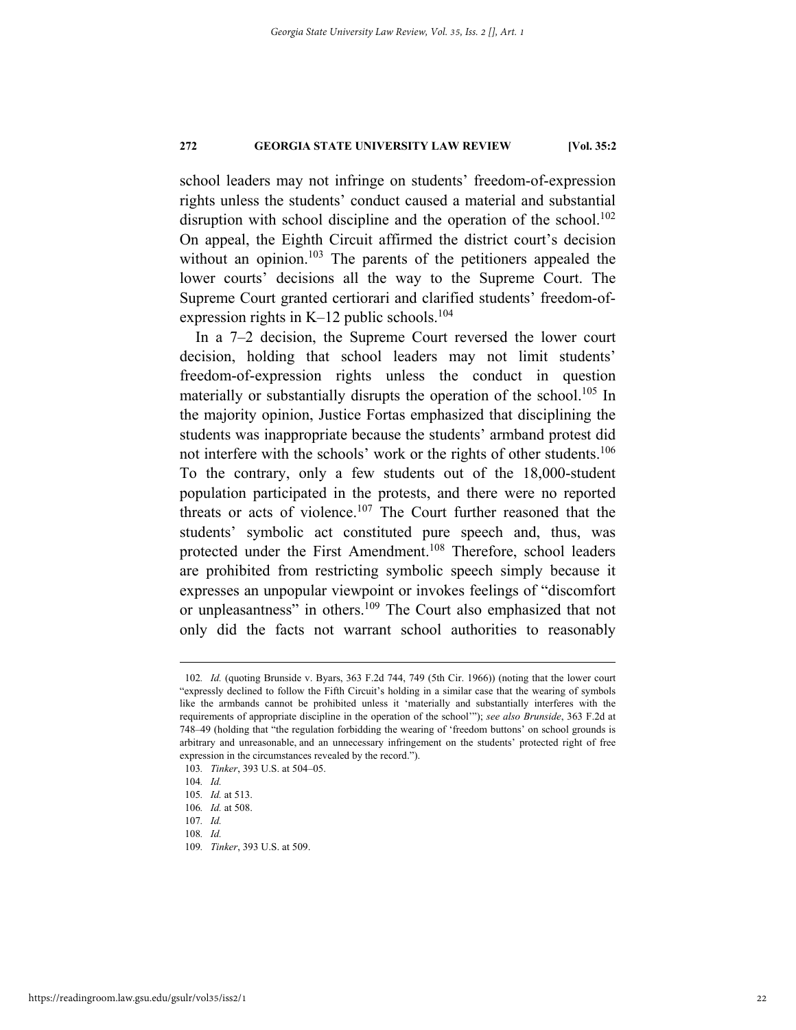school leaders may not infringe on students' freedom-of-expression rights unless the students' conduct caused a material and substantial disruption with school discipline and the operation of the school.[102] On appeal, the Eighth Circuit affirmed the district court's decision without an opinion.[103] The parents of the petitioners appealed the lower courts' decisions all the way to the Supreme Court. The Supreme Court granted certiorari and clarified students' freedom-of-expression rights in K–12 public schools.[104]

In a 7–2 decision, the Supreme Court reversed the lower court decision, holding that school leaders may not limit students' freedom-of-expression rights unless the conduct in question materially or substantially disrupts the operation of the school.[105] In the majority opinion, Justice Fortas emphasized that disciplining the students was inappropriate because the students' armband protest did not interfere with the schools' work or the rights of other students.[106] To the contrary, only a few students out of the 18,000-student population participated in the protests, and there were no reported threats or acts of violence.[107] The Court further reasoned that the students' symbolic act constituted pure speech and, thus, was protected under the First Amendment.[108] Therefore, school leaders are prohibited from restricting symbolic speech simply because it expresses an unpopular viewpoint or invokes feelings of "discomfort or unpleasantness" in others.[109] The Court also emphasized that not only did the facts not warrant school authorities to reasonably

---

102. *Id.* (quoting Brunside v. Byars, 363 F.2d 744, 749 (5th Cir. 1966)) (noting that the lower court "expressly declined to follow the Fifth Circuit's holding in a similar case that the wearing of symbols like the armbands cannot be prohibited unless it 'materially and substantially interferes with the requirements of appropriate discipline in the operation of the school'"); *see also Brunside*, 363 F.2d at 748–49 (holding that "the regulation forbidding the wearing of 'freedom buttons' on school grounds is arbitrary and unreasonable, and an unnecessary infringement on the students' protected right of free expression in the circumstances revealed by the record.").

103. *Tinker*, 393 U.S. at 504–05.

104. *Id.*

105. *Id.* at 513.

106. *Id.* at 508.

107. *Id.*

108. *Id.*

109. *Tinker*, 393 U.S. at 509.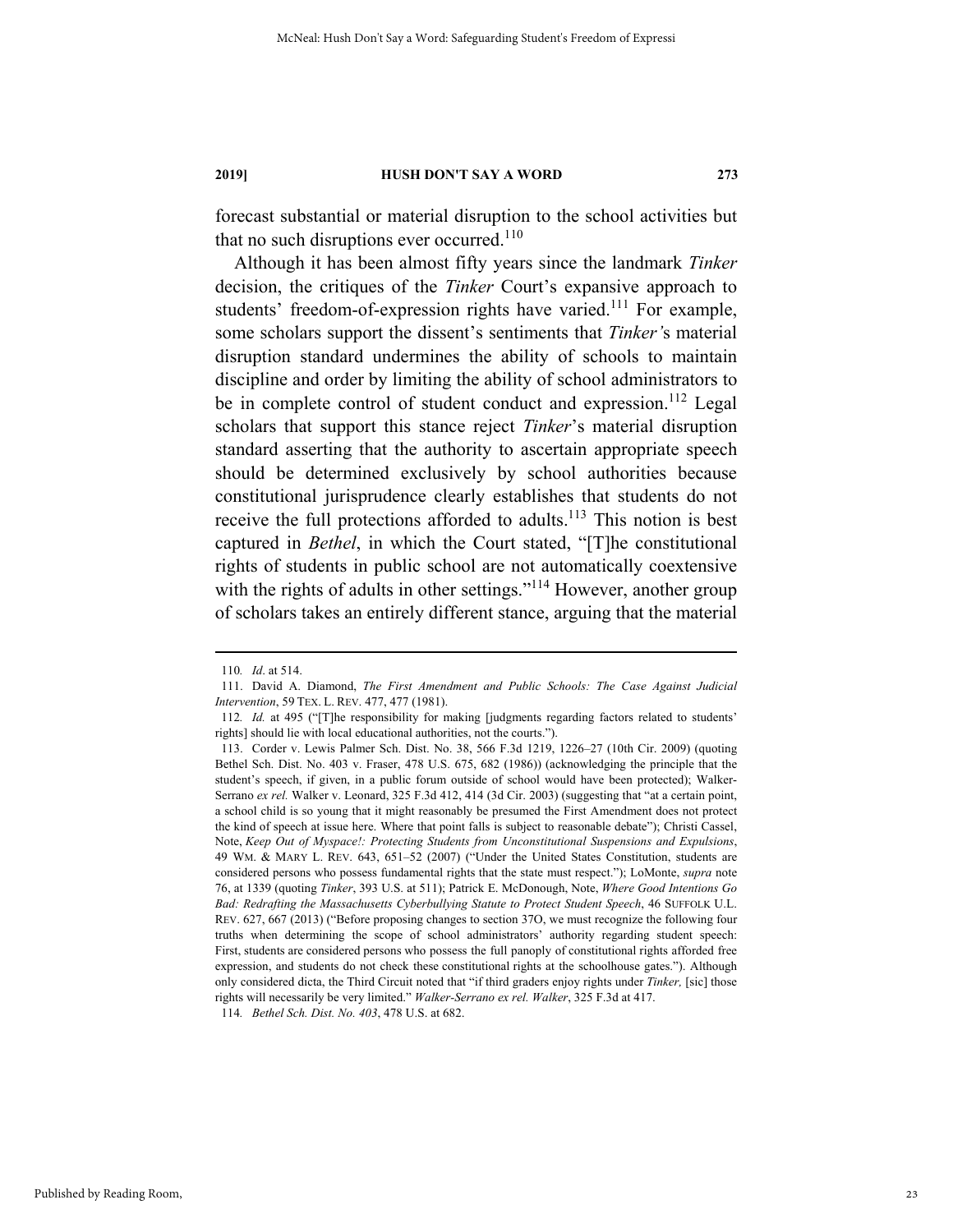forecast substantial or material disruption to the school activities but that no such disruptions ever occurred.[110]

Although it has been almost fifty years since the landmark *Tinker* decision, the critiques of the *Tinker* Court's expansive approach to students' freedom-of-expression rights have varied.[111] For example, some scholars support the dissent's sentiments that *Tinker'*s material disruption standard undermines the ability of schools to maintain discipline and order by limiting the ability of school administrators to be in complete control of student conduct and expression.[112] Legal scholars that support this stance reject *Tinker*'s material disruption standard asserting that the authority to ascertain appropriate speech should be determined exclusively by school authorities because constitutional jurisprudence clearly establishes that students do not receive the full protections afforded to adults.[113] This notion is best captured in *Bethel*, in which the Court stated, "[T]he constitutional rights of students in public school are not automatically coextensive with the rights of adults in other settings."[114] However, another group of scholars takes an entirely different stance, arguing that the material

---

110. *Id*. at 514.

111. David A. Diamond, *The First Amendment and Public Schools: The Case Against Judicial Intervention*, 59 TEX. L. REV. 477, 477 (1981).

112. *Id.* at 495 ("[T]he responsibility for making [judgments regarding factors related to students' rights] should lie with local educational authorities, not the courts.").

113. Corder v. Lewis Palmer Sch. Dist. No. 38, 566 F.3d 1219, 1226–27 (10th Cir. 2009) (quoting Bethel Sch. Dist. No. 403 v. Fraser, 478 U.S. 675, 682 (1986)) (acknowledging the principle that the student's speech, if given, in a public forum outside of school would have been protected); Walker-Serrano *ex rel.* Walker v. Leonard, 325 F.3d 412, 414 (3d Cir. 2003) (suggesting that "at a certain point, a school child is so young that it might reasonably be presumed the First Amendment does not protect the kind of speech at issue here. Where that point falls is subject to reasonable debate"); Christi Cassel, Note, *Keep Out of Myspace!: Protecting Students from Unconstitutional Suspensions and Expulsions*, 49 WM. & MARY L. REV. 643, 651–52 (2007) ("Under the United States Constitution, students are considered persons who possess fundamental rights that the state must respect."); LoMonte, *supra* note 76, at 1339 (quoting *Tinker*, 393 U.S. at 511); Patrick E. McDonough, Note, *Where Good Intentions Go Bad: Redrafting the Massachusetts Cyberbullying Statute to Protect Student Speech*, 46 SUFFOLK U.L. REV. 627, 667 (2013) ("Before proposing changes to section 37O, we must recognize the following four truths when determining the scope of school administrators' authority regarding student speech: First, students are considered persons who possess the full panoply of constitutional rights afforded free expression, and students do not check these constitutional rights at the schoolhouse gates."). Although only considered dicta, the Third Circuit noted that "if third graders enjoy rights under *Tinker,* [sic] those rights will necessarily be very limited." *Walker-Serrano ex rel. Walker*, 325 F.3d at 417.

114. *Bethel Sch. Dist. No. 403*, 478 U.S. at 682.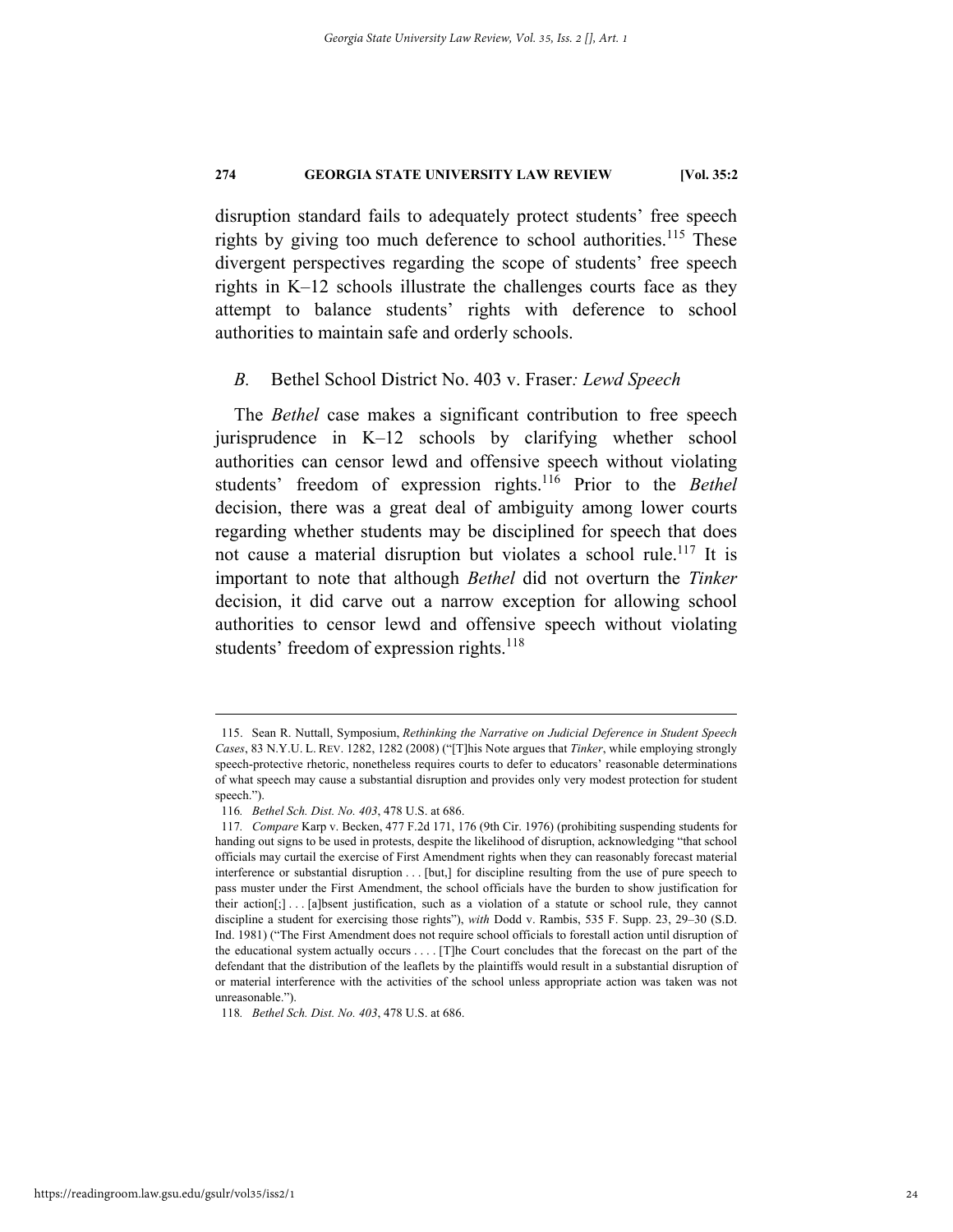disruption standard fails to adequately protect students' free speech rights by giving too much deference to school authorities.[115] These divergent perspectives regarding the scope of students' free speech rights in K–12 schools illustrate the challenges courts face as they attempt to balance students' rights with deference to school authorities to maintain safe and orderly schools.

### *B.* Bethel School District No. 403 v. Fraser*: Lewd Speech*

The *Bethel* case makes a significant contribution to free speech jurisprudence in K–12 schools by clarifying whether school authorities can censor lewd and offensive speech without violating students' freedom of expression rights.[116] Prior to the *Bethel* decision, there was a great deal of ambiguity among lower courts regarding whether students may be disciplined for speech that does not cause a material disruption but violates a school rule.[117] It is important to note that although *Bethel* did not overturn the *Tinker* decision, it did carve out a narrow exception for allowing school authorities to censor lewd and offensive speech without violating students' freedom of expression rights.[118]

---

115. Sean R. Nuttall, Symposium, *Rethinking the Narrative on Judicial Deference in Student Speech Cases*, 83 N.Y.U. L. REV. 1282, 1282 (2008) ("[T]his Note argues that *Tinker*, while employing strongly speech-protective rhetoric, nonetheless requires courts to defer to educators' reasonable determinations of what speech may cause a substantial disruption and provides only very modest protection for student speech.").

116. *Bethel Sch. Dist. No. 403*, 478 U.S. at 686.

117. *Compare* Karp v. Becken, 477 F.2d 171, 176 (9th Cir. 1976) (prohibiting suspending students for handing out signs to be used in protests, despite the likelihood of disruption, acknowledging "that school officials may curtail the exercise of First Amendment rights when they can reasonably forecast material interference or substantial disruption . . . [but,] for discipline resulting from the use of pure speech to pass muster under the First Amendment, the school officials have the burden to show justification for their action[;] . . . [a]bsent justification, such as a violation of a statute or school rule, they cannot discipline a student for exercising those rights"), *with* Dodd v. Rambis, 535 F. Supp. 23, 29–30 (S.D. Ind. 1981) ("The First Amendment does not require school officials to forestall action until disruption of the educational system actually occurs . . . . [T]he Court concludes that the forecast on the part of the defendant that the distribution of the leaflets by the plaintiffs would result in a substantial disruption of or material interference with the activities of the school unless appropriate action was taken was not unreasonable.").

118. *Bethel Sch. Dist. No. 403*, 478 U.S. at 686.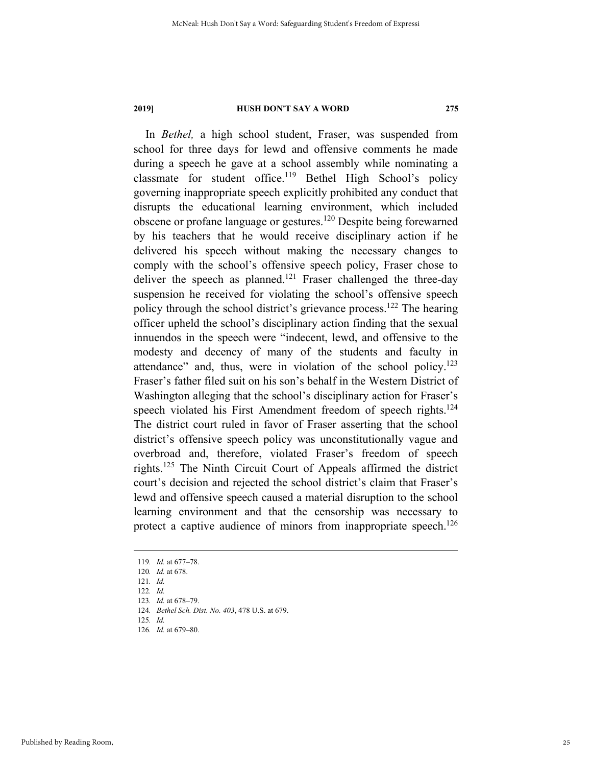In *Bethel,* a high school student, Fraser, was suspended from school for three days for lewd and offensive comments he made during a speech he gave at a school assembly while nominating a classmate for student office.[119] Bethel High School's policy governing inappropriate speech explicitly prohibited any conduct that disrupts the educational learning environment, which included obscene or profane language or gestures.[120] Despite being forewarned by his teachers that he would receive disciplinary action if he delivered his speech without making the necessary changes to comply with the school's offensive speech policy, Fraser chose to deliver the speech as planned.[121] Fraser challenged the three-day suspension he received for violating the school's offensive speech policy through the school district's grievance process.[122] The hearing officer upheld the school's disciplinary action finding that the sexual innuendos in the speech were "indecent, lewd, and offensive to the modesty and decency of many of the students and faculty in attendance" and, thus, were in violation of the school policy.[123] Fraser's father filed suit on his son's behalf in the Western District of Washington alleging that the school's disciplinary action for Fraser's speech violated his First Amendment freedom of speech rights.[124] The district court ruled in favor of Fraser asserting that the school district's offensive speech policy was unconstitutionally vague and overbroad and, therefore, violated Fraser's freedom of speech rights.[125] The Ninth Circuit Court of Appeals affirmed the district court's decision and rejected the school district's claim that Fraser's lewd and offensive speech caused a material disruption to the school learning environment and that the censorship was necessary to protect a captive audience of minors from inappropriate speech.[126]

---

119. *Id.* at 677–78.
120. *Id.* at 678.
121. *Id.*
122. *Id.*
123. *Id.* at 678–79.
124. *Bethel Sch. Dist. No. 403*, 478 U.S. at 679.
125. *Id.*
126. *Id.* at 679–80.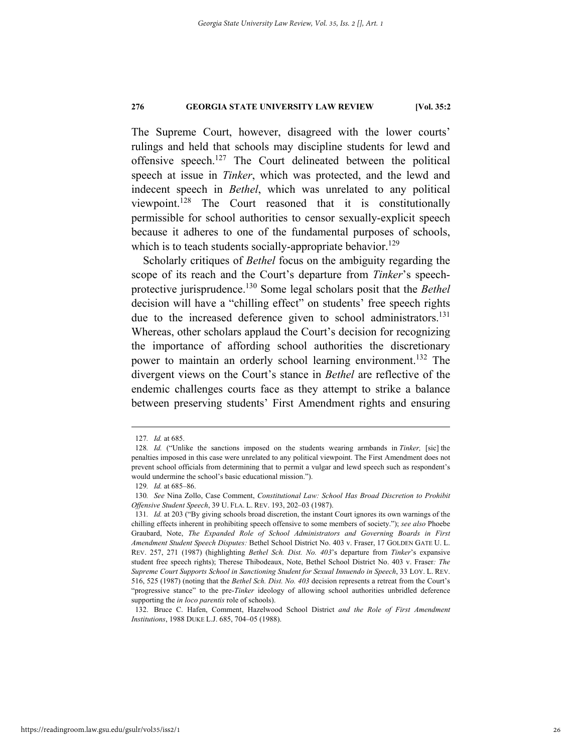The Supreme Court, however, disagreed with the lower courts' rulings and held that schools may discipline students for lewd and offensive speech.[127] The Court delineated between the political speech at issue in *Tinker*, which was protected, and the lewd and indecent speech in *Bethel*, which was unrelated to any political viewpoint.[128] The Court reasoned that it is constitutionally permissible for school authorities to censor sexually-explicit speech because it adheres to one of the fundamental purposes of schools, which is to teach students socially-appropriate behavior.[129]

Scholarly critiques of *Bethel* focus on the ambiguity regarding the scope of its reach and the Court's departure from *Tinker*'s speech-protective jurisprudence.[130] Some legal scholars posit that the *Bethel* decision will have a "chilling effect" on students' free speech rights due to the increased deference given to school administrators.[131] Whereas, other scholars applaud the Court's decision for recognizing the importance of affording school authorities the discretionary power to maintain an orderly school learning environment.[132] The divergent views on the Court's stance in *Bethel* are reflective of the endemic challenges courts face as they attempt to strike a balance between preserving students' First Amendment rights and ensuring

---

127. *Id.* at 685.

128. *Id.* ("Unlike the sanctions imposed on the students wearing armbands in *Tinker,* [sic] the penalties imposed in this case were unrelated to any political viewpoint. The First Amendment does not prevent school officials from determining that to permit a vulgar and lewd speech such as respondent's would undermine the school's basic educational mission.").

129. *Id.* at 685–86.

130. *See* Nina Zollo, Case Comment, *Constitutional Law: School Has Broad Discretion to Prohibit Offensive Student Speech*, 39 U. FLA. L. REV. 193, 202–03 (1987).

131. *Id.* at 203 ("By giving schools broad discretion, the instant Court ignores its own warnings of the chilling effects inherent in prohibiting speech offensive to some members of society."); *see also* Phoebe Graubard, Note, *The Expanded Role of School Administrators and Governing Boards in First Amendment Student Speech Disputes:* Bethel School District No. 403 v. Fraser, 17 GOLDEN GATE U. L. REV. 257, 271 (1987) (highlighting *Bethel Sch. Dist. No. 403*'s departure from *Tinker*'s expansive student free speech rights); Therese Thibodeaux, Note, Bethel School District No. 403 v. Fraser*: The Supreme Court Supports School in Sanctioning Student for Sexual Innuendo in Speech*, 33 LOY. L. REV. 516, 525 (1987) (noting that the *Bethel Sch. Dist. No. 403* decision represents a retreat from the Court's "progressive stance" to the pre-*Tinker* ideology of allowing school authorities unbridled deference supporting the *in loco parentis* role of schools).

132. Bruce C. Hafen, Comment, Hazelwood School District *and the Role of First Amendment Institutions*, 1988 DUKE L.J. 685, 704–05 (1988).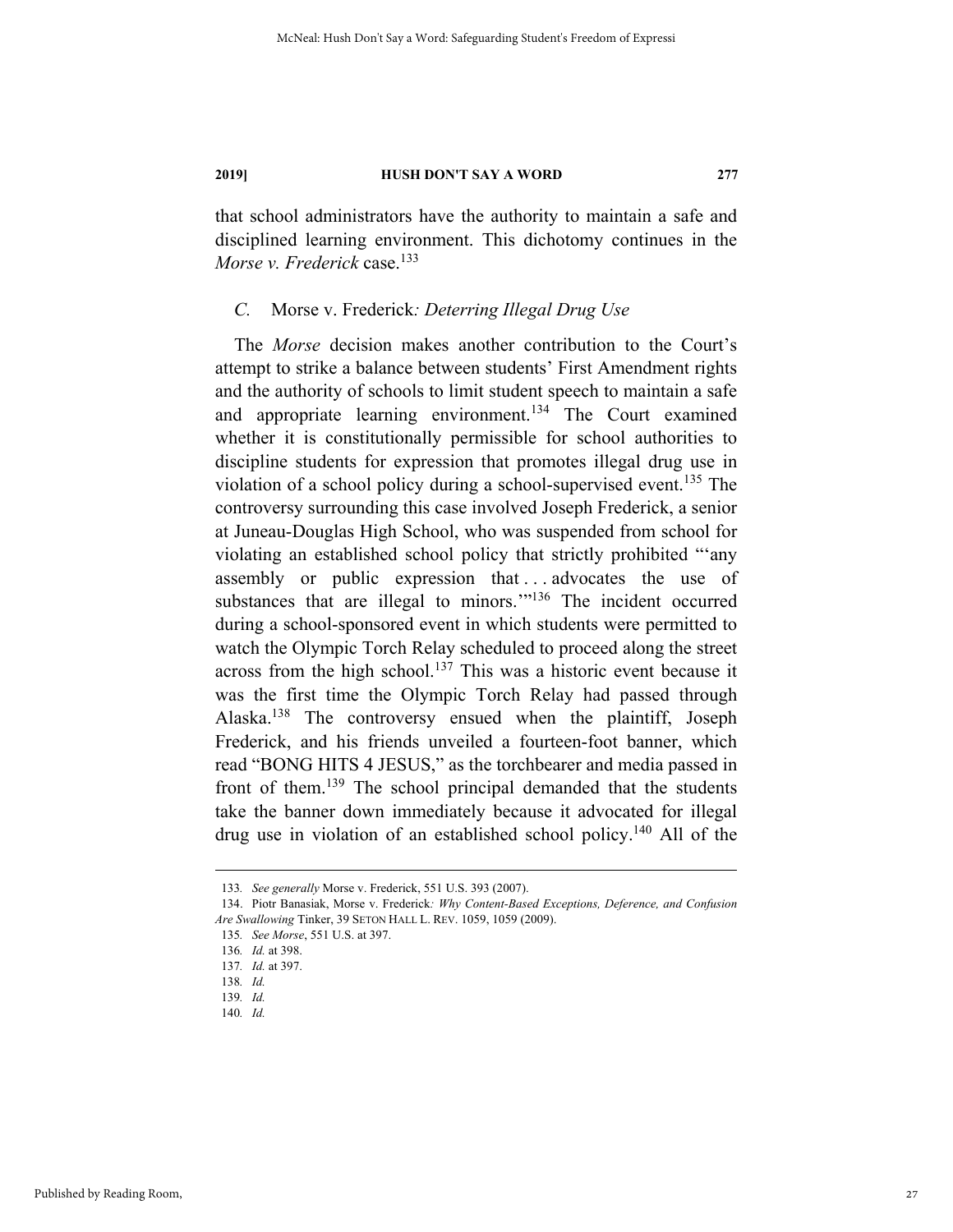that school administrators have the authority to maintain a safe and disciplined learning environment. This dichotomy continues in the *Morse v. Frederick* case.[133]

### *C.* Morse v. Frederick*: Deterring Illegal Drug Use*

The *Morse* decision makes another contribution to the Court's attempt to strike a balance between students' First Amendment rights and the authority of schools to limit student speech to maintain a safe and appropriate learning environment.[134] The Court examined whether it is constitutionally permissible for school authorities to discipline students for expression that promotes illegal drug use in violation of a school policy during a school-supervised event.[135] The controversy surrounding this case involved Joseph Frederick, a senior at Juneau-Douglas High School, who was suspended from school for violating an established school policy that strictly prohibited "'any assembly or public expression that . . . advocates the use of substances that are illegal to minors.'"[136] The incident occurred during a school-sponsored event in which students were permitted to watch the Olympic Torch Relay scheduled to proceed along the street across from the high school.[137] This was a historic event because it was the first time the Olympic Torch Relay had passed through Alaska.[138] The controversy ensued when the plaintiff, Joseph Frederick, and his friends unveiled a fourteen-foot banner, which read "BONG HITS 4 JESUS," as the torchbearer and media passed in front of them.[139] The school principal demanded that the students take the banner down immediately because it advocated for illegal drug use in violation of an established school policy.[140] All of the

---

133. *See generally* Morse v. Frederick, 551 U.S. 393 (2007).

134. Piotr Banasiak, Morse v. Frederick*: Why Content-Based Exceptions, Deference, and Confusion Are Swallowing* Tinker, 39 SETON HALL L. REV. 1059, 1059 (2009).

135. *See Morse*, 551 U.S. at 397.

136. *Id.* at 398.

137. *Id.* at 397.

138. *Id.*

139. *Id.*

140. *Id.*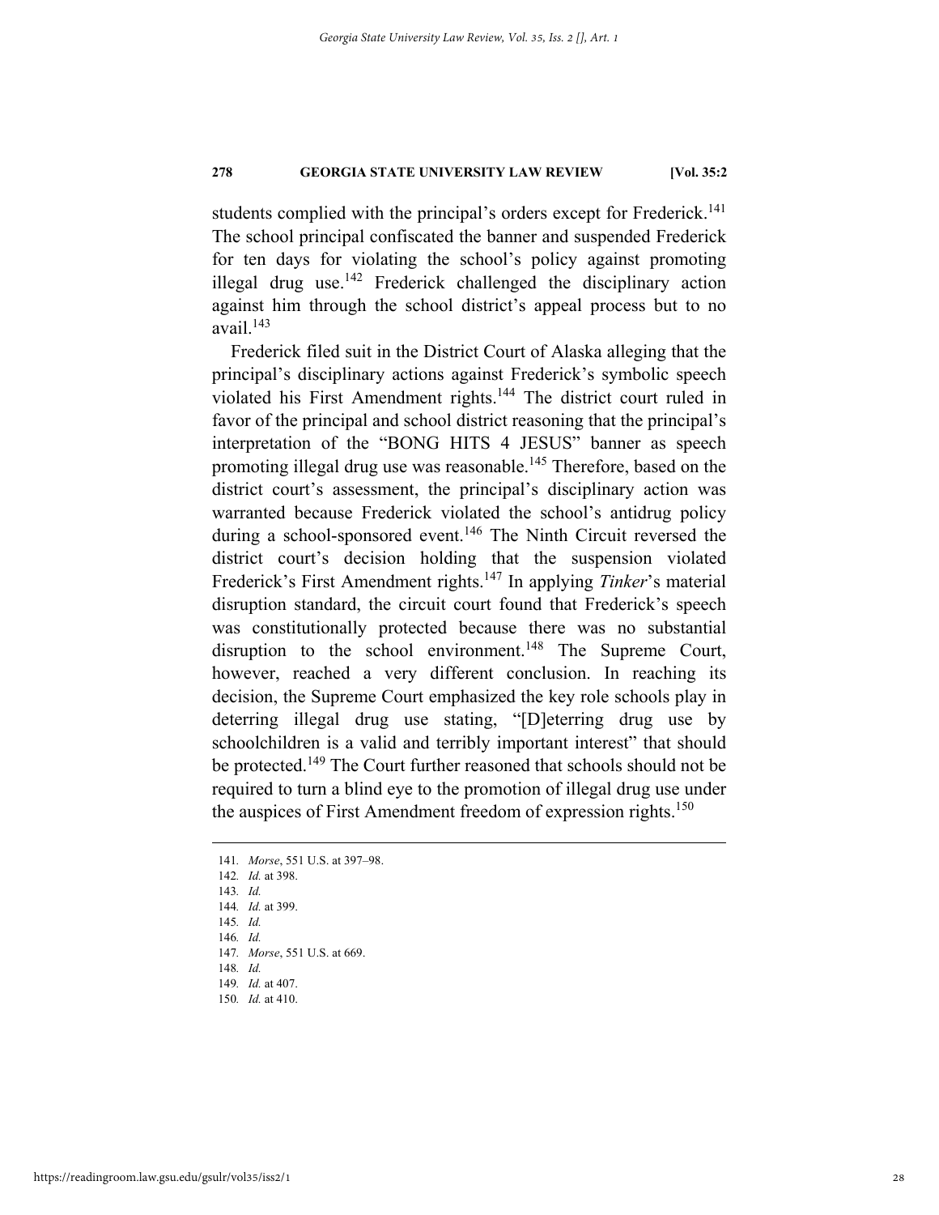students complied with the principal's orders except for Frederick.[141] The school principal confiscated the banner and suspended Frederick for ten days for violating the school's policy against promoting illegal drug use.[142] Frederick challenged the disciplinary action against him through the school district's appeal process but to no avail.[143]

Frederick filed suit in the District Court of Alaska alleging that the principal's disciplinary actions against Frederick's symbolic speech violated his First Amendment rights.[144] The district court ruled in favor of the principal and school district reasoning that the principal's interpretation of the "BONG HITS 4 JESUS" banner as speech promoting illegal drug use was reasonable.[145] Therefore, based on the district court's assessment, the principal's disciplinary action was warranted because Frederick violated the school's antidrug policy during a school-sponsored event.[146] The Ninth Circuit reversed the district court's decision holding that the suspension violated Frederick's First Amendment rights.[147] In applying *Tinker*'s material disruption standard, the circuit court found that Frederick's speech was constitutionally protected because there was no substantial disruption to the school environment.[148] The Supreme Court, however, reached a very different conclusion. In reaching its decision, the Supreme Court emphasized the key role schools play in deterring illegal drug use stating, "[D]eterring drug use by schoolchildren is a valid and terribly important interest" that should be protected.[149] The Court further reasoned that schools should not be required to turn a blind eye to the promotion of illegal drug use under the auspices of First Amendment freedom of expression rights.[150]

---

141. *Morse*, 551 U.S. at 397–98.
142. *Id.* at 398.
143. *Id.*
144. *Id.* at 399.
145. *Id.*
146. *Id.*
147. *Morse*, 551 U.S. at 669.
148. *Id.*
149. *Id.* at 407.
150. *Id.* at 410.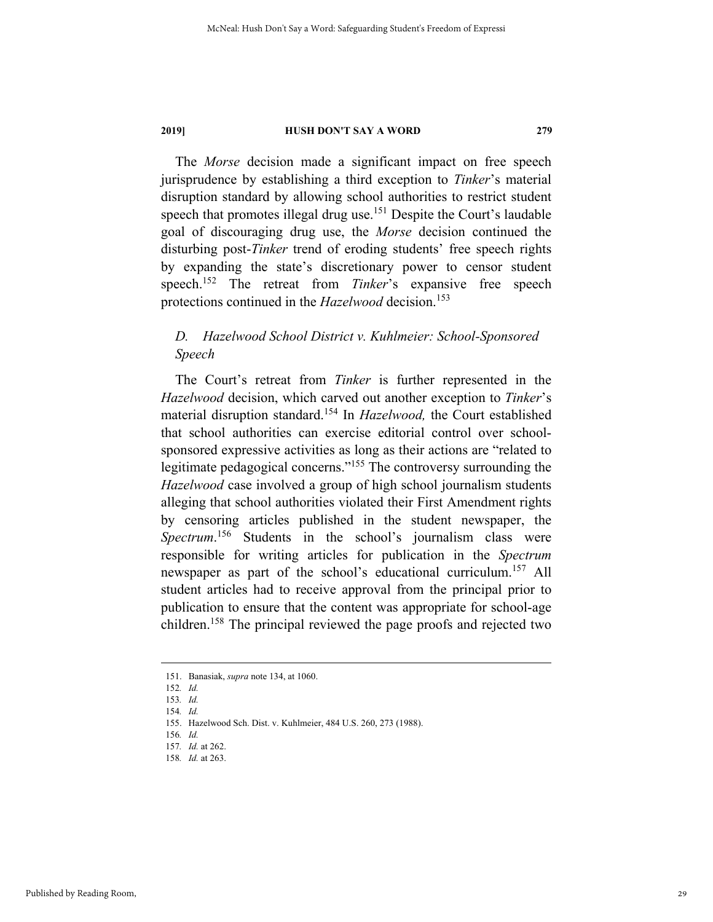The *Morse* decision made a significant impact on free speech jurisprudence by establishing a third exception to *Tinker*'s material disruption standard by allowing school authorities to restrict student speech that promotes illegal drug use.[151] Despite the Court's laudable goal of discouraging drug use, the *Morse* decision continued the disturbing post-*Tinker* trend of eroding students' free speech rights by expanding the state's discretionary power to censor student speech.[152] The retreat from *Tinker*'s expansive free speech protections continued in the *Hazelwood* decision.[153]

### *D. Hazelwood School District v. Kuhlmeier: School-Sponsored Speech*

The Court's retreat from *Tinker* is further represented in the *Hazelwood* decision, which carved out another exception to *Tinker*'s material disruption standard.[154] In *Hazelwood,* the Court established that school authorities can exercise editorial control over school-sponsored expressive activities as long as their actions are "related to legitimate pedagogical concerns."[155] The controversy surrounding the *Hazelwood* case involved a group of high school journalism students alleging that school authorities violated their First Amendment rights by censoring articles published in the student newspaper, the *Spectrum*.[156] Students in the school's journalism class were responsible for writing articles for publication in the *Spectrum* newspaper as part of the school's educational curriculum.[157] All student articles had to receive approval from the principal prior to publication to ensure that the content was appropriate for school-age children.[158] The principal reviewed the page proofs and rejected two

---

151. Banasiak, *supra* note 134, at 1060.

152. *Id.*

153. *Id.*

154. *Id.*

155. Hazelwood Sch. Dist. v. Kuhlmeier, 484 U.S. 260, 273 (1988).

156. *Id.*

157. *Id.* at 262.

158. *Id.* at 263.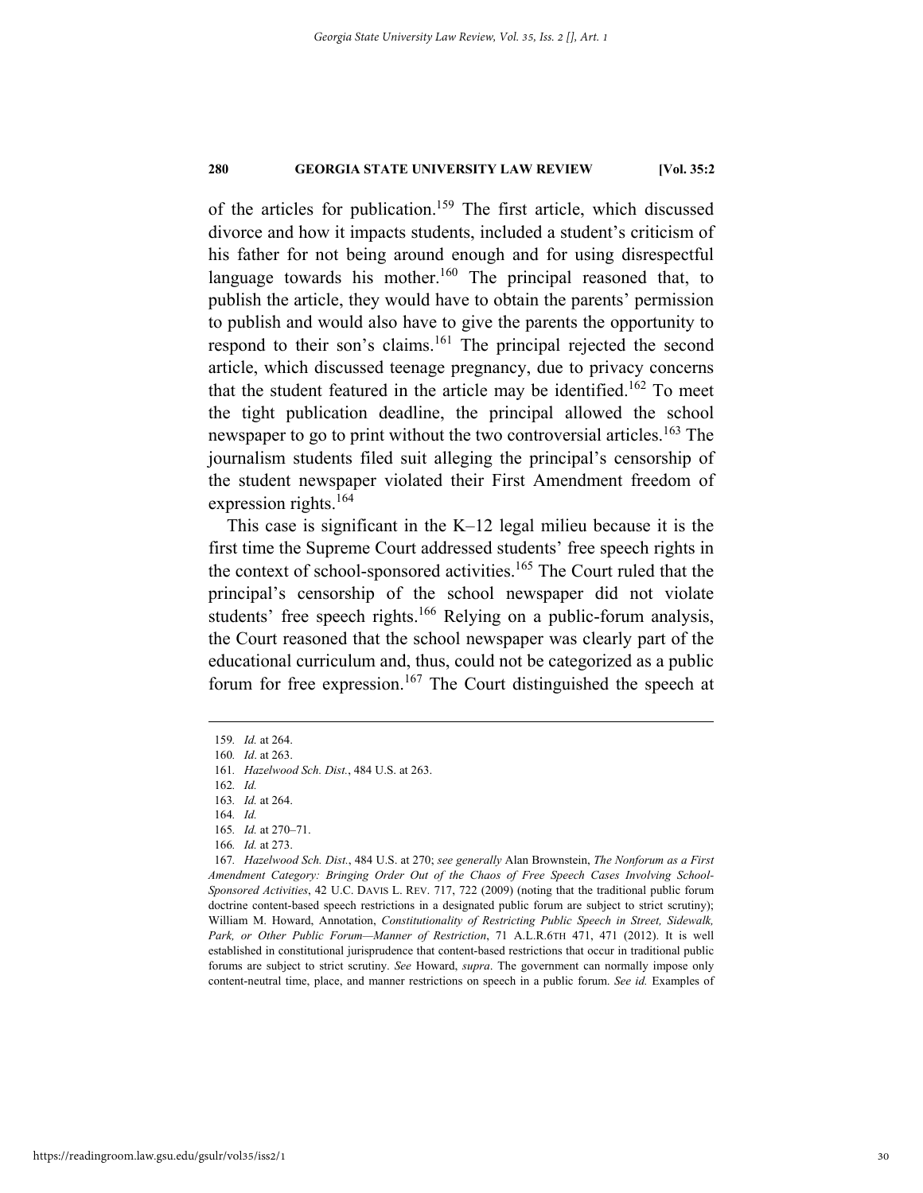of the articles for publication.[159] The first article, which discussed divorce and how it impacts students, included a student's criticism of his father for not being around enough and for using disrespectful language towards his mother.[160] The principal reasoned that, to publish the article, they would have to obtain the parents' permission to publish and would also have to give the parents the opportunity to respond to their son's claims.[161] The principal rejected the second article, which discussed teenage pregnancy, due to privacy concerns that the student featured in the article may be identified.[162] To meet the tight publication deadline, the principal allowed the school newspaper to go to print without the two controversial articles.[163] The journalism students filed suit alleging the principal's censorship of the student newspaper violated their First Amendment freedom of expression rights.[164]

This case is significant in the K–12 legal milieu because it is the first time the Supreme Court addressed students' free speech rights in the context of school-sponsored activities.[165] The Court ruled that the principal's censorship of the school newspaper did not violate students' free speech rights.[166] Relying on a public-forum analysis, the Court reasoned that the school newspaper was clearly part of the educational curriculum and, thus, could not be categorized as a public forum for free expression.[167] The Court distinguished the speech at

---

159. *Id.* at 264.

160. *Id*. at 263.

161. *Hazelwood Sch. Dist.*, 484 U.S. at 263.

162. *Id.*

163. *Id.* at 264.

164. *Id.*

165. *Id.* at 270–71.

166. *Id.* at 273.

167. *Hazelwood Sch. Dist.*, 484 U.S. at 270; *see generally* Alan Brownstein, *The Nonforum as a First Amendment Category: Bringing Order Out of the Chaos of Free Speech Cases Involving School-Sponsored Activities*, 42 U.C. DAVIS L. REV. 717, 722 (2009) (noting that the traditional public forum doctrine content-based speech restrictions in a designated public forum are subject to strict scrutiny); William M. Howard, Annotation, *Constitutionality of Restricting Public Speech in Street, Sidewalk, Park, or Other Public Forum—Manner of Restriction*, 71 A.L.R.6TH 471, 471 (2012). It is well established in constitutional jurisprudence that content-based restrictions that occur in traditional public forums are subject to strict scrutiny. *See* Howard, *supra*. The government can normally impose only content-neutral time, place, and manner restrictions on speech in a public forum. *See id.* Examples of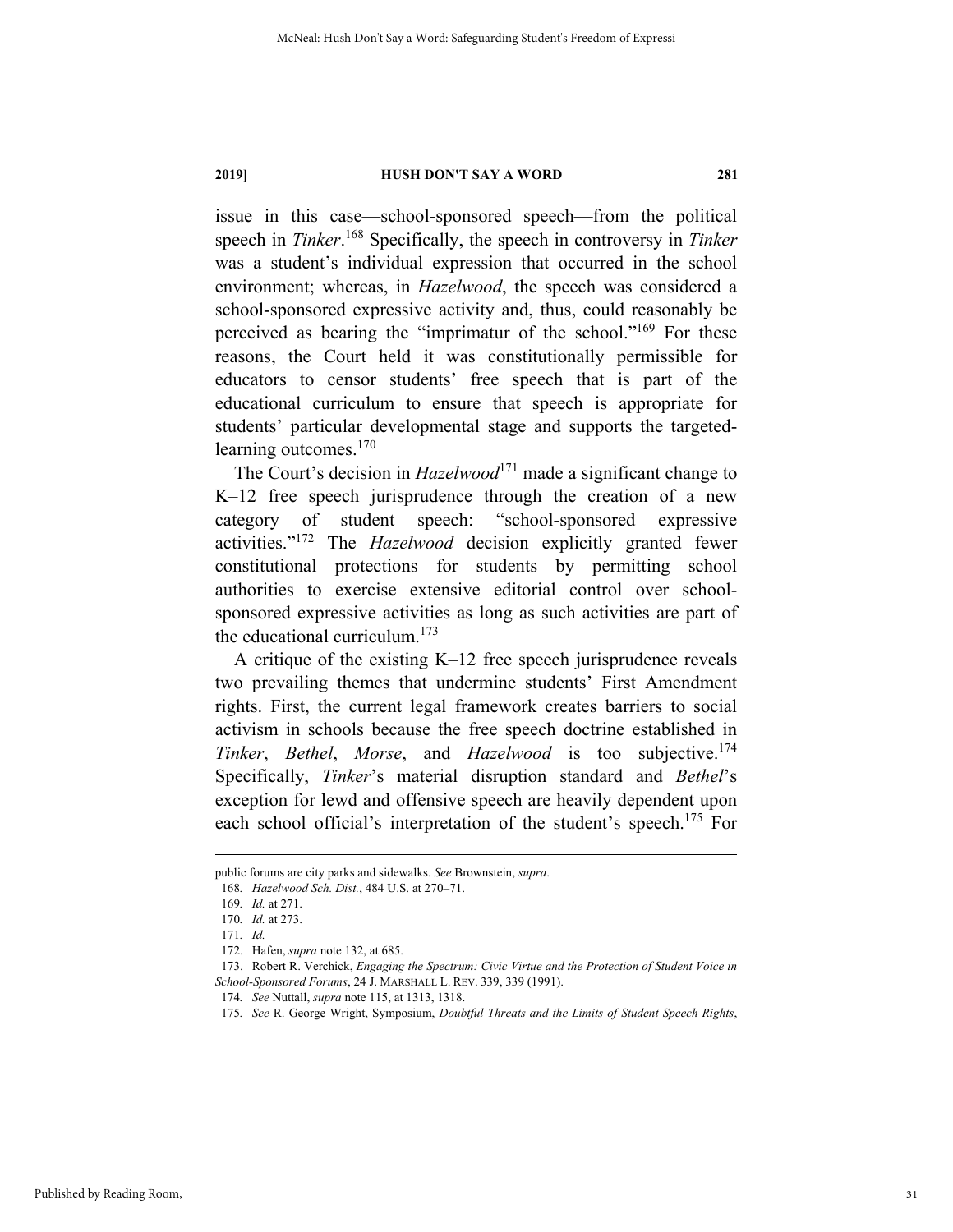issue in this case—school-sponsored speech—from the political speech in *Tinker*.[168] Specifically, the speech in controversy in *Tinker* was a student's individual expression that occurred in the school environment; whereas, in *Hazelwood*, the speech was considered a school-sponsored expressive activity and, thus, could reasonably be perceived as bearing the "imprimatur of the school."[169] For these reasons, the Court held it was constitutionally permissible for educators to censor students' free speech that is part of the educational curriculum to ensure that speech is appropriate for students' particular developmental stage and supports the targeted-learning outcomes.[170]

The Court's decision in *Hazelwood*[171] made a significant change to K–12 free speech jurisprudence through the creation of a new category of student speech: "school-sponsored expressive activities."[172] The *Hazelwood* decision explicitly granted fewer constitutional protections for students by permitting school authorities to exercise extensive editorial control over school-sponsored expressive activities as long as such activities are part of the educational curriculum.[173]

A critique of the existing K–12 free speech jurisprudence reveals two prevailing themes that undermine students' First Amendment rights. First, the current legal framework creates barriers to social activism in schools because the free speech doctrine established in *Tinker*, *Bethel*, *Morse*, and *Hazelwood* is too subjective.[174] Specifically, *Tinker*'s material disruption standard and *Bethel*'s exception for lewd and offensive speech are heavily dependent upon each school official's interpretation of the student's speech.[175] For

---

public forums are city parks and sidewalks. *See* Brownstein, *supra*.

168. *Hazelwood Sch. Dist.*, 484 U.S. at 270–71.

169. *Id.* at 271.

170. *Id.* at 273.

171. *Id.*

172. Hafen, *supra* note 132, at 685.

173. Robert R. Verchick, *Engaging the Spectrum: Civic Virtue and the Protection of Student Voice in School-Sponsored Forums*, 24 J. MARSHALL L. REV. 339, 339 (1991).

174. *See* Nuttall, *supra* note 115, at 1313, 1318.

175. *See* R. George Wright, Symposium, *Doubtful Threats and the Limits of Student Speech Rights*,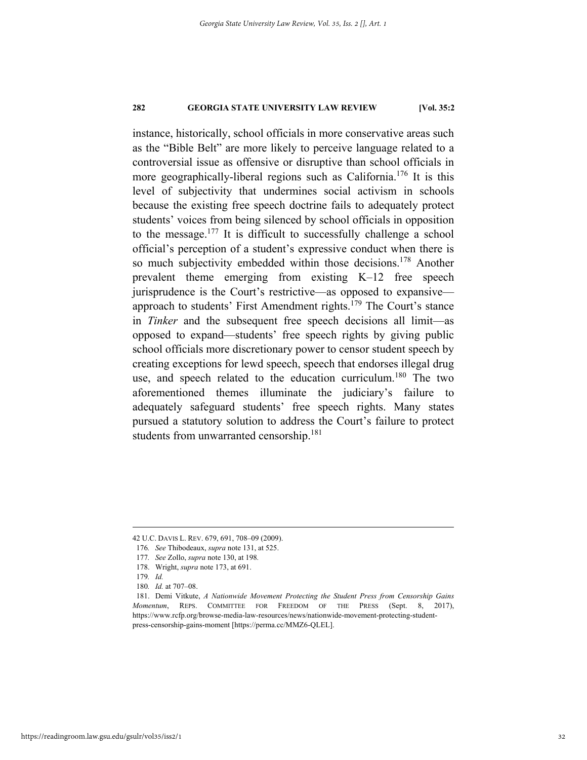instance, historically, school officials in more conservative areas such as the "Bible Belt" are more likely to perceive language related to a controversial issue as offensive or disruptive than school officials in more geographically-liberal regions such as California.[176] It is this level of subjectivity that undermines social activism in schools because the existing free speech doctrine fails to adequately protect students' voices from being silenced by school officials in opposition to the message.[177] It is difficult to successfully challenge a school official's perception of a student's expressive conduct when there is so much subjectivity embedded within those decisions.[178] Another prevalent theme emerging from existing K–12 free speech jurisprudence is the Court's restrictive—as opposed to expansive—approach to students' First Amendment rights.[179] The Court's stance in *Tinker* and the subsequent free speech decisions all limit—as opposed to expand—students' free speech rights by giving public school officials more discretionary power to censor student speech by creating exceptions for lewd speech, speech that endorses illegal drug use, and speech related to the education curriculum.[180] The two aforementioned themes illuminate the judiciary's failure to adequately safeguard students' free speech rights. Many states pursued a statutory solution to address the Court's failure to protect students from unwarranted censorship.[181]

---

42 U.C. DAVIS L. REV. 679, 691, 708–09 (2009).

176. *See* Thibodeaux, *supra* note 131, at 525.

177. *See* Zollo, *supra* note 130, at 198.

178. Wright, *supra* note 173, at 691.

179. *Id.*

180. *Id.* at 707–08.

181. Demi Vitkute, *A Nationwide Movement Protecting the Student Press from Censorship Gains Momentum*, REPS. COMMITTEE FOR FREEDOM OF THE PRESS (Sept. 8, 2017), https://www.rcfp.org/browse-media-law-resources/news/nationwide-movement-protecting-student-press-censorship-gains-moment [https://perma.cc/MMZ6-QLEL].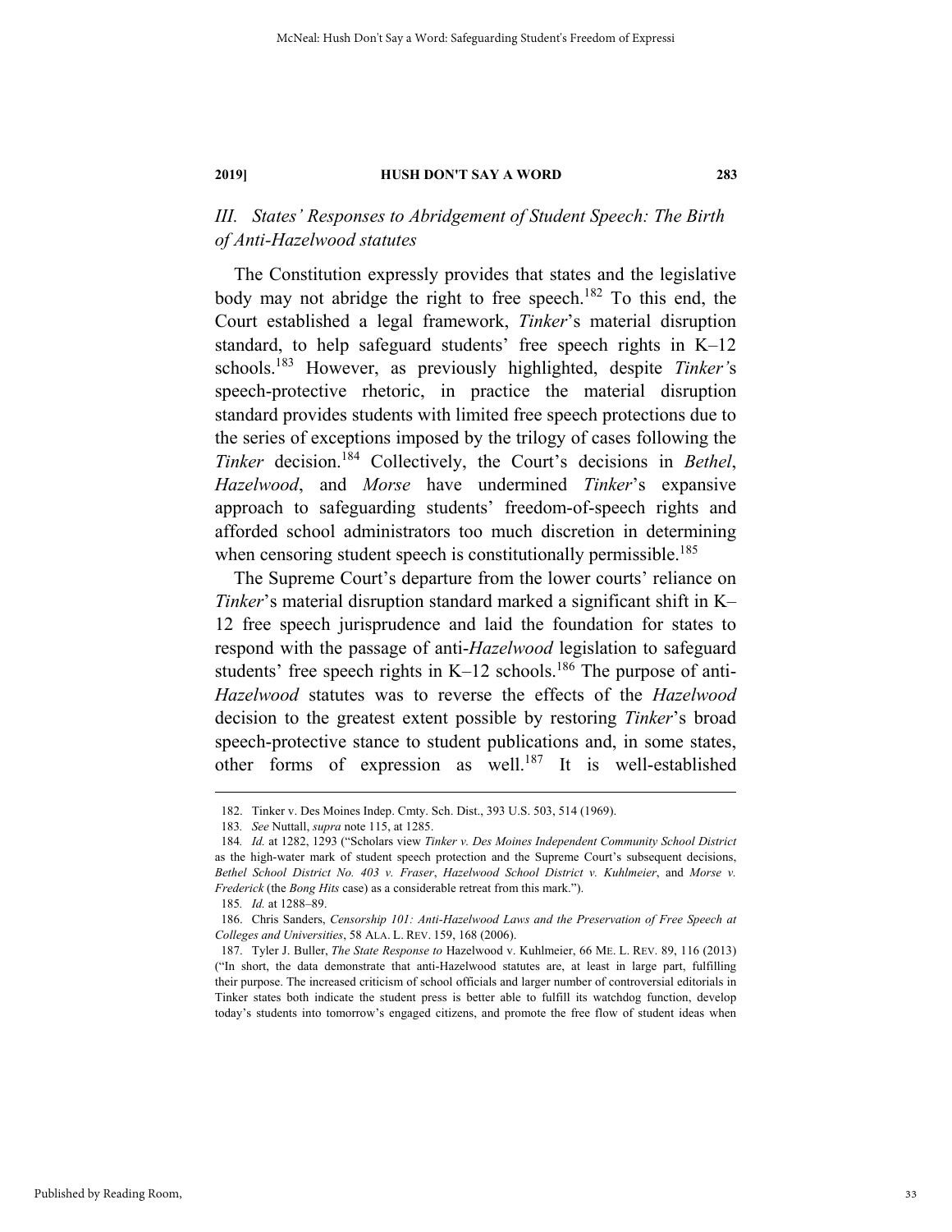## *III. States' Responses to Abridgement of Student Speech: The Birth of Anti-Hazelwood statutes*

The Constitution expressly provides that states and the legislative body may not abridge the right to free speech.[182] To this end, the Court established a legal framework, *Tinker*'s material disruption standard, to help safeguard students' free speech rights in K–12 schools.[183] However, as previously highlighted, despite *Tinker'*s speech-protective rhetoric, in practice the material disruption standard provides students with limited free speech protections due to the series of exceptions imposed by the trilogy of cases following the *Tinker* decision.[184] Collectively, the Court's decisions in *Bethel*, *Hazelwood*, and *Morse* have undermined *Tinker*'s expansive approach to safeguarding students' freedom-of-speech rights and afforded school administrators too much discretion in determining when censoring student speech is constitutionally permissible.[185]

The Supreme Court's departure from the lower courts' reliance on *Tinker*'s material disruption standard marked a significant shift in K–12 free speech jurisprudence and laid the foundation for states to respond with the passage of anti-*Hazelwood* legislation to safeguard students' free speech rights in K–12 schools.[186] The purpose of anti-*Hazelwood* statutes was to reverse the effects of the *Hazelwood* decision to the greatest extent possible by restoring *Tinker*'s broad speech-protective stance to student publications and, in some states, other forms of expression as well.[187] It is well-established

---

182. Tinker v. Des Moines Indep. Cmty. Sch. Dist., 393 U.S. 503, 514 (1969).

183. *See* Nuttall, *supra* note 115, at 1285.

184. *Id.* at 1282, 1293 ("Scholars view *Tinker v. Des Moines Independent Community School District* as the high-water mark of student speech protection and the Supreme Court's subsequent decisions, *Bethel School District No. 403 v. Fraser*, *Hazelwood School District v. Kuhlmeier*, and *Morse v. Frederick* (the *Bong Hits* case) as a considerable retreat from this mark.").

185. *Id.* at 1288–89.

186. Chris Sanders, *Censorship 101: Anti-Hazelwood Laws and the Preservation of Free Speech at Colleges and Universities*, 58 ALA. L. REV. 159, 168 (2006).

187. Tyler J. Buller, *The State Response to* Hazelwood v. Kuhlmeier, 66 ME. L. REV. 89, 116 (2013) ("In short, the data demonstrate that anti-Hazelwood statutes are, at least in large part, fulfilling their purpose. The increased criticism of school officials and larger number of controversial editorials in Tinker states both indicate the student press is better able to fulfill its watchdog function, develop today's students into tomorrow's engaged citizens, and promote the free flow of student ideas when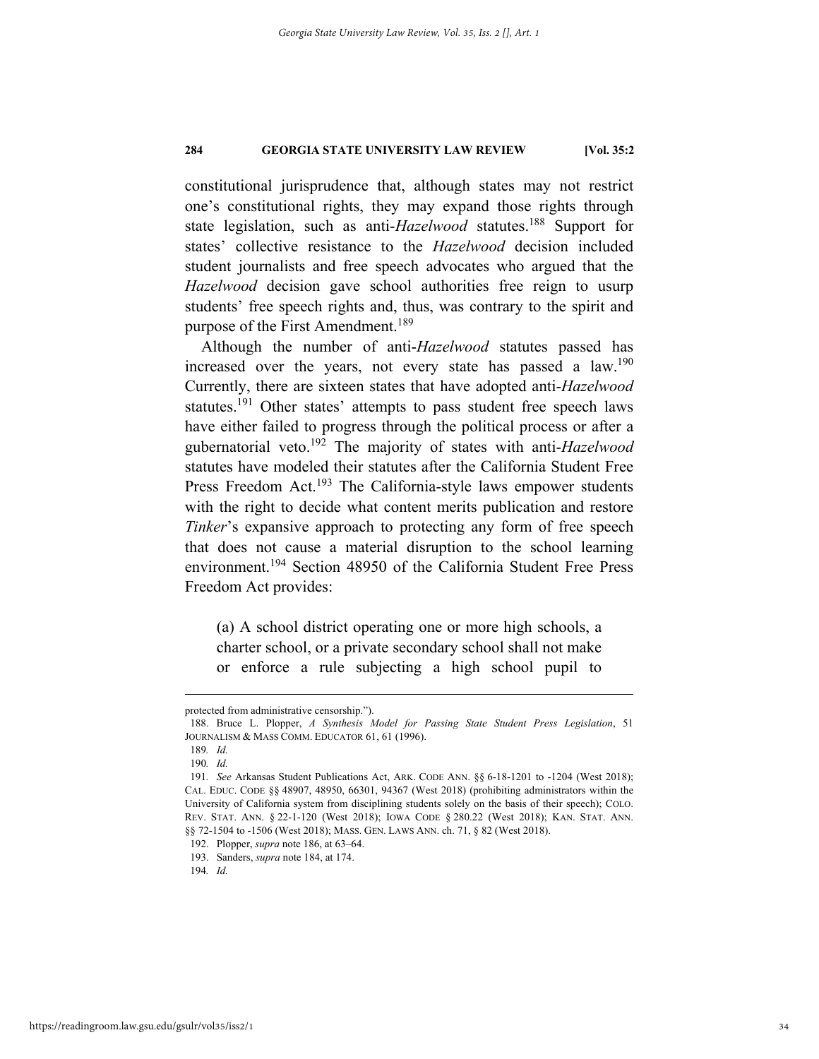constitutional jurisprudence that, although states may not restrict one's constitutional rights, they may expand those rights through state legislation, such as anti-*Hazelwood* statutes.[188] Support for states' collective resistance to the *Hazelwood* decision included student journalists and free speech advocates who argued that the *Hazelwood* decision gave school authorities free reign to usurp students' free speech rights and, thus, was contrary to the spirit and purpose of the First Amendment.[189]

Although the number of anti-*Hazelwood* statutes passed has increased over the years, not every state has passed a law.[190] Currently, there are sixteen states that have adopted anti-*Hazelwood* statutes.[191] Other states' attempts to pass student free speech laws have either failed to progress through the political process or after a gubernatorial veto.[192] The majority of states with anti-*Hazelwood* statutes have modeled their statutes after the California Student Free Press Freedom Act.[193] The California-style laws empower students with the right to decide what content merits publication and restore *Tinker*'s expansive approach to protecting any form of free speech that does not cause a material disruption to the school learning environment.[194] Section 48950 of the California Student Free Press Freedom Act provides:

> (a) A school district operating one or more high schools, a charter school, or a private secondary school shall not make or enforce a rule subjecting a high school pupil to

---

protected from administrative censorship.").

188. Bruce L. Plopper, *A Synthesis Model for Passing State Student Press Legislation*, 51 JOURNALISM & MASS COMM. EDUCATOR 61, 61 (1996).

189. *Id.*

190. *Id.*

191. *See* Arkansas Student Publications Act, ARK. CODE ANN. §§ 6-18-1201 to -1204 (West 2018); CAL. EDUC. CODE §§ 48907, 48950, 66301, 94367 (West 2018) (prohibiting administrators within the University of California system from disciplining students solely on the basis of their speech); COLO. REV. STAT. ANN. § 22-1-120 (West 2018); IOWA CODE § 280.22 (West 2018); KAN. STAT. ANN. §§ 72-1504 to -1506 (West 2018); MASS. GEN. LAWS ANN. ch. 71, § 82 (West 2018).

192. Plopper, *supra* note 186, at 63–64.

193. Sanders, *supra* note 184, at 174.

194. *Id.*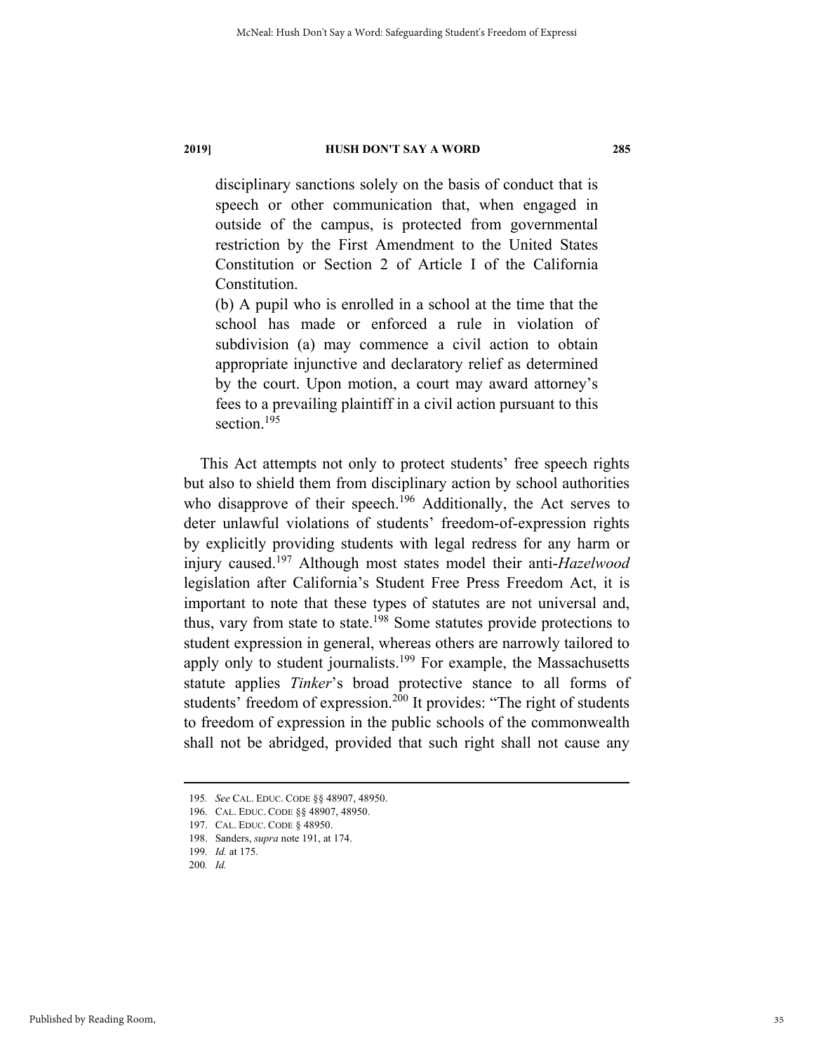> disciplinary sanctions solely on the basis of conduct that is speech or other communication that, when engaged in outside of the campus, is protected from governmental restriction by the First Amendment to the United States Constitution or Section 2 of Article I of the California Constitution.
>
> (b) A pupil who is enrolled in a school at the time that the school has made or enforced a rule in violation of subdivision (a) may commence a civil action to obtain appropriate injunctive and declaratory relief as determined by the court. Upon motion, a court may award attorney's fees to a prevailing plaintiff in a civil action pursuant to this section.[195]

This Act attempts not only to protect students' free speech rights but also to shield them from disciplinary action by school authorities who disapprove of their speech.[196] Additionally, the Act serves to deter unlawful violations of students' freedom-of-expression rights by explicitly providing students with legal redress for any harm or injury caused.[197] Although most states model their anti-*Hazelwood* legislation after California's Student Free Press Freedom Act, it is important to note that these types of statutes are not universal and, thus, vary from state to state.[198] Some statutes provide protections to student expression in general, whereas others are narrowly tailored to apply only to student journalists.[199] For example, the Massachusetts statute applies *Tinker*'s broad protective stance to all forms of students' freedom of expression.[200] It provides: "The right of students to freedom of expression in the public schools of the commonwealth shall not be abridged, provided that such right shall not cause any

---

195. *See* CAL. EDUC. CODE §§ 48907, 48950.
196. CAL. EDUC. CODE §§ 48907, 48950.
197. CAL. EDUC. CODE § 48950.
198. Sanders, *supra* note 191, at 174.
199. *Id.* at 175.
200. *Id.*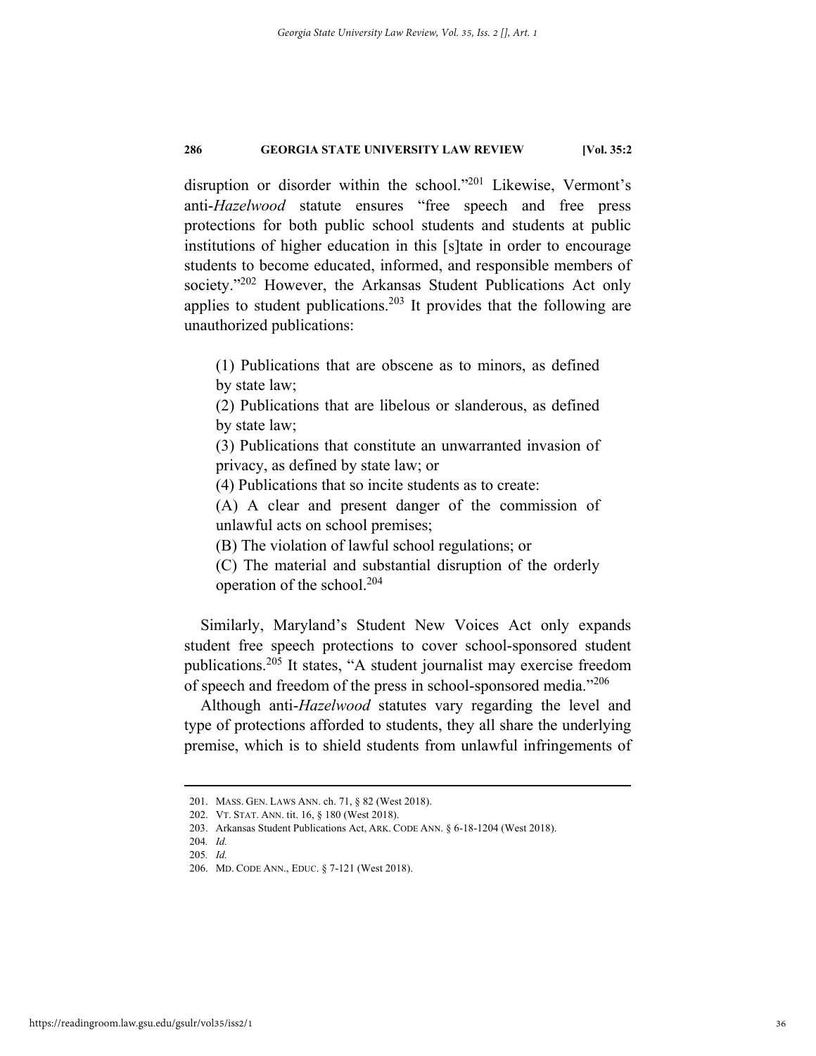disruption or disorder within the school."[201] Likewise, Vermont's anti-*Hazelwood* statute ensures "free speech and free press protections for both public school students and students at public institutions of higher education in this [s]tate in order to encourage students to become educated, informed, and responsible members of society."[202] However, the Arkansas Student Publications Act only applies to student publications.[203] It provides that the following are unauthorized publications:

> (1) Publications that are obscene as to minors, as defined by state law;
>
> (2) Publications that are libelous or slanderous, as defined by state law;
>
> (3) Publications that constitute an unwarranted invasion of privacy, as defined by state law; or
>
> (4) Publications that so incite students as to create:
>
> (A) A clear and present danger of the commission of unlawful acts on school premises;
>
> (B) The violation of lawful school regulations; or
>
> (C) The material and substantial disruption of the orderly operation of the school.[204]

Similarly, Maryland's Student New Voices Act only expands student free speech protections to cover school-sponsored student publications.[205] It states, "A student journalist may exercise freedom of speech and freedom of the press in school-sponsored media."[206]

Although anti-*Hazelwood* statutes vary regarding the level and type of protections afforded to students, they all share the underlying premise, which is to shield students from unlawful infringements of

---

201. MASS. GEN. LAWS ANN. ch. 71, § 82 (West 2018).

202. VT. STAT. ANN. tit. 16, § 180 (West 2018).

203. Arkansas Student Publications Act, ARK. CODE ANN. § 6-18-1204 (West 2018).

204. *Id.*

205. *Id.*

206. MD. CODE ANN., EDUC. § 7-121 (West 2018).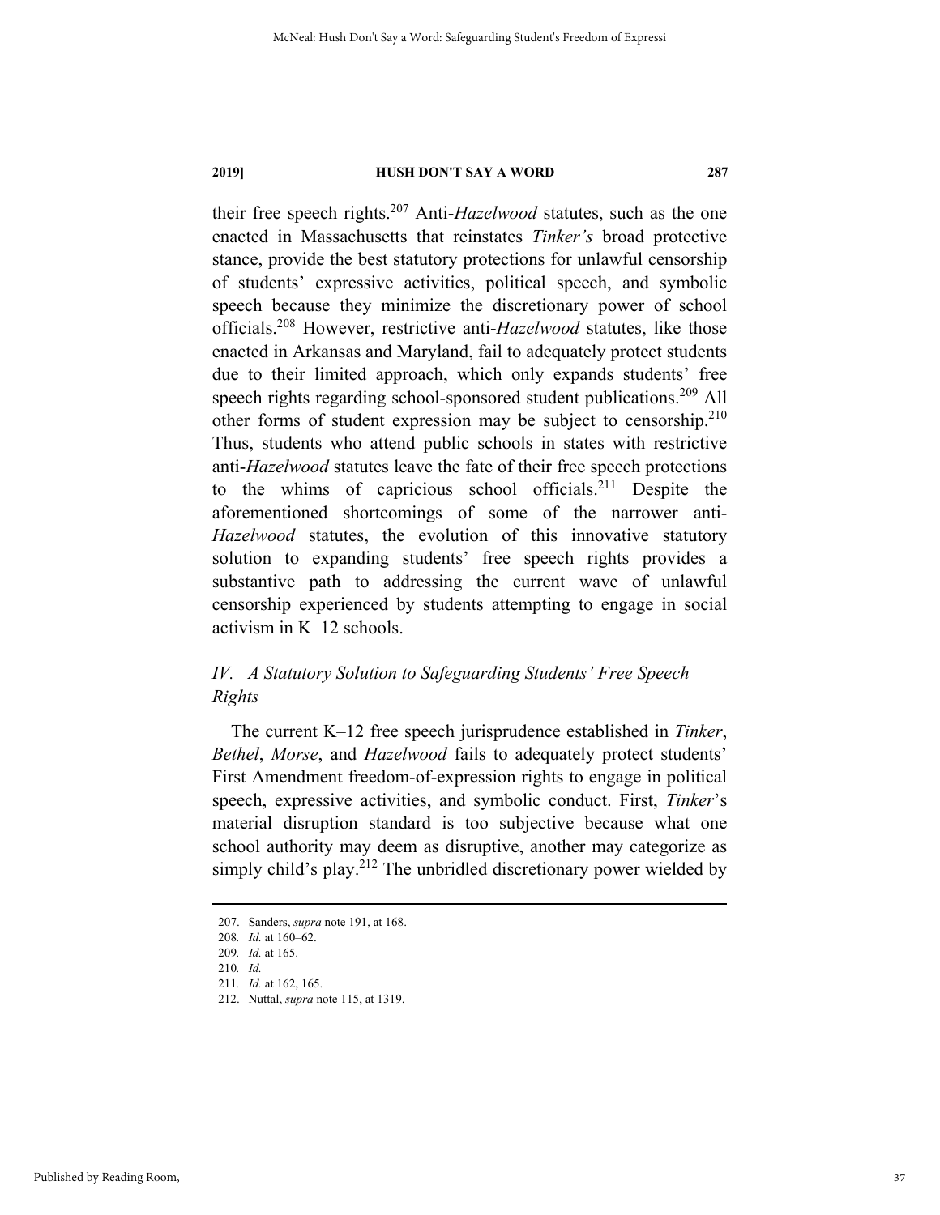their free speech rights.[207] Anti-*Hazelwood* statutes, such as the one enacted in Massachusetts that reinstates *Tinker's* broad protective stance, provide the best statutory protections for unlawful censorship of students' expressive activities, political speech, and symbolic speech because they minimize the discretionary power of school officials.[208] However, restrictive anti-*Hazelwood* statutes, like those enacted in Arkansas and Maryland, fail to adequately protect students due to their limited approach, which only expands students' free speech rights regarding school-sponsored student publications.[209] All other forms of student expression may be subject to censorship.[210] Thus, students who attend public schools in states with restrictive anti-*Hazelwood* statutes leave the fate of their free speech protections to the whims of capricious school officials.[211] Despite the aforementioned shortcomings of some of the narrower anti-*Hazelwood* statutes, the evolution of this innovative statutory solution to expanding students' free speech rights provides a substantive path to addressing the current wave of unlawful censorship experienced by students attempting to engage in social activism in K–12 schools.

### *IV. A Statutory Solution to Safeguarding Students' Free Speech Rights*

The current K–12 free speech jurisprudence established in *Tinker*, *Bethel*, *Morse*, and *Hazelwood* fails to adequately protect students' First Amendment freedom-of-expression rights to engage in political speech, expressive activities, and symbolic conduct. First, *Tinker*'s material disruption standard is too subjective because what one school authority may deem as disruptive, another may categorize as simply child's play.[212] The unbridled discretionary power wielded by

---

207. Sanders, *supra* note 191, at 168.
208. *Id.* at 160–62.
209. *Id.* at 165.
210. *Id.*
211. *Id.* at 162, 165.
212. Nuttal, *supra* note 115, at 1319.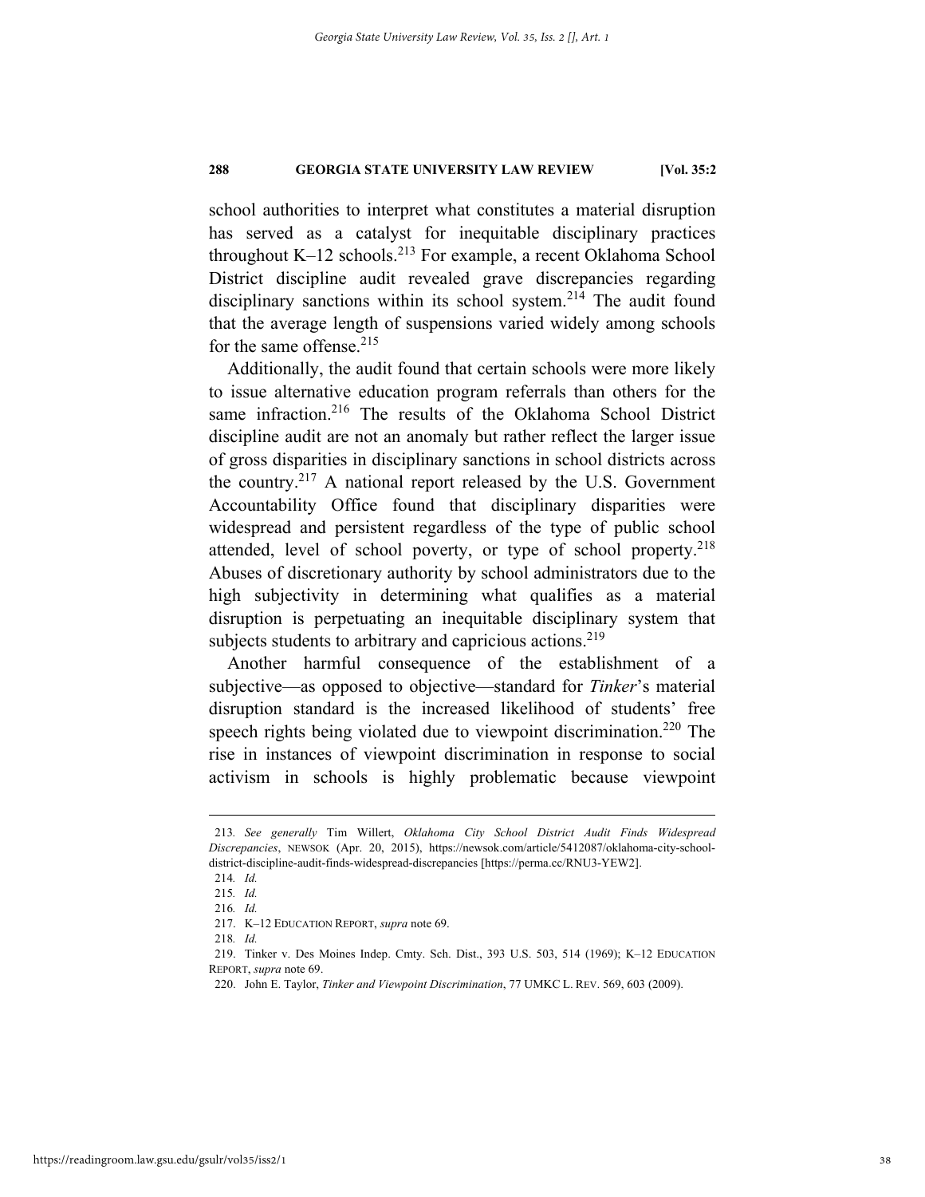school authorities to interpret what constitutes a material disruption has served as a catalyst for inequitable disciplinary practices throughout K–12 schools.[213] For example, a recent Oklahoma School District discipline audit revealed grave discrepancies regarding disciplinary sanctions within its school system.[214] The audit found that the average length of suspensions varied widely among schools for the same offense.[215]

Additionally, the audit found that certain schools were more likely to issue alternative education program referrals than others for the same infraction.[216] The results of the Oklahoma School District discipline audit are not an anomaly but rather reflect the larger issue of gross disparities in disciplinary sanctions in school districts across the country.[217] A national report released by the U.S. Government Accountability Office found that disciplinary disparities were widespread and persistent regardless of the type of public school attended, level of school poverty, or type of school property.[218] Abuses of discretionary authority by school administrators due to the high subjectivity in determining what qualifies as a material disruption is perpetuating an inequitable disciplinary system that subjects students to arbitrary and capricious actions.[219]

Another harmful consequence of the establishment of a subjective—as opposed to objective—standard for *Tinker*'s material disruption standard is the increased likelihood of students' free speech rights being violated due to viewpoint discrimination.[220] The rise in instances of viewpoint discrimination in response to social activism in schools is highly problematic because viewpoint

---

213. *See generally* Tim Willert, *Oklahoma City School District Audit Finds Widespread Discrepancies*, NEWSOK (Apr. 20, 2015), https://newsok.com/article/5412087/oklahoma-city-school-district-discipline-audit-finds-widespread-discrepancies [https://perma.cc/RNU3-YEW2].

214. *Id.*

215. *Id.*

216. *Id.*

217. K–12 EDUCATION REPORT, *supra* note 69.

218. *Id.*

219. Tinker v. Des Moines Indep. Cmty. Sch. Dist., 393 U.S. 503, 514 (1969); K–12 EDUCATION REPORT, *supra* note 69.

220. John E. Taylor, *Tinker and Viewpoint Discrimination*, 77 UMKC L. REV. 569, 603 (2009).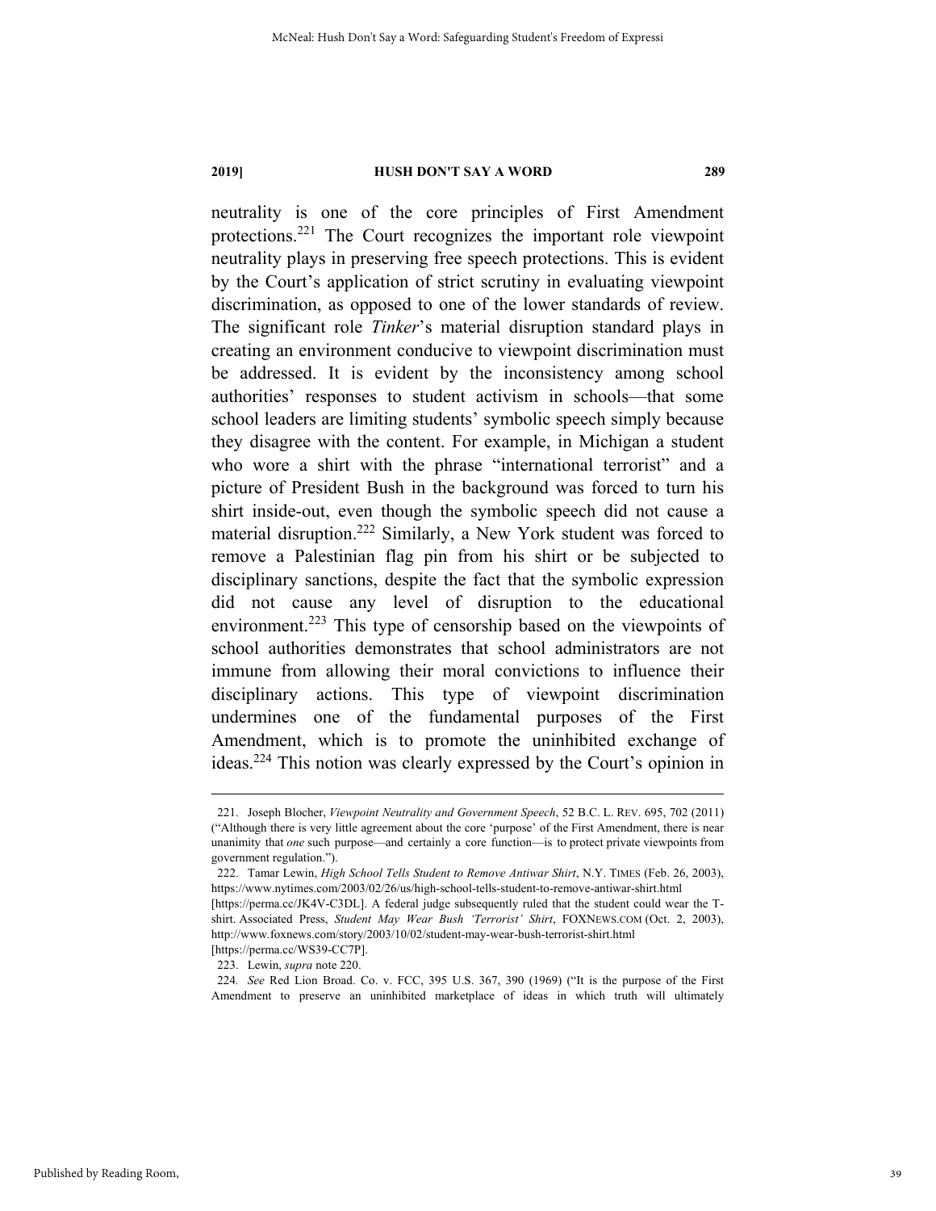neutrality is one of the core principles of First Amendment protections.[221] The Court recognizes the important role viewpoint neutrality plays in preserving free speech protections. This is evident by the Court's application of strict scrutiny in evaluating viewpoint discrimination, as opposed to one of the lower standards of review. The significant role *Tinker*'s material disruption standard plays in creating an environment conducive to viewpoint discrimination must be addressed. It is evident by the inconsistency among school authorities' responses to student activism in schools—that some school leaders are limiting students' symbolic speech simply because they disagree with the content. For example, in Michigan a student who wore a shirt with the phrase "international terrorist" and a picture of President Bush in the background was forced to turn his shirt inside-out, even though the symbolic speech did not cause a material disruption.[222] Similarly, a New York student was forced to remove a Palestinian flag pin from his shirt or be subjected to disciplinary sanctions, despite the fact that the symbolic expression did not cause any level of disruption to the educational environment.[223] This type of censorship based on the viewpoints of school authorities demonstrates that school administrators are not immune from allowing their moral convictions to influence their disciplinary actions. This type of viewpoint discrimination undermines one of the fundamental purposes of the First Amendment, which is to promote the uninhibited exchange of ideas.[224] This notion was clearly expressed by the Court's opinion in

---

221. Joseph Blocher, *Viewpoint Neutrality and Government Speech*, 52 B.C. L. REV. 695, 702 (2011) ("Although there is very little agreement about the core 'purpose' of the First Amendment, there is near unanimity that *one* such purpose—and certainly a core function—is to protect private viewpoints from government regulation.").

222. Tamar Lewin, *High School Tells Student to Remove Antiwar Shirt*, N.Y. TIMES (Feb. 26, 2003), https://www.nytimes.com/2003/02/26/us/high-school-tells-student-to-remove-antiwar-shirt.html [https://perma.cc/JK4V-C3DL]. A federal judge subsequently ruled that the student could wear the T-shirt. Associated Press, *Student May Wear Bush 'Terrorist' Shirt*, FOXNEWS.COM (Oct. 2, 2003), http://www.foxnews.com/story/2003/10/02/student-may-wear-bush-terrorist-shirt.html [https://perma.cc/WS39-CC7P].

223. Lewin, *supra* note 220.

224. *See* Red Lion Broad. Co. v. FCC, 395 U.S. 367, 390 (1969) ("It is the purpose of the First Amendment to preserve an uninhibited marketplace of ideas in which truth will ultimately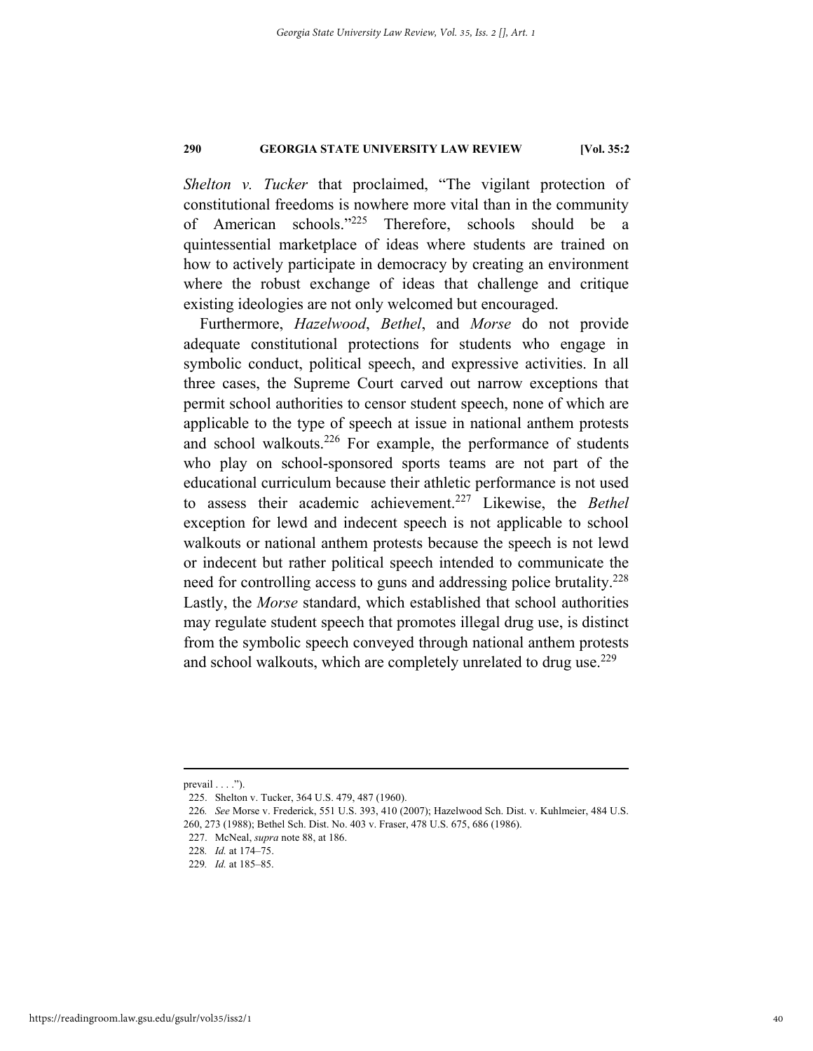*Shelton v. Tucker* that proclaimed, "The vigilant protection of constitutional freedoms is nowhere more vital than in the community of American schools."[225] Therefore, schools should be a quintessential marketplace of ideas where students are trained on how to actively participate in democracy by creating an environment where the robust exchange of ideas that challenge and critique existing ideologies are not only welcomed but encouraged.

Furthermore, *Hazelwood*, *Bethel*, and *Morse* do not provide adequate constitutional protections for students who engage in symbolic conduct, political speech, and expressive activities. In all three cases, the Supreme Court carved out narrow exceptions that permit school authorities to censor student speech, none of which are applicable to the type of speech at issue in national anthem protests and school walkouts.[226] For example, the performance of students who play on school-sponsored sports teams are not part of the educational curriculum because their athletic performance is not used to assess their academic achievement.[227] Likewise, the *Bethel* exception for lewd and indecent speech is not applicable to school walkouts or national anthem protests because the speech is not lewd or indecent but rather political speech intended to communicate the need for controlling access to guns and addressing police brutality.[228] Lastly, the *Morse* standard, which established that school authorities may regulate student speech that promotes illegal drug use, is distinct from the symbolic speech conveyed through national anthem protests and school walkouts, which are completely unrelated to drug use.[229]

---

prevail . . . .").

225. Shelton v. Tucker, 364 U.S. 479, 487 (1960).

226. *See* Morse v. Frederick, 551 U.S. 393, 410 (2007); Hazelwood Sch. Dist. v. Kuhlmeier, 484 U.S. 260, 273 (1988); Bethel Sch. Dist. No. 403 v. Fraser, 478 U.S. 675, 686 (1986).

227. McNeal, *supra* note 88, at 186.

228. *Id.* at 174–75.

229. *Id.* at 185–85.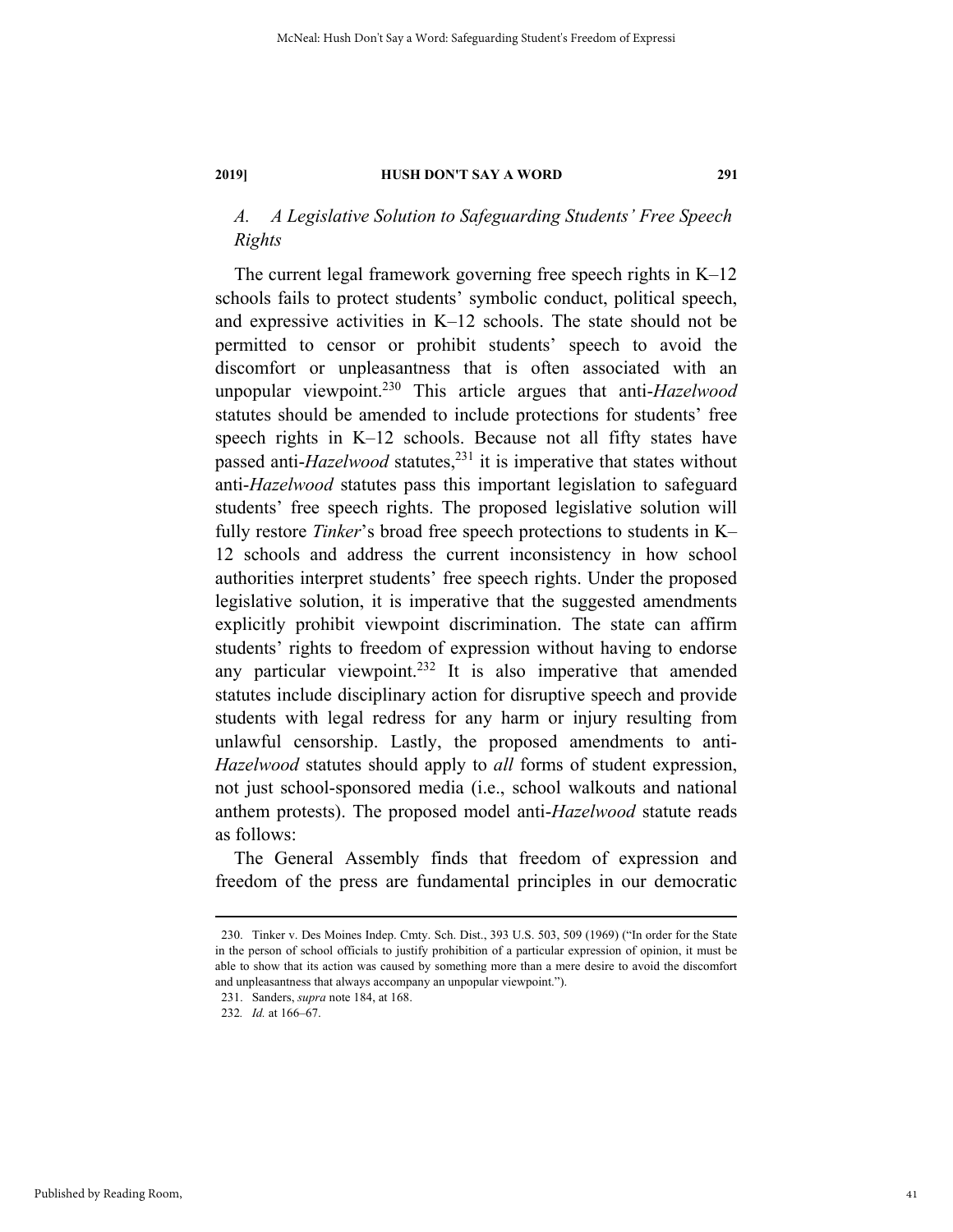### *A. A Legislative Solution to Safeguarding Students' Free Speech Rights*

The current legal framework governing free speech rights in K–12 schools fails to protect students' symbolic conduct, political speech, and expressive activities in K–12 schools. The state should not be permitted to censor or prohibit students' speech to avoid the discomfort or unpleasantness that is often associated with an unpopular viewpoint.[230] This article argues that anti-*Hazelwood* statutes should be amended to include protections for students' free speech rights in K–12 schools. Because not all fifty states have passed anti-*Hazelwood* statutes,[231] it is imperative that states without anti-*Hazelwood* statutes pass this important legislation to safeguard students' free speech rights. The proposed legislative solution will fully restore *Tinker*'s broad free speech protections to students in K–12 schools and address the current inconsistency in how school authorities interpret students' free speech rights. Under the proposed legislative solution, it is imperative that the suggested amendments explicitly prohibit viewpoint discrimination. The state can affirm students' rights to freedom of expression without having to endorse any particular viewpoint.[232] It is also imperative that amended statutes include disciplinary action for disruptive speech and provide students with legal redress for any harm or injury resulting from unlawful censorship. Lastly, the proposed amendments to anti-*Hazelwood* statutes should apply to *all* forms of student expression, not just school-sponsored media (i.e., school walkouts and national anthem protests). The proposed model anti-*Hazelwood* statute reads as follows:

The General Assembly finds that freedom of expression and freedom of the press are fundamental principles in our democratic

---

230. Tinker v. Des Moines Indep. Cmty. Sch. Dist., 393 U.S. 503, 509 (1969) ("In order for the State in the person of school officials to justify prohibition of a particular expression of opinion, it must be able to show that its action was caused by something more than a mere desire to avoid the discomfort and unpleasantness that always accompany an unpopular viewpoint.").

231. Sanders, *supra* note 184, at 168.

232. *Id.* at 166–67.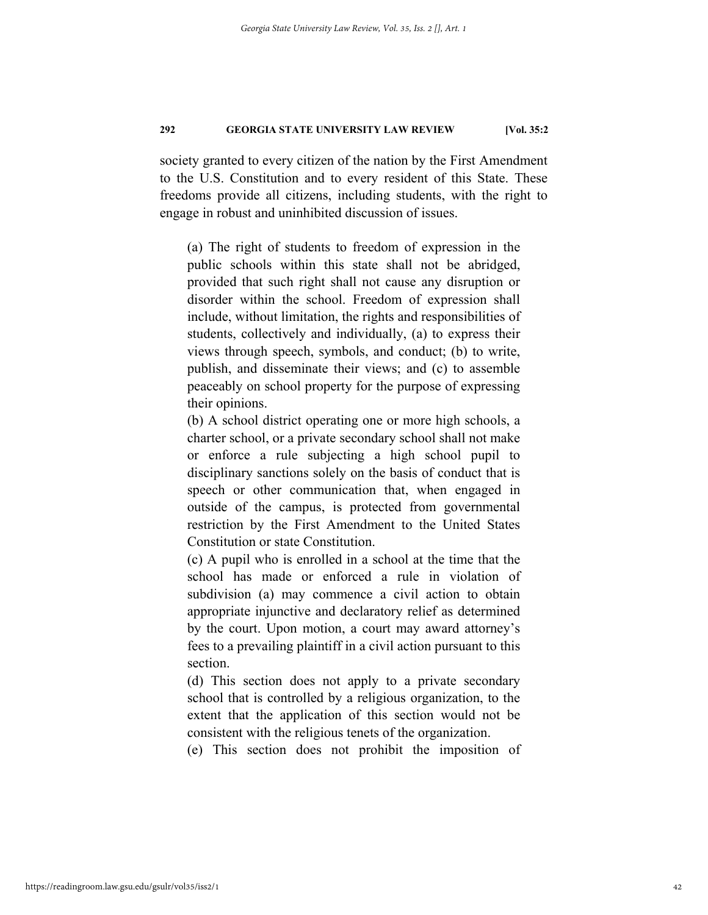society granted to every citizen of the nation by the First Amendment to the U.S. Constitution and to every resident of this State. These freedoms provide all citizens, including students, with the right to engage in robust and uninhibited discussion of issues.

> (a) The right of students to freedom of expression in the public schools within this state shall not be abridged, provided that such right shall not cause any disruption or disorder within the school. Freedom of expression shall include, without limitation, the rights and responsibilities of students, collectively and individually, (a) to express their views through speech, symbols, and conduct; (b) to write, publish, and disseminate their views; and (c) to assemble peaceably on school property for the purpose of expressing their opinions.
>
> (b) A school district operating one or more high schools, a charter school, or a private secondary school shall not make or enforce a rule subjecting a high school pupil to disciplinary sanctions solely on the basis of conduct that is speech or other communication that, when engaged in outside of the campus, is protected from governmental restriction by the First Amendment to the United States Constitution or state Constitution.
>
> (c) A pupil who is enrolled in a school at the time that the school has made or enforced a rule in violation of subdivision (a) may commence a civil action to obtain appropriate injunctive and declaratory relief as determined by the court. Upon motion, a court may award attorney's fees to a prevailing plaintiff in a civil action pursuant to this section.
>
> (d) This section does not apply to a private secondary school that is controlled by a religious organization, to the extent that the application of this section would not be consistent with the religious tenets of the organization.
>
> (e) This section does not prohibit the imposition of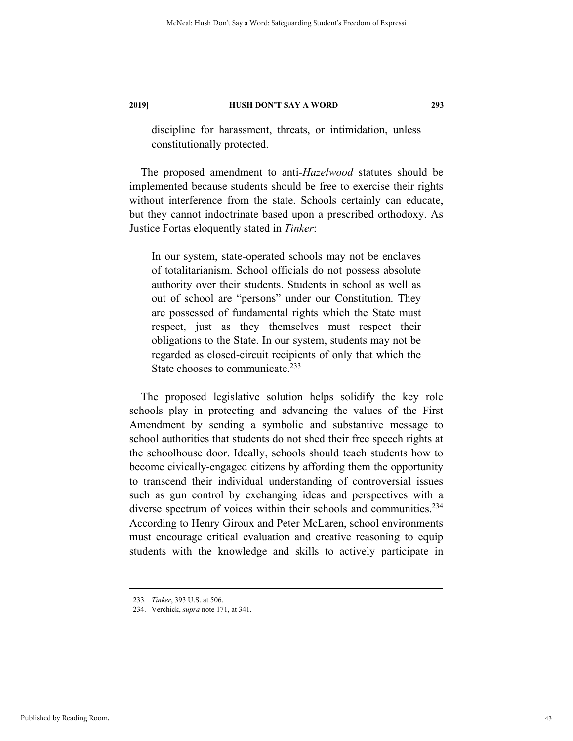discipline for harassment, threats, or intimidation, unless constitutionally protected.

The proposed amendment to anti-*Hazelwood* statutes should be implemented because students should be free to exercise their rights without interference from the state. Schools certainly can educate, but they cannot indoctrinate based upon a prescribed orthodoxy. As Justice Fortas eloquently stated in *Tinker*:

> In our system, state-operated schools may not be enclaves of totalitarianism. School officials do not possess absolute authority over their students. Students in school as well as out of school are "persons" under our Constitution. They are possessed of fundamental rights which the State must respect, just as they themselves must respect their obligations to the State. In our system, students may not be regarded as closed-circuit recipients of only that which the State chooses to communicate.[233]

The proposed legislative solution helps solidify the key role schools play in protecting and advancing the values of the First Amendment by sending a symbolic and substantive message to school authorities that students do not shed their free speech rights at the schoolhouse door. Ideally, schools should teach students how to become civically-engaged citizens by affording them the opportunity to transcend their individual understanding of controversial issues such as gun control by exchanging ideas and perspectives with a diverse spectrum of voices within their schools and communities.[234] According to Henry Giroux and Peter McLaren, school environments must encourage critical evaluation and creative reasoning to equip students with the knowledge and skills to actively participate in

---

233. *Tinker*, 393 U.S. at 506.

234. Verchick, *supra* note 171, at 341.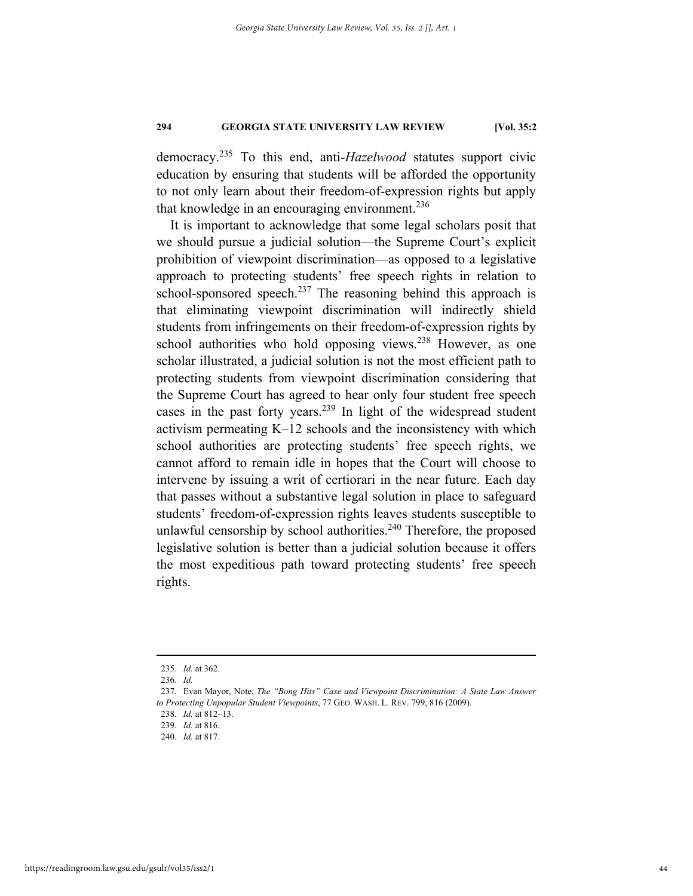democracy.[235] To this end, anti-*Hazelwood* statutes support civic education by ensuring that students will be afforded the opportunity to not only learn about their freedom-of-expression rights but apply that knowledge in an encouraging environment.[236]

It is important to acknowledge that some legal scholars posit that we should pursue a judicial solution—the Supreme Court's explicit prohibition of viewpoint discrimination—as opposed to a legislative approach to protecting students' free speech rights in relation to school-sponsored speech.[237] The reasoning behind this approach is that eliminating viewpoint discrimination will indirectly shield students from infringements on their freedom-of-expression rights by school authorities who hold opposing views.[238] However, as one scholar illustrated, a judicial solution is not the most efficient path to protecting students from viewpoint discrimination considering that the Supreme Court has agreed to hear only four student free speech cases in the past forty years.[239] In light of the widespread student activism permeating K–12 schools and the inconsistency with which school authorities are protecting students' free speech rights, we cannot afford to remain idle in hopes that the Court will choose to intervene by issuing a writ of certiorari in the near future. Each day that passes without a substantive legal solution in place to safeguard students' freedom-of-expression rights leaves students susceptible to unlawful censorship by school authorities.[240] Therefore, the proposed legislative solution is better than a judicial solution because it offers the most expeditious path toward protecting students' free speech rights.

---

235. *Id.* at 362.

236. *Id.*

237. Evan Mayor, Note, *The "Bong Hits" Case and Viewpoint Discrimination: A State Law Answer to Protecting Unpopular Student Viewpoints*, 77 GEO. WASH. L. REV. 799, 816 (2009).

238. *Id.* at 812–13.

239. *Id.* at 816.

240. *Id.* at 817.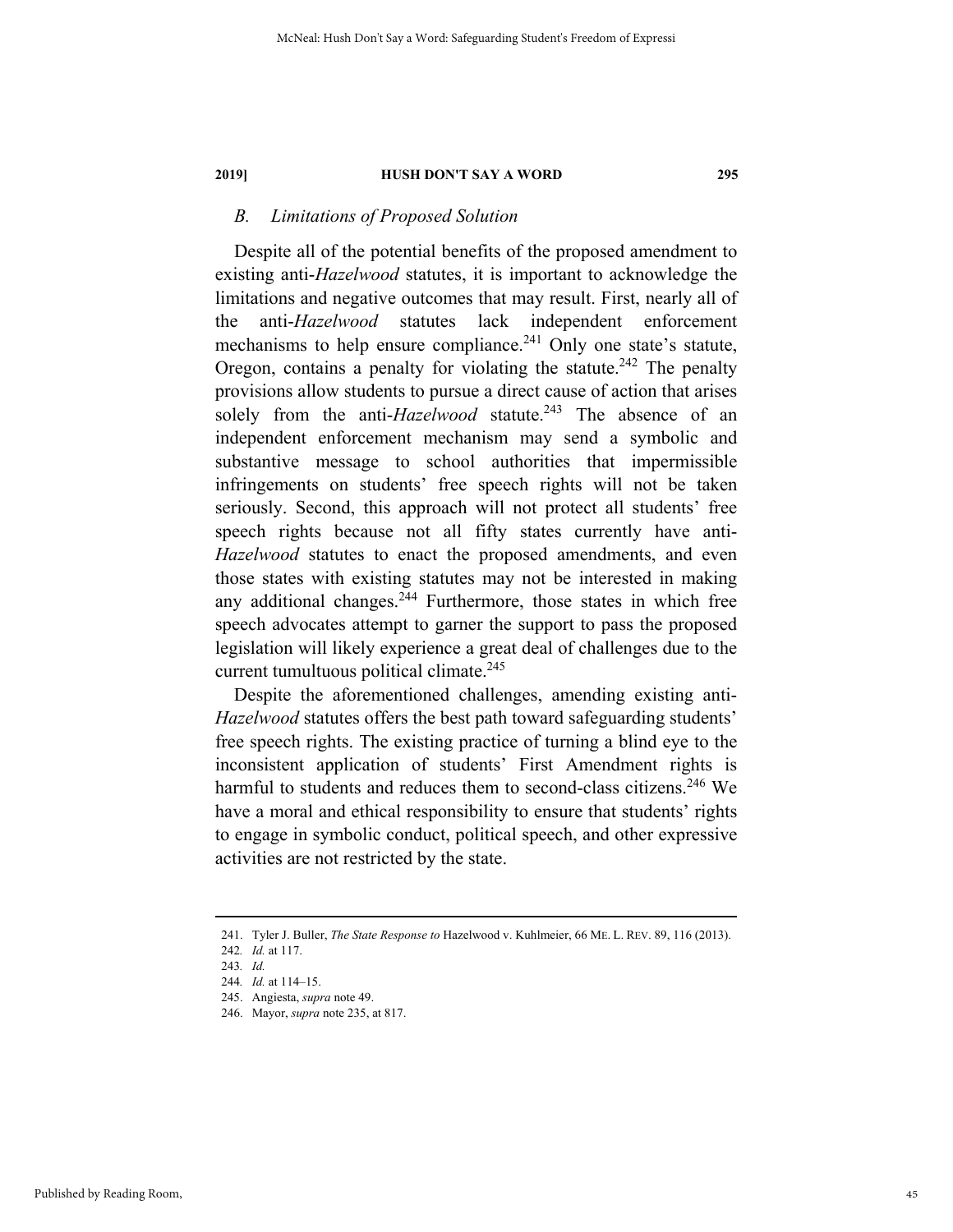### *B. Limitations of Proposed Solution*

Despite all of the potential benefits of the proposed amendment to existing anti-*Hazelwood* statutes, it is important to acknowledge the limitations and negative outcomes that may result. First, nearly all of the anti-*Hazelwood* statutes lack independent enforcement mechanisms to help ensure compliance.[241] Only one state's statute, Oregon, contains a penalty for violating the statute.[242] The penalty provisions allow students to pursue a direct cause of action that arises solely from the anti-*Hazelwood* statute.[243] The absence of an independent enforcement mechanism may send a symbolic and substantive message to school authorities that impermissible infringements on students' free speech rights will not be taken seriously. Second, this approach will not protect all students' free speech rights because not all fifty states currently have anti-*Hazelwood* statutes to enact the proposed amendments, and even those states with existing statutes may not be interested in making any additional changes.[244] Furthermore, those states in which free speech advocates attempt to garner the support to pass the proposed legislation will likely experience a great deal of challenges due to the current tumultuous political climate.[245]

Despite the aforementioned challenges, amending existing anti-*Hazelwood* statutes offers the best path toward safeguarding students' free speech rights. The existing practice of turning a blind eye to the inconsistent application of students' First Amendment rights is harmful to students and reduces them to second-class citizens.[246] We have a moral and ethical responsibility to ensure that students' rights to engage in symbolic conduct, political speech, and other expressive activities are not restricted by the state.

---

241. Tyler J. Buller, *The State Response to* Hazelwood v. Kuhlmeier, 66 ME. L. REV. 89, 116 (2013).

242. *Id.* at 117.

243. *Id.*

244. *Id.* at 114–15.

245. Angiesta, *supra* note 49.

246. Mayor, *supra* note 235, at 817.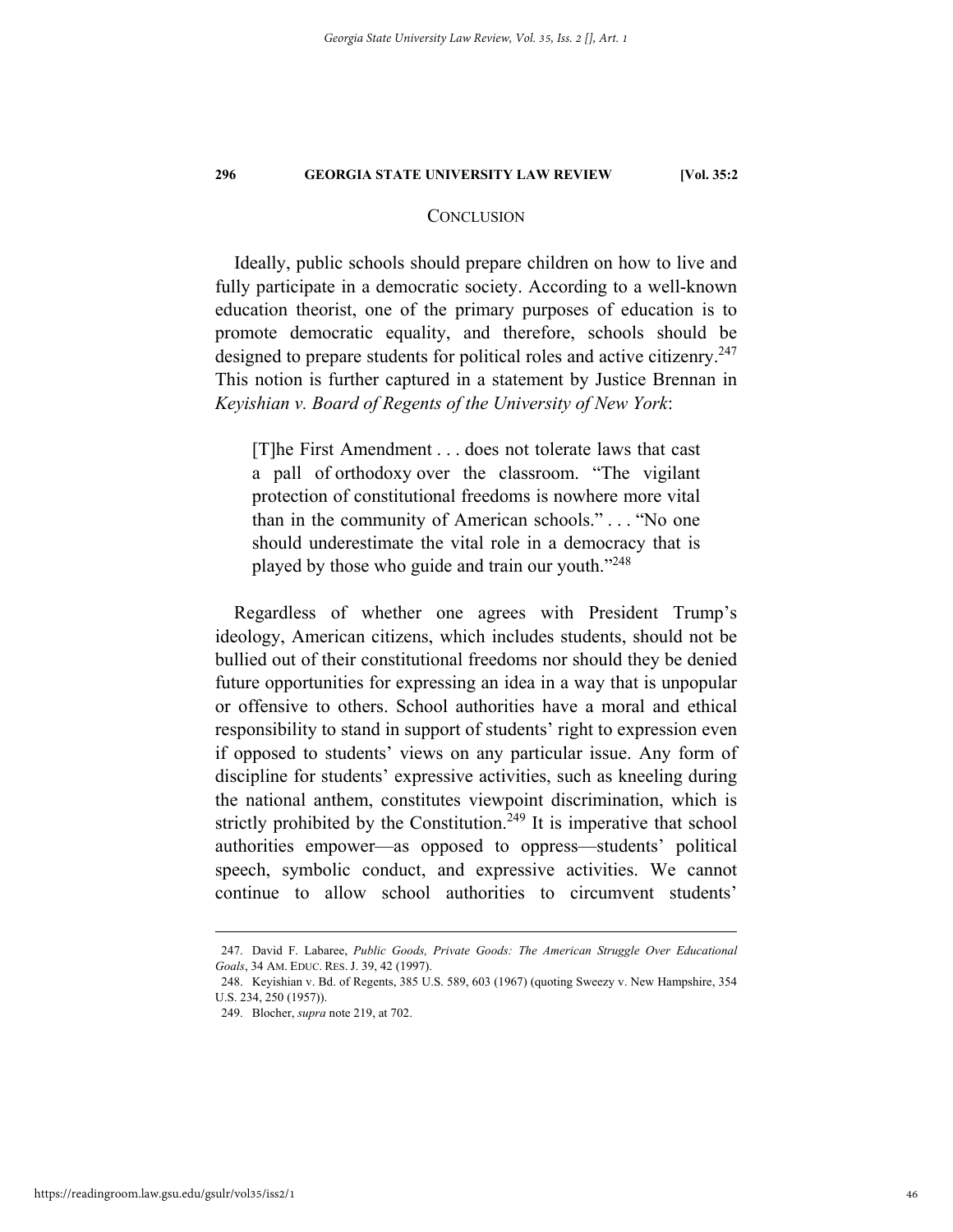## CONCLUSION

Ideally, public schools should prepare children on how to live and fully participate in a democratic society. According to a well-known education theorist, one of the primary purposes of education is to promote democratic equality, and therefore, schools should be designed to prepare students for political roles and active citizenry.[247] This notion is further captured in a statement by Justice Brennan in *Keyishian v. Board of Regents of the University of New York*:

> [T]he First Amendment . . . does not tolerate laws that cast a pall of orthodoxy over the classroom. "The vigilant protection of constitutional freedoms is nowhere more vital than in the community of American schools." . . . "No one should underestimate the vital role in a democracy that is played by those who guide and train our youth."[248]

Regardless of whether one agrees with President Trump's ideology, American citizens, which includes students, should not be bullied out of their constitutional freedoms nor should they be denied future opportunities for expressing an idea in a way that is unpopular or offensive to others. School authorities have a moral and ethical responsibility to stand in support of students' right to expression even if opposed to students' views on any particular issue. Any form of discipline for students' expressive activities, such as kneeling during the national anthem, constitutes viewpoint discrimination, which is strictly prohibited by the Constitution.[249] It is imperative that school authorities empower—as opposed to oppress—students' political speech, symbolic conduct, and expressive activities. We cannot continue to allow school authorities to circumvent students'

---

247. David F. Labaree, *Public Goods, Private Goods: The American Struggle Over Educational Goals*, 34 AM. EDUC. RES. J. 39, 42 (1997).

248. Keyishian v. Bd. of Regents, 385 U.S. 589, 603 (1967) (quoting Sweezy v. New Hampshire, 354 U.S. 234, 250 (1957)).

249. Blocher, *supra* note 219, at 702.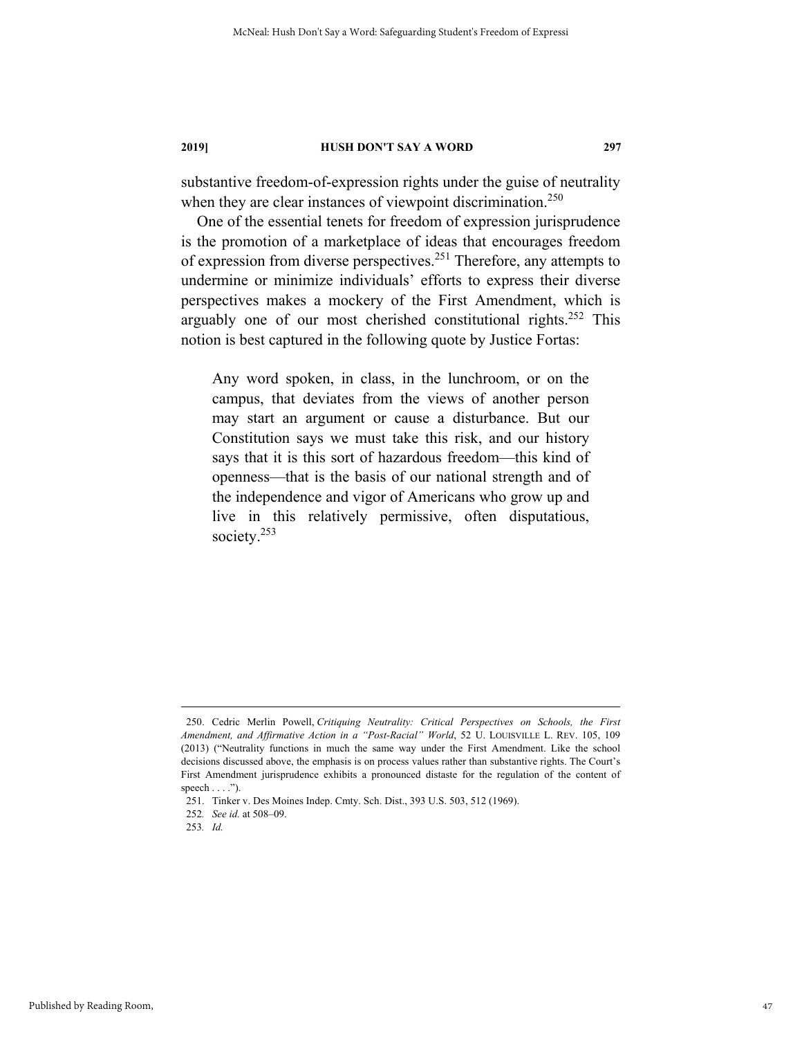substantive freedom-of-expression rights under the guise of neutrality when they are clear instances of viewpoint discrimination.[250]

One of the essential tenets for freedom of expression jurisprudence is the promotion of a marketplace of ideas that encourages freedom of expression from diverse perspectives.[251] Therefore, any attempts to undermine or minimize individuals' efforts to express their diverse perspectives makes a mockery of the First Amendment, which is arguably one of our most cherished constitutional rights.[252] This notion is best captured in the following quote by Justice Fortas:

> Any word spoken, in class, in the lunchroom, or on the campus, that deviates from the views of another person may start an argument or cause a disturbance. But our Constitution says we must take this risk, and our history says that it is this sort of hazardous freedom—this kind of openness—that is the basis of our national strength and of the independence and vigor of Americans who grow up and live in this relatively permissive, often disputatious, society.[253]

---

250. Cedric Merlin Powell, *Critiquing Neutrality: Critical Perspectives on Schools, the First Amendment, and Affirmative Action in a "Post-Racial" World*, 52 U. LOUISVILLE L. REV. 105, 109 (2013) ("Neutrality functions in much the same way under the First Amendment. Like the school decisions discussed above, the emphasis is on process values rather than substantive rights. The Court's First Amendment jurisprudence exhibits a pronounced distaste for the regulation of the content of speech . . . .").

251. Tinker v. Des Moines Indep. Cmty. Sch. Dist., 393 U.S. 503, 512 (1969).

252. *See id.* at 508–09.

253. *Id.*